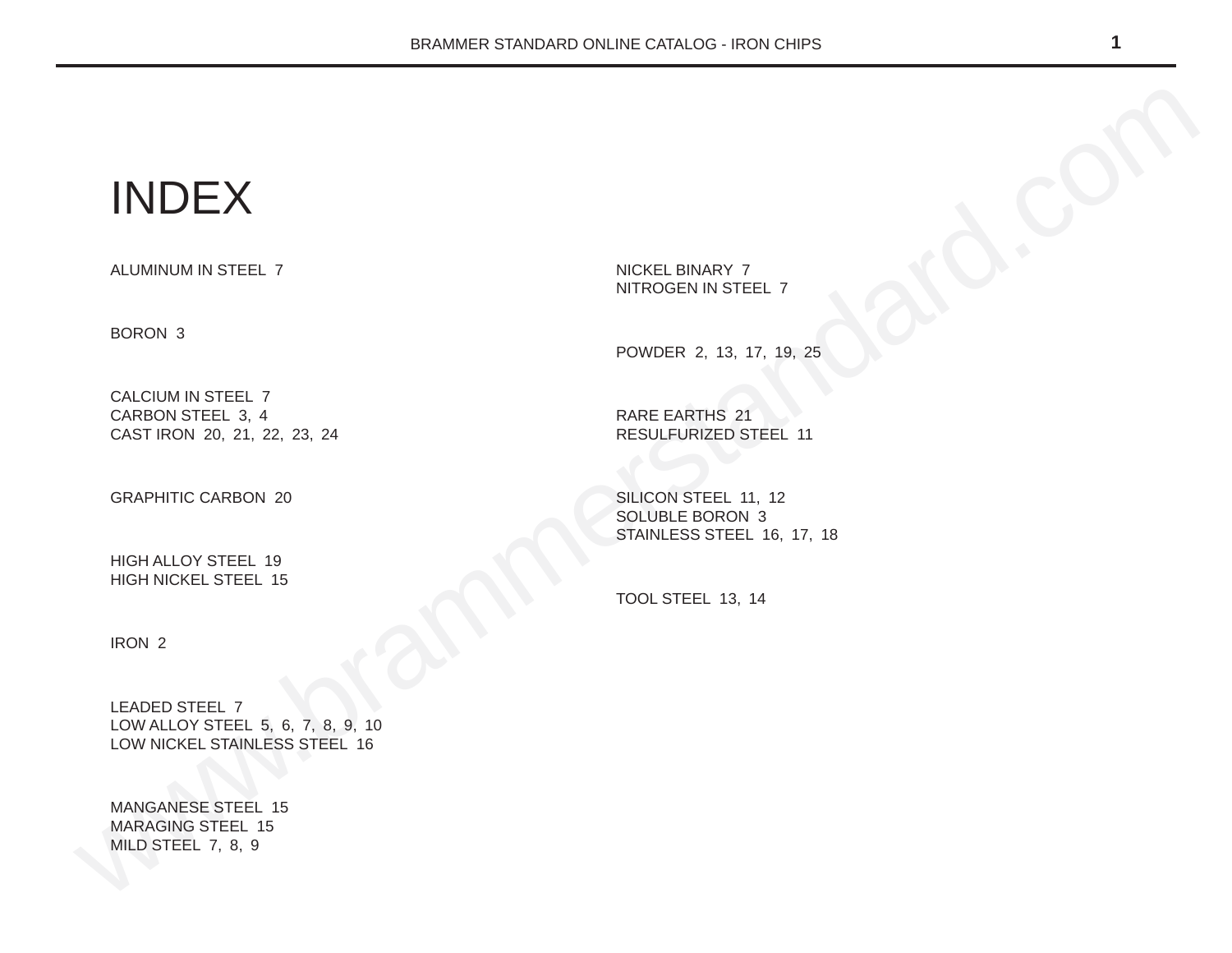# INDEX

ALUMINUM IN STEEL 7

BORON 3

CALCIUM IN STEEL 7
CARBON STEEL 3, 4
CAST IRON 20, 21, 22, 23, 24

GRAPHITIC CARBON 20

HIGH ALLOY STEEL 19
HIGH NICKEL STEEL 15

IRON 2

LEADED STEEL 7
LOW ALLOY STEEL 5, 6, 7, 8, 9, 10
LOW NICKEL STAINLESS STEEL 16

MANGANESE STEEL 15
MARAGING STEEL 15
MILD STEEL 7, 8, 9

NICKEL BINARY 7
NITROGEN IN STEEL 7

POWDER 2, 13, 17, 19, 25

RARE EARTHS 21
RESULFURIZED STEEL 11

SILICON STEEL 11, 12
SOLUBLE BORON 3
STAINLESS STEEL 16, 17, 18

TOOL STEEL 13, 14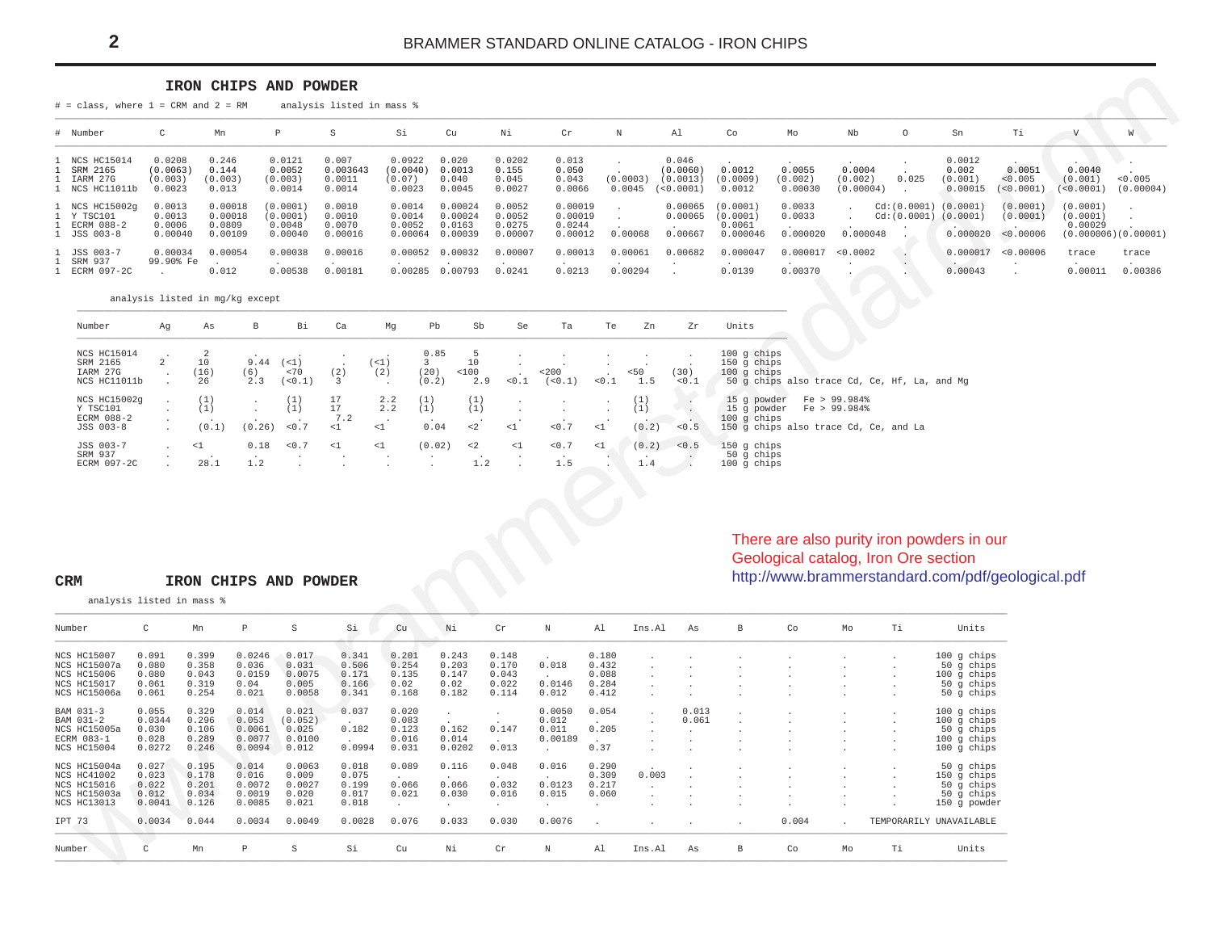## IRON CHIPS AND POWDER

# = class, where 1 = CRM and 2 = RM  analysis listed in mass %

| # | Number | C | Mn | P | S | Si | Cu | Ni | Cr | N | Al | Co | Mo | Nb | O | Sn | Ti | V | W |
|---|---|---|---|---|---|---|---|---|---|---|---|---|---|---|---|---|---|---|---|
| 1 | NCS HC15014 | 0.0208 | 0.246 | 0.0121 | 0.007 | 0.0922 | 0.020 | 0.0202 | 0.013 | . | 0.046 | . | . | . | . | 0.0012 | . | . | . |
| 1 | SRM 2165 | (0.0063) | 0.144 | 0.0052 | 0.003643 | (0.0040) | 0.0013 | 0.155 | 0.050 | . | (0.0060) | 0.0012 | 0.0055 | 0.0004 | . | 0.002 | 0.0051 | 0.0040 | . |
| 1 | IARM 27G | (0.003) | (0.003) | (0.003) | 0.0011 | (0.07) | 0.040 | 0.045 | 0.043 | (0.0003) | (0.0013) | (0.0009) | (0.002) | (0.002) | 0.025 | (0.001) | <0.005 | (0.001) | <0.005 |
| 1 | NCS HC11011b | 0.0023 | 0.013 | 0.0014 | 0.0014 | 0.0023 | 0.0045 | 0.0027 | 0.0066 | 0.0045 | (<0.0001) | 0.0012 | 0.00030 | (0.00004) | . | 0.00015 | (<0.0001) | (<0.0001) | (0.00004) |
| 1 | NCS HC15002g | 0.0013 | 0.00018 | (0.0001) | 0.0010 | 0.0014 | 0.00024 | 0.0052 | 0.00019 | . | 0.00065 | (0.0001) | 0.0033 | . | Cd:(0.0001) | (0.0001) | (0.0001) | (0.0001) | . |
| 1 | Y TSC101 | 0.0013 | 0.00018 | (0.0001) | 0.0010 | 0.0014 | 0.00024 | 0.0052 | 0.00019 | . | 0.00065 | (0.0001) | 0.0033 | . | Cd:(0.0001) | (0.0001) | (0.0001) | (0.0001) | . |
| 1 | ECRM 088-2 | 0.0006 | 0.0809 | 0.0048 | 0.0070 | 0.0052 | 0.0163 | 0.0275 | 0.0244 | . | . | 0.0061 | . | . | . | . | . | 0.00029 | . |
| 1 | JSS 003-8 | 0.00040 | 0.00109 | 0.00040 | 0.00016 | 0.00064 | 0.00039 | 0.00007 | 0.00012 | 0.00068 | 0.00667 | 0.000046 | 0.000020 | 0.000048 | . | 0.000020 | <0.00006 | (0.000006) | (0.00001) |
| 1 | JSS 003-7 | 0.00034 | 0.00054 | 0.00038 | 0.00016 | 0.00052 | 0.00032 | 0.00007 | 0.00013 | 0.00061 | 0.00682 | 0.000047 | 0.000017 | <0.0002 | . | 0.000017 | <0.00006 | trace | trace |
| 1 | SRM 937 | 99.90% Fe | . | . | . | . | . | . | . | . | . | . | . | . | . | . | . | . | . |
| 1 | ECRM 097-2C | . | 0.012 | 0.00538 | 0.00181 | 0.00285 | 0.00793 | 0.0241 | 0.0213 | 0.00294 | . | 0.0139 | 0.00370 | . | . | 0.00043 | . | 0.00011 | 0.00386 |

analysis listed in mg/kg except

| Number | Ag | As | B | Bi | Ca | Mg | Pb | Sb | Se | Ta | Te | Zn | Zr | Units |
|---|---|---|---|---|---|---|---|---|---|---|---|---|---|---|
| NCS HC15014 | . | 2 | . | . | . | . | 0.85 | 5 | . | . | . | . | . | 100 g chips |
| SRM 2165 | 2 | 10 | 9.44 | (<1) | . | (<1) | 3 | 10 | . | . | . | . | . | 150 g chips |
| IARM 27G | . | (16) | (6) | <70 | (2) | (2) | (20) | <100 | . | <200 | . | <50 | (30) | 100 g chips |
| NCS HC11011b | . | 26 | 2.3 | (<0.1) | 3 | . | (0.2) | 2.9 | <0.1 | (<0.1) | <0.1 | 1.5 | <0.1 | 50 g chips also trace Cd, Ce, Hf, La, and Mg |
| NCS HC15002g | . | (1) | . | (1) | 17 | 2.2 | (1) | (1) | . | . | . | (1) | . | 15 g powder Fe > 99.984% |
| Y TSC101 | . | (1) | . | (1) | 17 | 2.2 | (1) | (1) | . | . | . | (1) | . | 15 g powder Fe > 99.984% |
| ECRM 088-2 | . | . | . | . | 7.2 | . | . | . | . | . | . | . | . | 100 g chips |
| JSS 003-8 | . | (0.1) | (0.26) | <0.7 | <1 | <1 | 0.04 | <2 | <1 | <0.7 | <1 | (0.2) | <0.5 | 150 g chips also trace Cd, Ce, and La |
| JSS 003-7 | . | <1 | 0.18 | <0.7 | <1 | <1 | (0.02) | <2 | <1 | <0.7 | <1 | (0.2) | <0.5 | 150 g chips |
| SRM 937 | . | . | . | . | . | . | . | . | . | . | . | . | . | 50 g chips |
| ECRM 097-2C | . | 28.1 | 1.2 | . | . | . | . | 1.2 | . | 1.5 | . | 1.4 | . | 100 g chips |

There are also purity iron powders in our Geological catalog, Iron Ore section
http://www.brammerstandard.com/pdf/geological.pdf

## CRM IRON CHIPS AND POWDER

analysis listed in mass %

| Number | C | Mn | P | S | Si | Cu | Ni | Cr | N | Al | Ins.Al | As | B | Co | Mo | Ti | Units |
|---|---|---|---|---|---|---|---|---|---|---|---|---|---|---|---|---|---|
| NCS HC15007 | 0.091 | 0.399 | 0.0246 | 0.017 | 0.341 | 0.201 | 0.243 | 0.148 | . | 0.180 | . | . | . | . | . | . | 100 g chips |
| NCS HC15007a | 0.080 | 0.358 | 0.036 | 0.031 | 0.506 | 0.254 | 0.203 | 0.170 | 0.018 | 0.432 | . | . | . | . | . | . | 50 g chips |
| NCS HC15006 | 0.080 | 0.043 | 0.0159 | 0.0075 | 0.171 | 0.135 | 0.147 | 0.043 | . | 0.088 | . | . | . | . | . | . | 100 g chips |
| NCS HC15017 | 0.061 | 0.319 | 0.04 | 0.005 | 0.166 | 0.02 | 0.02 | 0.022 | 0.0146 | 0.284 | . | . | . | . | . | . | 50 g chips |
| NCS HC15006a | 0.061 | 0.254 | 0.021 | 0.0058 | 0.341 | 0.168 | 0.182 | 0.114 | 0.012 | 0.412 | . | . | . | . | . | . | 50 g chips |
| BAM 031-3 | 0.055 | 0.329 | 0.014 | 0.021 | 0.037 | 0.020 | . | . | 0.0050 | 0.054 | . | 0.013 | . | . | . | . | 100 g chips |
| BAM 031-2 | 0.0344 | 0.296 | 0.053 | (0.052) | . | 0.083 | . | . | 0.012 | . | . | 0.061 | . | . | . | . | 100 g chips |
| NCS HC15005a | 0.030 | 0.106 | 0.0061 | 0.025 | 0.182 | 0.123 | 0.162 | 0.147 | 0.011 | 0.205 | . | . | . | . | . | . | 50 g chips |
| ECRM 083-1 | 0.028 | 0.289 | 0.0077 | 0.0100 | . | 0.016 | 0.014 | . | 0.00189 | . | . | . | . | . | . | . | 100 g chips |
| NCS HC15004 | 0.0272 | 0.246 | 0.0094 | 0.012 | 0.0994 | 0.031 | 0.0202 | 0.013 | . | 0.37 | . | . | . | . | . | . | 100 g chips |
| NCS HC15004a | 0.027 | 0.195 | 0.014 | 0.0063 | 0.018 | 0.089 | 0.116 | 0.048 | 0.016 | 0.290 | . | . | . | . | . | . | 50 g chips |
| NCS HC41002 | 0.023 | 0.178 | 0.016 | 0.009 | 0.075 | . | . | . | . | 0.309 | 0.003 | . | . | . | . | . | 150 g chips |
| NCS HC15016 | 0.022 | 0.201 | 0.0072 | 0.0027 | 0.199 | 0.066 | 0.066 | 0.032 | 0.0123 | 0.217 | . | . | . | . | . | . | 50 g chips |
| NCS HC15003a | 0.012 | 0.034 | 0.0019 | 0.020 | 0.017 | 0.021 | 0.030 | 0.016 | 0.015 | 0.060 | . | . | . | . | . | . | 50 g chips |
| NCS HC13013 | 0.0041 | 0.126 | 0.0085 | 0.021 | 0.018 | . | . | . | . | . | . | . | . | . | . | . | 150 g powder |
| IPT 73 | 0.0034 | 0.044 | 0.0034 | 0.0049 | 0.0028 | 0.076 | 0.033 | 0.030 | 0.0076 | . | . | . | . | 0.004 | . | TEMPORARILY UNAVAILABLE | |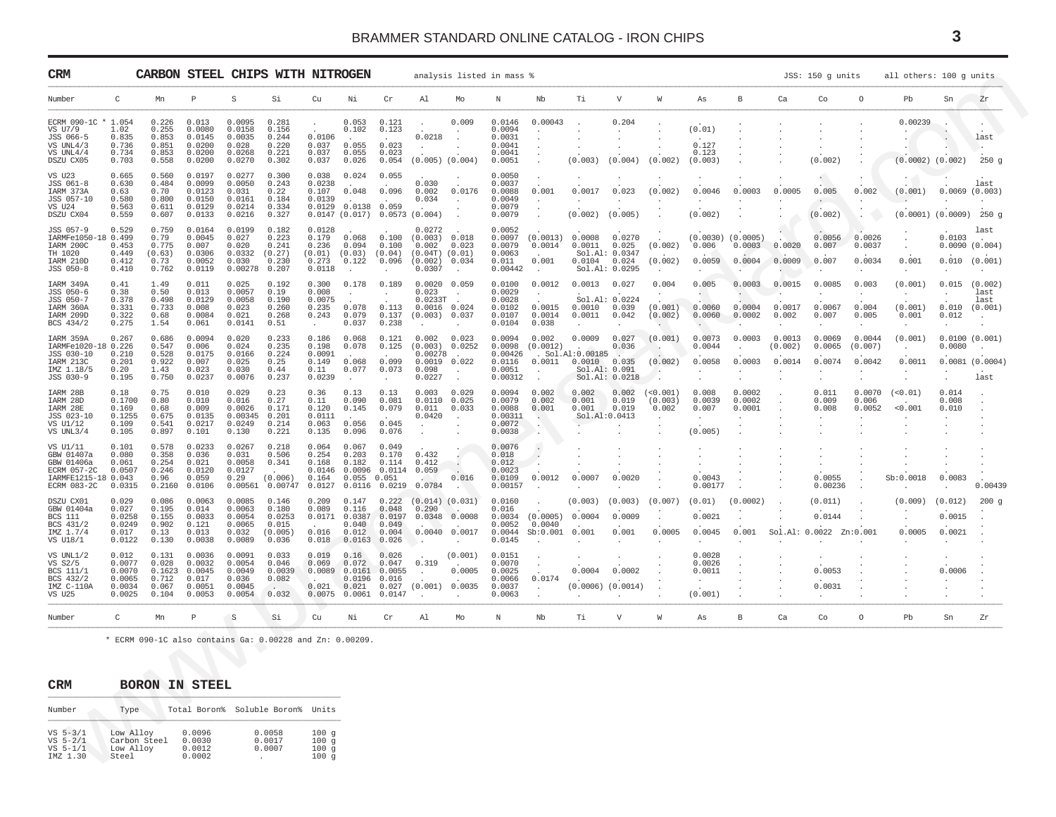## CRM — CARBON STEEL CHIPS WITH NITROGEN

analysis listed in mass % — JSS: 150 g units — all others: 100 g units

| Number | C | Mn | P | S | Si | Cu | Ni | Cr | Al | Mo | N | Nb | Ti | V | W | As | B | Ca | Co | O | Pb | Sn | Zr | |
|---|---|---|---|---|---|---|---|---|---|---|---|---|---|---|---|---|---|---|---|---|---|---|---|---|
| ECRM 090-1C * | 1.054 | 0.226 | 0.013 | 0.0095 | 0.281 | . | 0.053 | 0.121 | . | 0.009 | 0.0146 | 0.00043 | . | 0.204 | . | . | . | . | . | . | 0.00239 | . | . | |
| VS U7/9 | 1.02 | 0.255 | 0.0080 | 0.0158 | 0.156 | . | 0.102 | 0.123 | . | . | 0.0094 | . | . | . | . | (0.01) | . | . | . | . | . | . | . | |
| JSS 066-5 | 0.835 | 0.853 | 0.0145 | 0.0035 | 0.244 | 0.0106 | . | . | 0.0218 | . | 0.0031 | . | . | . | . | . | . | . | . | . | . | . | . | last |
| VS UNL4/3 | 0.736 | 0.851 | 0.0200 | 0.028 | 0.220 | 0.037 | 0.055 | 0.023 | . | . | 0.0041 | . | . | . | . | 0.127 | . | . | . | . | . | . | . | |
| VS UNL4/4 | 0.734 | 0.853 | 0.0200 | 0.0268 | 0.221 | 0.037 | 0.055 | 0.023 | . | . | 0.0041 | . | . | . | . | 0.123 | . | . | . | . | . | . | . | |
| DSZU CX05 | 0.703 | 0.558 | 0.0200 | 0.0270 | 0.302 | 0.037 | 0.026 | 0.054 | (0.005) | (0.004) | 0.0051 | . | (0.003) | (0.004) | (0.002) | (0.003) | . | . | (0.002) | . | (0.0002) | (0.002) | | 250 g |
| VS U23 | 0.665 | 0.560 | 0.0197 | 0.0277 | 0.300 | 0.038 | 0.024 | 0.055 | . | . | 0.0050 | . | . | . | . | . | . | . | . | . | . | . | . | |
| JSS 061-8 | 0.630 | 0.484 | 0.0099 | 0.0050 | 0.243 | 0.0238 | . | . | 0.030 | . | 0.0037 | . | . | . | . | . | . | . | . | . | . | . | . | last |
| IARM 373A | 0.63 | 0.70 | 0.0123 | 0.031 | 0.22 | 0.107 | 0.048 | 0.096 | 0.002 | 0.0176 | 0.0088 | 0.001 | 0.0017 | 0.023 | (0.002) | 0.0046 | 0.0003 | 0.0005 | 0.005 | 0.002 | (0.001) | 0.0069 | (0.003) | |
| JSS 057-10 | 0.580 | 0.800 | 0.0150 | 0.0161 | 0.184 | 0.0139 | . | . | 0.034 | . | 0.0049 | . | . | . | . | . | . | . | . | . | . | . | . | |
| VS U24 | 0.563 | 0.611 | 0.0129 | 0.0214 | 0.334 | 0.0129 | 0.0138 | 0.059 | . | . | 0.0079 | . | . | . | . | . | . | . | . | . | . | . | . | |
| DSZU CX04 | 0.559 | 0.607 | 0.0133 | 0.0216 | 0.327 | 0.0147 | (0.017) | 0.0573 | (0.004) | . | 0.0079 | . | (0.002) | (0.005) | . | (0.002) | . | . | (0.002) | . | (0.0001) | (0.0009) | | 250 g |
| JSS 057-9 | 0.529 | 0.759 | 0.0164 | 0.0199 | 0.182 | 0.0128 | . | . | 0.0272 | . | 0.0052 | . | . | . | . | . | . | . | . | . | . | . | . | last |
| IARMFe1050-18 | 0.499 | 0.79 | 0.0045 | 0.027 | 0.223 | 0.179 | 0.068 | 0.100 | (0.003) | 0.018 | 0.0097 | (0.0013) | 0.0008 | 0.0270 | . | (0.0030) | (0.0005) | . | 0.0056 | 0.0026 | . | 0.0103 | . | |
| IARM 200C | 0.453 | 0.775 | 0.007 | 0.020 | 0.241 | 0.236 | 0.094 | 0.100 | 0.002 | 0.023 | 0.0079 | 0.0014 | 0.0011 | 0.025 | (0.002) | 0.006 | 0.0003 | 0.0020 | 0.007 | 0.0037 | . | 0.0090 | (0.004) | |
| TH 1020 | 0.449 | (0.63) | 0.0306 | 0.0332 | (0.27) | (0.01) | (0.03) | (0.04) | (0.04T) | (0.01) | 0.0063 | . | Sol.Al: 0.0347 | | . | . | . | . | . | . | . | . | . | |
| IARM 210D | 0.412 | 0.73 | 0.0052 | 0.030 | 0.230 | 0.273 | 0.122 | 0.096 | (0.002) | 0.034 | 0.011 | 0.001 | 0.0104 | 0.024 | (0.002) | 0.0059 | 0.0004 | 0.0009 | 0.007 | 0.0034 | 0.001 | 0.010 | (0.001) | |
| JSS 050-8 | 0.410 | 0.762 | 0.0119 | 0.00278 | 0.207 | 0.0118 | . | . | 0.0307 | . | 0.00442 | . | Sol.Al: 0.0295 | | . | . | . | . | . | . | . | . | . | |
| IARM 349A | 0.41 | 1.49 | 0.011 | 0.025 | 0.192 | 0.300 | 0.178 | 0.189 | 0.0020 | 0.059 | 0.0100 | 0.0012 | 0.0013 | 0.027 | 0.004 | 0.005 | 0.0003 | 0.0015 | 0.0085 | 0.003 | (0.001) | 0.015 | (0.002) | |
| JSS 050-6 | 0.38 | 0.50 | 0.013 | 0.0057 | 0.19 | 0.008 | . | . | 0.023 | . | 0.0029 | . | . | . | . | . | . | . | . | . | . | . | . | last |
| JSS 050-7 | 0.378 | 0.498 | 0.0129 | 0.0058 | 0.190 | 0.0075 | . | . | 0.0233T | . | 0.0028 | . | Sol.Al: 0.0224 | | . | . | . | . | . | . | . | . | . | last |
| IARM 360A | 0.331 | 0.733 | 0.008 | 0.023 | 0.260 | 0.235 | 0.078 | 0.113 | 0.0016 | 0.024 | 0.0102 | 0.0015 | 0.0010 | 0.039 | (0.001) | 0.0060 | 0.0004 | 0.0017 | 0.0067 | 0.004 | (0.001) | 0.010 | (0.001) | |
| IARM 209D | 0.322 | 0.68 | 0.0084 | 0.021 | 0.268 | 0.243 | 0.079 | 0.137 | (0.003) | 0.037 | 0.0107 | 0.0014 | 0.0011 | 0.042 | (0.002) | 0.0060 | 0.0002 | 0.002 | 0.007 | 0.005 | 0.001 | 0.012 | . | |
| BCS 434/2 | 0.275 | 1.54 | 0.061 | 0.0141 | 0.51 | . | 0.037 | 0.238 | . | . | 0.0104 | 0.038 | . | . | . | . | . | . | . | . | . | . | . | |
| IARM 359A | 0.267 | 0.686 | 0.0094 | 0.020 | 0.233 | 0.186 | 0.068 | 0.121 | 0.002 | 0.023 | 0.0094 | 0.002 | 0.0009 | 0.027 | (0.001) | 0.0073 | 0.0003 | 0.0013 | 0.0069 | 0.0044 | (0.001) | 0.0100 | (0.001) | |
| IARMFe1020-18 | 0.226 | 0.547 | 0.006 | 0.024 | 0.235 | 0.198 | 0.078 | 0.125 | (0.003) | 0.0252 | 0.0098 | (0.0012) | . | 0.036 | . | 0.0044 | . | (0.002) | 0.0065 | (0.007) | . | 0.0080 | . | |
| JSS 030-10 | 0.210 | 0.528 | 0.0175 | 0.0166 | 0.224 | 0.0091 | . | . | 0.00278 | . | 0.00426 | . Sol.Al:0.00185 | | . | . | . | . | . | . | . | . | . | . | |
| IARM 213C | 0.201 | 0.922 | 0.007 | 0.025 | 0.25 | 0.149 | 0.068 | 0.099 | 0.0019 | 0.022 | 0.0116 | 0.0011 | 0.0010 | 0.035 | (0.002) | 0.0058 | 0.0003 | 0.0014 | 0.0074 | 0.0042 | 0.0011 | 0.0081 | (0.0004) | |
| IMZ 1.18/5 | 0.20 | 1.43 | 0.023 | 0.030 | 0.44 | 0.11 | 0.077 | 0.073 | 0.098 | . | 0.0051 | . | Sol.Al: 0.091 | | . | . | . | . | . | . | . | . | . | |
| JSS 030-9 | 0.195 | 0.750 | 0.0237 | 0.0076 | 0.237 | 0.0239 | . | . | 0.0227 | . | 0.00312 | . | Sol.Al: 0.0218 | | . | . | . | . | . | . | . | . | . | last |
| IARM 28B | 0.18 | 0.75 | 0.010 | 0.029 | 0.23 | 0.36 | 0.13 | 0.13 | 0.003 | 0.029 | 0.0094 | 0.002 | 0.002 | 0.002 | (<0.001) | 0.008 | 0.0002 | . | 0.011 | 0.0070 | (<0.01) | 0.014 | . | |
| IARM 28D | 0.1700 | 0.80 | 0.010 | 0.016 | 0.27 | 0.11 | 0.090 | 0.081 | 0.0110 | 0.025 | 0.0079 | 0.002 | 0.001 | 0.019 | (0.003) | 0.0039 | 0.0002 | . | 0.009 | 0.006 | . | 0.008 | . | |
| IARM 28E | 0.169 | 0.68 | 0.009 | 0.0026 | 0.171 | 0.120 | 0.145 | 0.079 | 0.011 | 0.033 | 0.0088 | 0.001 | 0.001 | 0.019 | 0.002 | 0.007 | 0.0001 | . | 0.008 | 0.0052 | <0.001 | 0.010 | . | |
| JSS 023-10 | 0.1255 | 0.675 | 0.0135 | 0.00345 | 0.201 | 0.0111 | . | . | 0.0420 | . | 0.00311 | . | Sol.Al:0.0413 | | . | . | . | . | . | . | . | . | . | |
| VS U1/12 | 0.109 | 0.541 | 0.0217 | 0.0249 | 0.214 | 0.063 | 0.056 | 0.045 | . | . | 0.0072 | . | . | . | . | . | . | . | . | . | . | . | . | |
| VS UNL3/4 | 0.105 | 0.897 | 0.101 | 0.130 | 0.221 | 0.135 | 0.096 | 0.076 | . | . | 0.0038 | . | . | . | . | (0.005) | . | . | . | . | . | . | . | |
| VS U1/11 | 0.101 | 0.578 | 0.0233 | 0.0267 | 0.218 | 0.064 | 0.067 | 0.049 | . | . | 0.0076 | . | . | . | . | . | . | . | . | . | . | . | . | |
| GBW 01407a | 0.080 | 0.358 | 0.036 | 0.031 | 0.506 | 0.254 | 0.203 | 0.170 | 0.432 | . | 0.018 | . | . | . | . | . | . | . | . | . | . | . | . | |
| GBW 01406a | 0.061 | 0.254 | 0.021 | 0.0058 | 0.341 | 0.168 | 0.182 | 0.114 | 0.412 | . | 0.012 | . | . | . | . | . | . | . | . | . | . | . | . | |
| ECRM 057-2C | 0.0507 | 0.246 | 0.0120 | 0.0127 | . | 0.0146 | 0.0096 | 0.0114 | 0.059 | . | 0.0023 | . | . | . | . | . | . | . | . | . | . | . | . | |
| IARMFE1215-18 | 0.043 | 0.96 | 0.059 | 0.29 | (0.006) | 0.164 | 0.055 | 0.051 | . | 0.016 | 0.0109 | 0.0012 | 0.0007 | 0.0020 | . | 0.0043 | . | . | 0.0055 | . | Sb:0.0018 | 0.0083 | . | |
| ECRM 083-2C | 0.0315 | 0.2160 | 0.0106 | 0.00561 | 0.00747 | 0.0127 | 0.0116 | 0.0219 | 0.0784 | . | 0.00157 | . | . | . | . | 0.00177 | . | . | 0.00236 | . | . | . | 0.00439 | |
| DSZU CX01 | 0.029 | 0.086 | 0.0063 | 0.0085 | 0.146 | 0.209 | 0.147 | 0.222 | (0.014) | (0.031) | 0.0160 | . | (0.003) | (0.003) | (0.007) | (0.01) | (0.0002) | . | (0.011) | . | (0.009) | (0.012) | | 200 g |
| GBW 01404a | 0.027 | 0.195 | 0.014 | 0.0063 | 0.180 | 0.089 | 0.116 | 0.048 | 0.290 | . | 0.016 | . | . | . | . | . | . | . | . | . | . | . | . | |
| BCS 111 | 0.0258 | 0.155 | 0.0033 | 0.0054 | 0.0253 | 0.0171 | 0.0387 | 0.0197 | 0.0348 | 0.0008 | 0.0034 | (0.0005) | 0.0004 | 0.0009 | . | 0.0021 | . | . | 0.0144 | . | . | 0.0015 | . | |
| BCS 431/2 | 0.0249 | 0.902 | 0.121 | 0.0065 | 0.015 | . | 0.040 | 0.049 | . | . | 0.0052 | 0.0040 | . | . | . | . | . | . | . | . | . | . | . | |
| IMZ 1.7/4 | 0.017 | 0.13 | 0.013 | 0.032 | (0.005) | 0.016 | 0.012 | 0.004 | 0.0040 | 0.0017 | 0.0044 | Sb:0.001 | 0.001 | 0.001 | 0.0005 | 0.0045 | 0.001 | Sol.Al: 0.0022 | | Zn:0.001 | 0.0005 | 0.0021 | . | |
| VS U18/1 | 0.0122 | 0.130 | 0.0038 | 0.0089 | 0.036 | 0.018 | 0.0163 | 0.026 | . | . | 0.0145 | . | . | . | . | . | . | . | . | . | . | . | . | |
| VS UNL1/2 | 0.012 | 0.131 | 0.0036 | 0.0091 | 0.033 | 0.019 | 0.16 | 0.026 | . | (0.001) | 0.0151 | . | . | . | . | 0.0028 | . | . | . | . | . | . | . | |
| VS S2/5 | 0.0077 | 0.028 | 0.0032 | 0.0054 | 0.046 | 0.069 | 0.072 | 0.047 | 0.319 | . | 0.0070 | . | . | . | . | 0.0026 | . | . | . | . | . | . | . | |
| BCS 111/1 | 0.0070 | 0.1623 | 0.0045 | 0.0049 | 0.0039 | 0.0089 | 0.0161 | 0.0055 | . | 0.0005 | 0.0025 | . | 0.0004 | 0.0002 | . | 0.0011 | . | . | 0.0053 | . | . | 0.0006 | . | |
| BCS 432/2 | 0.0065 | 0.712 | 0.017 | 0.036 | 0.082 | . | 0.0196 | 0.016 | . | . | 0.0066 | 0.0174 | . | . | . | . | . | . | . | . | . | . | . | |
| IMZ C-110A | 0.0034 | 0.067 | 0.0051 | 0.0045 | . | 0.021 | 0.021 | 0.027 | (0.001) | 0.0035 | 0.0037 | . | (0.0006) | (0.0014) | . | . | . | . | 0.0031 | . | . | . | . | |
| VS U25 | 0.0025 | 0.104 | 0.0053 | 0.0054 | 0.032 | 0.0075 | 0.0061 | 0.0147 | . | . | 0.0063 | . | . | . | . | (0.001) | . | . | . | . | . | . | . | |

\* ECRM 090-1C also contains Ga: 0.00228 and Zn: 0.00209.

## CRM — BORON IN STEEL

| Number | Type | Total Boron% | Soluble Boron% | Units |
|---|---|---|---|---|
| VS 5-3/1 | Low Alloy | 0.0096 | 0.0058 | 100 g |
| VS 5-2/1 | Carbon Steel | 0.0030 | 0.0017 | 100 g |
| VS 5-1/1 | Low Alloy | 0.0012 | 0.0007 | 100 g |
| IMZ 1.30 | Steel | 0.0002 | . | 100 g |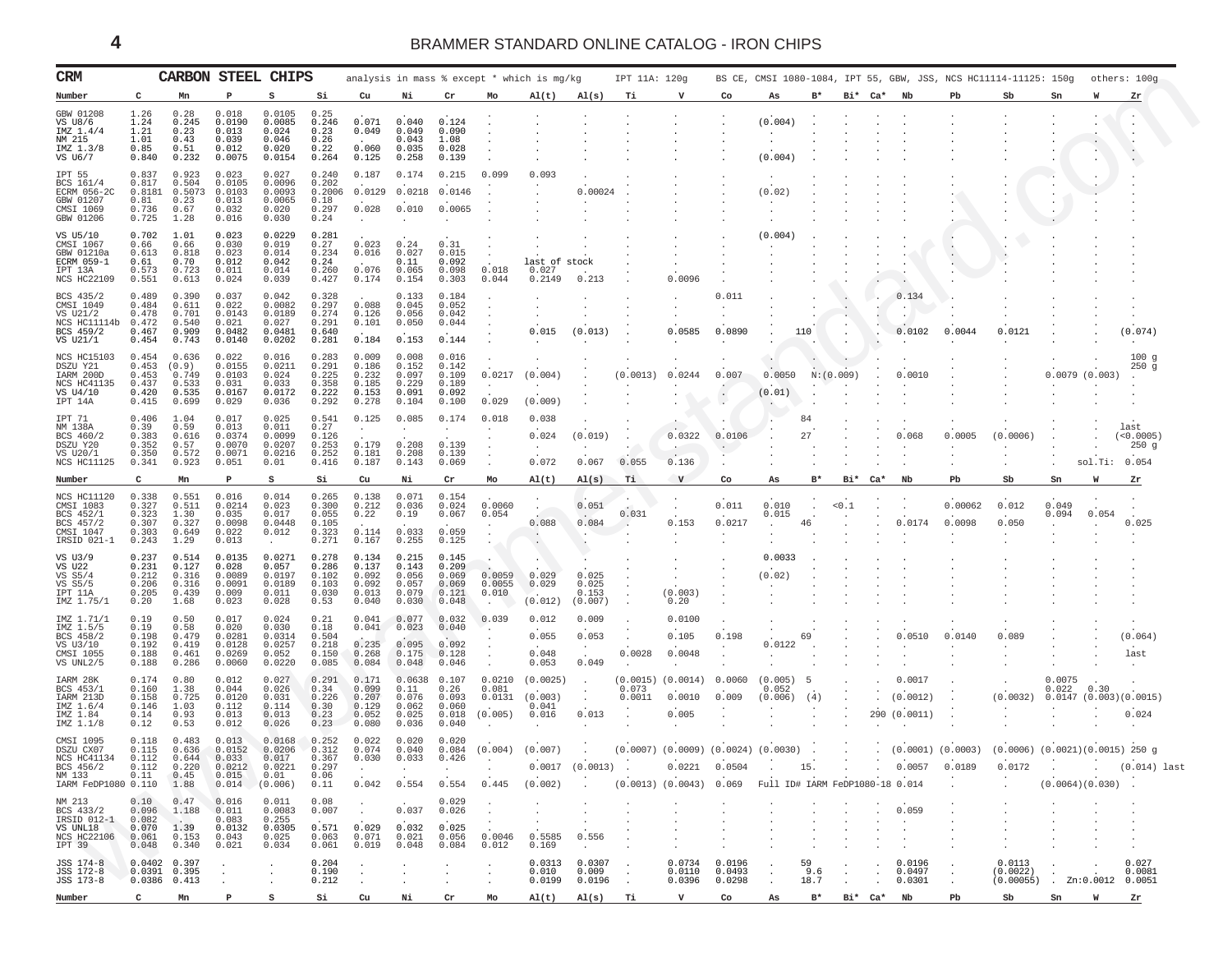| CRM | CARBON STEEL CHIPS | | | | analysis in mass % except * which is mg/kg | | | | | | IPT 11A: 120g | | BS CE, CMSI 1080-1084, IPT 55, GBW, JSS, NCS HC11114-11125: 150g | | | | | | | | | others: 100g | | |
|---|---|---|---|---|---|---|---|---|---|---|---|---|---|---|---|---|---|---|---|---|---|---|---|---|
| **Number** | **C** | **Mn** | **P** | **S** | **Si** | **Cu** | **Ni** | **Cr** | **Mo** | **Al(t)** | **Al(s)** | **Ti** | **V** | **Co** | **As** | **B*** | **Bi*** | **Ca*** | **Nb** | **Pb** | **Sb** | **Sn** | **W** | **Zr** |
| GBW 01208 | 1.26 | 0.28 | 0.018 | 0.0105 | 0.25 | . | . | . | . | . | . | . | . | . | . | . | . | . | . | . | . | . | . | . |
| VS U8/6 | 1.24 | 0.245 | 0.0190 | 0.0085 | 0.246 | 0.071 | 0.040 | 0.124 | . | . | . | . | . | . | (0.004) | . | . | . | . | . | . | . | . | . |
| IMZ 1.4/4 | 1.21 | 0.23 | 0.013 | 0.024 | 0.23 | 0.049 | 0.049 | 0.090 | . | . | . | . | . | . | . | . | . | . | . | . | . | . | . | . |
| NM 215 | 1.01 | 0.43 | 0.039 | 0.046 | 0.26 | . | 0.043 | 1.08 | . | . | . | . | . | . | . | . | . | . | . | . | . | . | . | . |
| IMZ 1.3/8 | 0.85 | 0.51 | 0.012 | 0.020 | 0.22 | 0.060 | 0.035 | 0.028 | . | . | . | . | . | . | . | . | . | . | . | . | . | . | . | . |
| VS U6/7 | 0.840 | 0.232 | 0.0075 | 0.0154 | 0.264 | 0.125 | 0.258 | 0.139 | . | . | . | . | . | . | (0.004) | . | . | . | . | . | . | . | . | . |
| IPT 55 | 0.837 | 0.923 | 0.023 | 0.027 | 0.240 | 0.187 | 0.174 | 0.215 | 0.099 | 0.093 | . | . | . | . | . | . | . | . | . | . | . | . | . | . |
| BCS 161/4 | 0.817 | 0.504 | 0.0105 | 0.0096 | 0.202 | . | . | . | . | . | . | . | . | . | . | . | . | . | . | . | . | . | . | . |
| ECRM 056-2C | 0.8181 | 0.5073 | 0.0103 | 0.0093 | 0.2006 | 0.0129 | 0.0218 | 0.0146 | . | . | 0.00024 | . | . | . | . | . | . | . | . | . | . | . | . | . |
| GBW 01207 | 0.81 | 0.23 | 0.013 | 0.0065 | 0.18 | . | . | . | . | . | . | . | . | . | (0.02) | . | . | . | . | . | . | . | . | . |
| CMSI 1069 | 0.736 | 0.67 | 0.032 | 0.020 | 0.297 | 0.028 | 0.010 | 0.0065 | . | . | . | . | . | . | . | . | . | . | . | . | . | . | . | . |
| GBW 01206 | 0.725 | 1.28 | 0.016 | 0.030 | 0.24 | . | . | . | . | . | . | . | . | . | . | . | . | . | . | . | . | . | . | . |
| VS U5/10 | 0.702 | 1.01 | 0.023 | 0.0229 | 0.281 | . | . | . | . | . | . | . | . | . | (0.004) | . | . | . | . | . | . | . | . | . |
| CMSI 1067 | 0.66 | 0.66 | 0.030 | 0.019 | 0.27 | 0.023 | 0.24 | 0.31 | . | . | . | . | . | . | . | . | . | . | . | . | . | . | . | . |
| GBW 01210a | 0.613 | 0.818 | 0.023 | 0.014 | 0.234 | 0.016 | 0.027 | 0.015 | . | . | . | . | . | . | . | . | . | . | . | . | . | . | . | . |
| ECRM 059-1 | 0.61 | 0.70 | 0.012 | 0.042 | 0.24 | . | 0.11 | 0.092 | . | last of stock | | . | . | . | . | . | . | . | . | . | . | . | . | . |
| IPT 13A | 0.573 | 0.723 | 0.011 | 0.014 | 0.260 | 0.076 | 0.065 | 0.098 | 0.018 | 0.027 | . | . | . | . | . | . | . | . | . | . | . | . | . | . |
| NCS HC22109 | 0.551 | 0.613 | 0.024 | 0.039 | 0.427 | 0.174 | 0.154 | 0.303 | 0.044 | 0.2149 | 0.213 | . | 0.0096 | . | . | . | . | . | . | . | . | . | . | . |
| BCS 435/2 | 0.489 | 0.390 | 0.037 | 0.042 | 0.328 | . | 0.133 | 0.184 | . | . | . | . | . | 0.011 | . | . | . | . | 0.134 | . | . | . | . | . |
| CMSI 1049 | 0.484 | 0.611 | 0.022 | 0.0082 | 0.297 | 0.088 | 0.045 | 0.052 | . | . | . | . | . | . | . | . | . | . | . | . | . | . | . | . |
| VS U21/2 | 0.478 | 0.701 | 0.0143 | 0.0189 | 0.274 | 0.126 | 0.056 | 0.042 | . | . | . | . | . | . | . | . | . | . | . | . | . | . | . | . |
| NCS HC11114b | 0.472 | 0.540 | 0.021 | 0.027 | 0.291 | 0.101 | 0.050 | 0.044 | . | . | . | . | . | . | . | . | . | . | . | . | . | . | . | . |
| BCS 459/2 | 0.467 | 0.909 | 0.0482 | 0.0481 | 0.640 | . | . | . | . | 0.015 | (0.013) | . | 0.0585 | 0.0890 | . | 110 | . | . | 0.0102 | 0.0044 | 0.0121 | . | . | (0.074) |
| VS U21/1 | 0.454 | 0.743 | 0.0140 | 0.0202 | 0.281 | 0.184 | 0.153 | 0.144 | . | . | . | . | . | . | . | . | . | . | . | . | . | . | . | . |
| NCS HC15103 | 0.454 | 0.636 | 0.022 | 0.016 | 0.283 | 0.009 | 0.008 | 0.016 | . | . | . | . | . | . | . | . | . | . | . | . | . | . | . | 100 g |
| DSZU Y21 | 0.453 | (0.9) | 0.0155 | 0.0211 | 0.291 | 0.186 | 0.152 | 0.142 | . | . | . | . | . | . | . | . | . | . | . | . | . | . | . | 250 g |
| IARM 200D | 0.453 | 0.749 | 0.0103 | 0.024 | 0.225 | 0.232 | 0.097 | 0.109 | 0.0217 | (0.004) | . | (0.0013) | 0.0244 | 0.007 | 0.0050 | N:(0.009) | | . | 0.0010 | . | . | 0.0079 | (0.003) | . |
| NCS HC41135 | 0.437 | 0.533 | 0.031 | 0.033 | 0.358 | 0.185 | 0.229 | 0.189 | . | . | . | . | . | . | . | . | . | . | . | . | . | . | . | . |
| VS U4/10 | 0.420 | 0.535 | 0.0167 | 0.0172 | 0.222 | 0.153 | 0.091 | 0.092 | . | . | . | . | . | . | (0.01) | . | . | . | . | . | . | . | . | . |
| IPT 14A | 0.415 | 0.699 | 0.029 | 0.036 | 0.292 | 0.278 | 0.104 | 0.100 | 0.029 | (0.009) | . | . | . | . | . | . | . | . | . | . | . | . | . | . |
| IPT 71 | 0.406 | 1.04 | 0.017 | 0.025 | 0.541 | 0.125 | 0.085 | 0.174 | 0.018 | 0.038 | . | . | . | . | . | 84 | . | . | . | . | . | . | . | . |
| NM 138A | 0.39 | 0.59 | 0.013 | 0.011 | 0.27 | . | . | . | . | . | . | . | . | . | . | . | . | . | . | . | . | . | . | last |
| BCS 460/2 | 0.383 | 0.616 | 0.0374 | 0.0099 | 0.126 | . | . | . | . | 0.024 | (0.019) | . | 0.0322 | 0.0106 | . | 27 | . | . | 0.068 | 0.0005 | (0.0006) | . | . | (<0.0005) |
| DSZU Y20 | 0.352 | 0.57 | 0.0070 | 0.0207 | 0.253 | 0.179 | 0.208 | 0.139 | . | . | . | . | . | . | . | . | . | . | . | . | . | . | . | 250 g |
| VS U20/1 | 0.350 | 0.572 | 0.0071 | 0.0216 | 0.252 | 0.181 | 0.208 | 0.139 | . | . | . | . | . | . | . | . | . | . | . | . | . | . | . | . |
| NCS HC11125 | 0.341 | 0.923 | 0.051 | 0.01 | 0.416 | 0.187 | 0.143 | 0.069 | . | 0.072 | 0.067 | 0.055 | 0.136 | . | . | . | . | . | . | . | . | . | . | sol.Ti: 0.054 |
| **Number** | **C** | **Mn** | **P** | **S** | **Si** | **Cu** | **Ni** | **Cr** | **Mo** | **Al(t)** | **Al(s)** | **Ti** | **V** | **Co** | **As** | **B*** | **Bi*** | **Ca*** | **Nb** | **Pb** | **Sb** | **Sn** | **W** | **Zr** |
| NCS HC11120 | 0.338 | 0.551 | 0.016 | 0.014 | 0.265 | 0.138 | 0.071 | 0.154 | . | . | . | . | . | . | . | . | . | . | . | . | . | . | . | . |
| CMSI 1083 | 0.327 | 0.511 | 0.0214 | 0.023 | 0.300 | 0.212 | 0.036 | 0.024 | 0.0060 | . | 0.051 | . | . | 0.011 | 0.010 | . | <0.1 | . | . | 0.00062 | 0.012 | 0.049 | . | . |
| BCS 452/1 | 0.323 | 1.30 | 0.035 | 0.017 | 0.055 | 0.22 | 0.19 | 0.067 | 0.054 | . | . | 0.031 | . | . | 0.015 | . | . | . | . | . | . | 0.094 | 0.054 | . |
| BCS 457/2 | 0.307 | 0.327 | 0.0098 | 0.0448 | 0.105 | . | . | . | . | 0.088 | 0.084 | . | 0.153 | 0.0217 | . | 46 | . | . | 0.0174 | 0.0098 | 0.050 | . | . | 0.025 |
| CMSI 1047 | 0.303 | 0.649 | 0.022 | 0.012 | 0.323 | 0.114 | 0.033 | 0.059 | . | . | . | . | . | . | . | . | . | . | . | . | . | . | . | . |
| IRSID 021-1 | 0.243 | 1.29 | 0.013 | . | 0.271 | 0.167 | 0.255 | 0.125 | . | . | . | . | . | . | . | . | . | . | . | . | . | . | . | . |
| VS U3/9 | 0.237 | 0.514 | 0.0135 | 0.0271 | 0.278 | 0.134 | 0.215 | 0.145 | . | . | . | . | . | . | 0.0033 | . | . | . | . | . | . | . | . | . |
| VS U22 | 0.231 | 0.127 | 0.028 | 0.057 | 0.286 | 0.137 | 0.143 | 0.209 | . | . | . | . | . | . | . | . | . | . | . | . | . | . | . | . |
| VS S5/4 | 0.212 | 0.316 | 0.0089 | 0.0197 | 0.102 | 0.092 | 0.056 | 0.069 | 0.0059 | 0.029 | 0.025 | . | . | . | (0.02) | . | . | . | . | . | . | . | . | . |
| VS S5/5 | 0.206 | 0.316 | 0.0091 | 0.0189 | 0.103 | 0.092 | 0.057 | 0.069 | 0.0055 | 0.029 | 0.025 | . | . | . | . | . | . | . | . | . | . | . | . | . |
| IPT 11A | 0.205 | 0.439 | 0.009 | 0.011 | 0.030 | 0.013 | 0.079 | 0.121 | 0.010 | . | 0.153 | . | (0.003) | . | . | . | . | . | . | . | . | . | . | . |
| IMZ 1.75/1 | 0.20 | 1.68 | 0.023 | 0.028 | 0.53 | 0.040 | 0.030 | 0.048 | . | (0.012) | (0.007) | . | 0.20 | . | . | . | . | . | . | . | . | . | . | . |
| IMZ 1.71/1 | 0.19 | 0.50 | 0.017 | 0.024 | 0.21 | 0.041 | 0.077 | 0.032 | 0.039 | 0.012 | 0.009 | . | 0.0100 | . | . | . | . | . | . | . | . | . | . | . |
| IMZ 1.5/5 | 0.19 | 0.58 | 0.020 | 0.030 | 0.18 | 0.041 | 0.023 | 0.040 | . | . | . | . | . | . | . | . | . | . | . | . | . | . | . | . |
| BCS 458/2 | 0.198 | 0.479 | 0.0281 | 0.0314 | 0.504 | . | . | . | . | 0.055 | 0.053 | . | 0.105 | 0.198 | . | 69 | . | . | 0.0510 | 0.0140 | 0.089 | . | . | (0.064) |
| VS U3/10 | 0.192 | 0.419 | 0.0128 | 0.0257 | 0.218 | 0.235 | 0.095 | 0.092 | . | . | . | . | . | . | 0.0122 | . | . | . | . | . | . | . | . | . |
| CMSI 1055 | 0.188 | 0.461 | 0.0269 | 0.052 | 0.150 | 0.268 | 0.175 | 0.128 | . | 0.048 | . | 0.0028 | 0.0048 | . | . | . | . | . | . | . | . | . | . | last |
| VS UNL2/5 | 0.188 | 0.286 | 0.0060 | 0.0220 | 0.085 | 0.084 | 0.048 | 0.046 | . | 0.053 | 0.049 | . | . | . | . | . | . | . | . | . | . | . | . | . |
| IARM 28K | 0.174 | 0.80 | 0.012 | 0.027 | 0.291 | 0.171 | 0.0638 | 0.107 | 0.0210 | (0.0025) | . | (0.0015) | (0.0014) | 0.0060 | (0.005) | 5 | . | . | 0.0017 | . | . | 0.0075 | . | . |
| BCS 453/1 | 0.160 | 1.38 | 0.044 | 0.026 | 0.34 | 0.099 | 0.11 | 0.26 | 0.081 | . | . | 0.073 | . | . | 0.052 | . | . | . | . | . | . | 0.022 | 0.30 | . |
| IARM 213D | 0.158 | 0.725 | 0.0120 | 0.031 | 0.226 | 0.207 | 0.076 | 0.093 | 0.0131 | (0.003) | . | 0.0011 | 0.0010 | 0.009 | (0.006) | (4) | . | . | (0.0012) | . | (0.0032) | 0.0147 | (0.003) | (0.0015) |
| IMZ 1.6/4 | 0.146 | 1.03 | 0.112 | 0.114 | 0.30 | 0.129 | 0.062 | 0.060 | . | 0.041 | . | . | . | . | . | . | . | . | . | . | . | . | . | . |
| IMZ 1.84 | 0.14 | 0.93 | 0.013 | 0.013 | 0.23 | 0.052 | 0.025 | 0.018 | (0.005) | 0.016 | 0.013 | . | 0.005 | . | . | . | . | 290 | (0.0011) | . | . | . | . | 0.024 |
| IMZ 1.1/8 | 0.12 | 0.53 | 0.012 | 0.026 | 0.23 | 0.080 | 0.036 | 0.040 | . | . | . | . | . | . | . | . | . | . | . | . | . | . | . | . |
| CMSI 1095 | 0.118 | 0.483 | 0.013 | 0.0168 | 0.252 | 0.022 | 0.020 | 0.020 | . | . | . | . | . | . | . | . | . | . | . | . | . | . | . | . |
| DSZU CX07 | 0.115 | 0.636 | 0.0152 | 0.0206 | 0.312 | 0.074 | 0.040 | 0.084 | (0.004) | (0.007) | . | (0.0007) | (0.0009) | (0.0024) | (0.0030) | . | . | . | (0.0001) | (0.0003) | (0.0006) | (0.0021) | (0.0015) | 250 g |
| NCS HC41134 | 0.112 | 0.644 | 0.033 | 0.017 | 0.367 | 0.030 | 0.033 | 0.426 | . | . | . | . | . | . | . | . | . | . | . | . | . | . | . | . |
| BCS 456/2 | 0.112 | 0.220 | 0.0212 | 0.0221 | 0.297 | . | . | . | . | 0.0017 | (0.0013) | . | 0.0221 | 0.0504 | . | 15 | . | . | 0.0057 | 0.0189 | 0.0172 | . | . | (0.014) last |
| NM 133 | 0.11 | 0.45 | 0.015 | 0.01 | 0.06 | . | . | . | . | . | . | . | . | . | . | . | . | . | . | . | . | . | . | . |
| IARM FeDP1080 | 0.110 | 1.88 | 0.014 | (0.006) | 0.11 | 0.042 | 0.554 | 0.554 | 0.445 | (0.002) | . | (0.0013) | (0.0043) | 0.069 | Full ID# IARM FeDP1080-18 | | | | 0.014 | . | . | (0.0064) | (0.030) | . |
| NM 213 | 0.10 | 0.47 | 0.016 | 0.011 | 0.08 | . | . | 0.029 | . | . | . | . | . | . | . | . | . | . | . | . | . | . | . | . |
| BCS 433/2 | 0.096 | 1.188 | 0.011 | 0.0083 | 0.007 | . | 0.037 | 0.026 | . | . | . | . | . | . | . | . | . | . | 0.059 | . | . | . | . | . |
| IRSID 012-1 | 0.082 | . | 0.083 | 0.255 | . | . | . | . | . | . | . | . | . | . | . | . | . | . | . | . | . | . | . | . |
| VS UNL18 | 0.070 | 1.39 | 0.0132 | 0.0305 | 0.571 | 0.029 | 0.032 | 0.025 | . | . | . | . | . | . | . | . | . | . | . | . | . | . | . | . |
| NCS HC22106 | 0.061 | 0.153 | 0.043 | 0.025 | 0.063 | 0.071 | 0.021 | 0.056 | 0.0046 | 0.5585 | 0.556 | . | . | . | . | . | . | . | . | . | . | . | . | . |
| IPT 39 | 0.048 | 0.340 | 0.021 | 0.034 | 0.061 | 0.019 | 0.048 | 0.084 | 0.012 | 0.169 | . | . | . | . | . | . | . | . | . | . | . | . | . | . |
| JSS 174-8 | 0.0402 | 0.397 | . | . | 0.204 | . | . | . | . | 0.0313 | 0.0307 | . | 0.0734 | 0.0196 | . | 59 | . | . | 0.0196 | . | 0.0113 | . | . | 0.027 |
| JSS 172-8 | 0.0391 | 0.395 | . | . | 0.190 | . | . | . | . | 0.010 | 0.009 | . | 0.0110 | 0.0493 | . | 9.6 | . | . | 0.0497 | . | (0.0022) | . | . | 0.0081 |
| JSS 173-8 | 0.0386 | 0.413 | . | . | 0.212 | . | . | . | . | 0.0199 | 0.0196 | . | 0.0396 | 0.0298 | . | 18.7 | . | . | 0.0301 | . | (0.00055) | . | Zn:0.0012 | 0.0051 |
| **Number** | **C** | **Mn** | **P** | **S** | **Si** | **Cu** | **Ni** | **Cr** | **Mo** | **Al(t)** | **Al(s)** | **Ti** | **V** | **Co** | **As** | **B*** | **Bi*** | **Ca*** | **Nb** | **Pb** | **Sb** | **Sn** | **W** | **Zr** |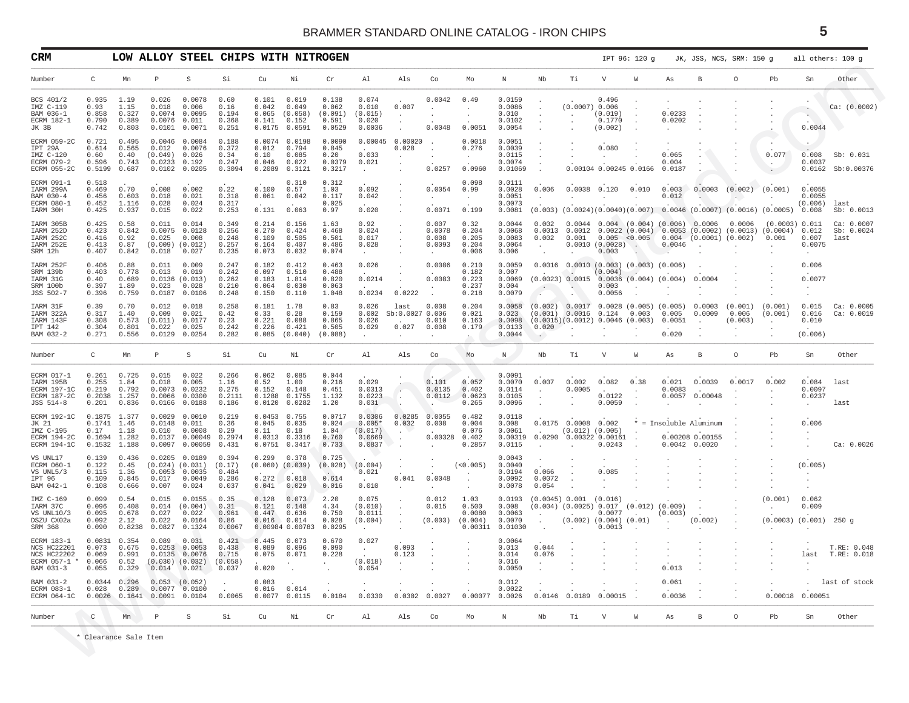## CRM — LOW ALLOY STEEL CHIPS WITH NITROGEN

IPT 96: 120 g  JK, JSS, NCS, SRM: 150 g  all others: 100 g

| Number | C | Mn | P | S | Si | Cu | Ni | Cr | Al | Als | Co | Mo | N | Nb | Ti | V | W | As | B | O | Pb | Sn | Other |
|---|---|---|---|---|---|---|---|---|---|---|---|---|---|---|---|---|---|---|---|---|---|---|---|
| BCS 401/2 | 0.935 | 1.19 | 0.026 | 0.0078 | 0.60 | 0.101 | 0.019 | 0.138 | 0.074 | . | 0.0042 | 0.49 | 0.0159 | . | . | 0.496 | . | . | . | . | . | . | |
| IMZ C-119 | 0.93 | 1.15 | 0.018 | 0.006 | 0.16 | 0.042 | 0.049 | 0.062 | 0.010 | 0.007 | . | . | 0.0086 | . | (0.0007) | 0.006 | . | . | . | . | . | . | Ca: (0.0002) |
| BAM 036-1 | 0.858 | 0.327 | 0.0074 | 0.0095 | 0.194 | 0.065 | (0.058) | (0.091) | (0.015) | . | . | . | 0.010 | . | . | (0.019) | . | 0.0233 | . | . | . | . | |
| ECRM 182-1 | 0.790 | 0.389 | 0.0076 | 0.011 | 0.368 | 0.141 | 0.152 | 0.591 | 0.020 | . | . | . | 0.0102 | . | . | 0.1770 | . | 0.0202 | . | . | . | . | |
| JK 3B | 0.742 | 0.803 | 0.0101 | 0.0071 | 0.251 | 0.0175 | 0.0591 | 0.0529 | 0.0036 | . | 0.0048 | 0.0051 | 0.0054 | . | . | (0.002) | . | . | . | . | . | 0.0044 | |
| ECRM 059-2C | 0.721 | 0.495 | 0.0046 | 0.0084 | 0.188 | 0.0074 | 0.0198 | 0.0090 | 0.00045 | 0.00020 | . | 0.0018 | 0.0051 | . | . | . | . | . | . | . | . | . | |
| IPT 29A | 0.614 | 0.565 | 0.012 | 0.0076 | 0.372 | 0.012 | 0.794 | 0.845 | . | 0.028 | . | 0.276 | 0.0039 | . | . | 0.080 | . | . | . | . | . | . | |
| IMZ C-120 | 0.60 | 0.40 | (0.049) | 0.026 | 0.34 | 0.10 | 0.085 | 0.20 | 0.033 | . | . | . | 0.0115 | . | . | . | . | 0.065 | . | . | 0.077 | 0.008 | Sb: 0.031 |
| ECRM 079-2 | 0.596 | 0.743 | 0.0233 | 0.192 | 0.247 | 0.046 | 0.022 | 0.0379 | 0.021 | . | . | . | 0.0074 | . | . | . | . | 0.004 | . | . | . | 0.0037 | |
| ECRM 055-2C | 0.5199 | 0.687 | 0.0102 | 0.0205 | 0.3094 | 0.2089 | 0.3121 | 0.3217 | . | . | 0.0257 | 0.0960 | 0.01069 | . | 0.00104 | 0.00245 | 0.0166 | 0.0187 | . | . | . | 0.0162 | Sb:0.00376 |
| ECRM 091-1 | 0.518 | . | . | . | . | . | 0.310 | 0.312 | . | . | . | 0.098 | 0.0111 | . | . | . | . | . | . | . | . | . | |
| IARM 299A | 0.469 | 0.70 | 0.008 | 0.002 | 0.22 | 0.100 | 0.57 | 1.03 | 0.092 | . | 0.0054 | 0.99 | 0.0028 | 0.006 | 0.0038 | 0.120 | 0.010 | 0.003 | 0.0003 | (0.002) | (0.001) | 0.0055 | |
| BAM 030-4 | 0.456 | 0.603 | 0.018 | 0.021 | 0.318 | 0.061 | 0.042 | 0.117 | 0.042 | . | . | . | 0.0051 | . | . | . | . | 0.012 | . | . | . | 0.0055 | |
| ECRM 080-1 | 0.452 | 1.116 | 0.028 | 0.024 | 0.317 | . | . | 0.025 | . | . | . | . | 0.0073 | . | . | . | . | . | . | . | . | (0.006) | last |
| IARM 30H | 0.425 | 0.937 | 0.015 | 0.022 | 0.253 | 0.131 | 0.063 | 0.97 | 0.020 | . | 0.0071 | 0.199 | 0.0081 | (0.003) | (0.0024) | (0.0040) | (0.007) | 0.0046 | (0.0007) | (0.0016) | (0.0005) | 0.008 | Sb: 0.0013 |
| IARM 305B | 0.425 | 0.58 | 0.011 | 0.014 | 0.349 | 0.214 | 0.156 | 1.63 | 0.92 | . | 0.007 | 0.32 | 0.0044 | 0.002 | 0.0044 | 0.004 | (0.004) | (0.006) | 0.0006 | 0.0006 | (0.0003) | 0.011 | Ca: 0.0007 |
| IARM 252D | 0.423 | 0.842 | 0.0075 | 0.0128 | 0.256 | 0.270 | 0.424 | 0.468 | 0.024 | . | 0.0078 | 0.204 | 0.0068 | 0.0013 | 0.0012 | 0.0022 | (0.004) | 0.0053 | (0.0002) | (0.0013) | (0.0004) | 0.012 | Sb: 0.0024 |
| IARM 252C | 0.416 | 0.92 | 0.025 | 0.008 | 0.248 | 0.109 | 0.505 | 0.501 | 0.017 | . | 0.008 | 0.205 | 0.0083 | 0.002 | 0.001 | 0.005 | <0.005 | 0.004 | (0.0001) | (0.002) | 0.001 | 0.007 | last |
| IARM 252E | 0.413 | 0.87 | (0.009) | (0.012) | 0.257 | 0.164 | 0.407 | 0.486 | 0.028 | . | 0.0093 | 0.204 | 0.0064 | . | 0.0010 | (0.0028) | . | 0.0046 | . | . | . | 0.0075 | |
| SRM 12h | 0.407 | 0.842 | 0.018 | 0.027 | 0.235 | 0.073 | 0.032 | 0.074 | . | . | . | 0.006 | 0.006 | . | . | 0.003 | . | . | . | . | . | . | |
| IARM 252F | 0.406 | 0.88 | 0.011 | 0.009 | 0.247 | 0.182 | 0.412 | 0.463 | 0.026 | . | 0.0086 | 0.210 | 0.0059 | 0.0016 | 0.0010 | (0.003) | (0.003) | (0.006) | . | . | . | 0.006 | |
| SRM 139b | 0.403 | 0.778 | 0.013 | 0.019 | 0.242 | 0.097 | 0.510 | 0.488 | . | . | . | 0.182 | 0.007 | . | . | (0.004) | . | . | . | . | . | . | |
| IARM 31G | 0.40 | 0.689 | 0.0136 | (0.013) | 0.262 | 0.183 | 1.814 | 0.820 | 0.0214 | . | 0.0083 | 0.223 | 0.0069 | (0.0023) | 0.0015 | 0.0036 | (0.004) | (0.004) | 0.0004 | . | . | 0.0077 | |
| SRM 100b | 0.397 | 1.89 | 0.023 | 0.028 | 0.210 | 0.064 | 0.030 | 0.063 | . | . | . | 0.237 | 0.004 | . | . | 0.003 | . | . | . | . | . | . | |
| JSS 502-7 | 0.396 | 0.759 | 0.0187 | 0.0106 | 0.248 | 0.150 | 0.110 | 1.048 | 0.0234 | 0.0222 | . | 0.218 | 0.0079 | . | . | 0.0056 | . | . | . | . | . | . | |
| IARM 31F | 0.39 | 0.70 | 0.012 | 0.018 | 0.258 | 0.181 | 1.78 | 0.83 | 0.026 | last | 0.008 | 0.204 | 0.0058 | (0.002) | 0.0017 | 0.0028 | (0.005) | (0.005) | 0.0003 | (0.001) | (0.001) | 0.015 | Ca: 0.0005 |
| IARM 322A | 0.317 | 1.40 | 0.009 | 0.021 | 0.42 | 0.33 | 0.28 | 0.159 | 0.002 | Sb:0.0027 | 0.006 | 0.021 | 0.023 | (0.001) | 0.0016 | 0.124 | 0.003 | 0.005 | 0.0009 | 0.006 | (0.001) | 0.016 | Ca: 0.0019 |
| IARM 143F | 0.308 | 0.573 | (0.011) | 0.0177 | 0.23 | 0.221 | 0.088 | 0.865 | 0.026 | . | 0.010 | 0.163 | 0.0098 | (0.0015) | (0.0012) | 0.0046 | (0.003) | 0.0051 | . | (0.003) | . | 0.010 | |
| IPT 142 | 0.304 | 0.801 | 0.022 | 0.025 | 0.242 | 0.226 | 0.421 | 0.505 | 0.029 | 0.027 | 0.008 | 0.179 | 0.0133 | 0.020 | . | . | . | . | . | . | . | . | |
| BAM 032-2 | 0.271 | 0.556 | 0.0129 | 0.0254 | 0.282 | 0.085 | (0.040) | (0.088) | . | . | . | . | 0.0044 | . | . | . | . | 0.020 | . | . | . | (0.006) | |
| ECRM 017-1 | 0.261 | 0.725 | 0.015 | 0.022 | 0.266 | 0.062 | 0.085 | 0.044 | . | . | . | . | 0.0091 | . | . | . | . | . | . | . | . | . | |
| IARM 195B | 0.255 | 1.84 | 0.018 | 0.005 | 1.16 | 0.52 | 1.00 | 0.216 | 0.029 | . | 0.101 | 0.052 | 0.0070 | 0.007 | 0.002 | 0.082 | 0.38 | 0.021 | 0.0039 | 0.0017 | 0.002 | 0.084 | last |
| ECRM 197-1C | 0.219 | 0.792 | 0.0073 | 0.0232 | 0.275 | 0.152 | 0.148 | 0.451 | 0.0313 | . | 0.0135 | 0.402 | 0.0114 | . | 0.0005 | . | . | 0.0083 | . | . | . | 0.0097 | |
| ECRM 187-2C | 0.2038 | 1.257 | 0.0066 | 0.0300 | 0.2111 | 0.1288 | 0.1755 | 1.132 | 0.0223 | . | 0.0112 | 0.0623 | 0.0105 | . | . | 0.0122 | . | 0.0057 | 0.00048 | . | . | 0.0237 | |
| JSS 514-8 | 0.201 | 0.836 | 0.0166 | 0.0188 | 0.186 | 0.0120 | 0.0282 | 1.20 | 0.031 | . | . | 0.265 | 0.0096 | . | . | 0.0059 | . | . | . | . | . | . | last |
| ECRM 192-1C | 0.1875 | 1.377 | 0.0029 | 0.0010 | 0.219 | 0.0453 | 0.755 | 0.0717 | 0.0306 | 0.0285 | 0.0055 | 0.482 | 0.0118 | . | . | . | . | . | . | . | . | . | |
| JK 21 | 0.1741 | 1.46 | 0.0148 | 0.011 | 0.36 | 0.045 | 0.035 | 0.024 | 0.005* | 0.032 | 0.008 | 0.004 | 0.008 | 0.0175 | 0.0008 | 0.002 | * = Insoluble Aluminum | | | . | . | 0.006 | |
| IMZ C-195 | 0.17 | 1.18 | 0.010 | 0.0008 | 0.29 | 0.11 | 0.18 | 1.04 | (0.017) | . | . | 0.076 | 0.0061 | . | (0.012) | (0.005) | . | . | . | . | . | . | |
| ECRM 194-2C | 0.1694 | 1.282 | 0.0137 | 0.00049 | 0.2974 | 0.0313 | 0.3316 | 0.760 | 0.0669 | . | 0.00328 | 0.402 | 0.00319 | 0.0290 | 0.00322 | 0.00161 | . | 0.00208 | 0.00155 | . | . | . | |
| ECRM 194-1C | 0.1532 | 1.188 | 0.0097 | 0.00059 | 0.431 | 0.0751 | 0.3417 | 0.733 | 0.0837 | . | . | 0.2857 | 0.0115 | . | . | 0.0243 | . | 0.0042 | 0.0020 | . | . | . | Ca: 0.0026 |
| VS UNL17 | 0.139 | 0.436 | 0.0205 | 0.0189 | 0.394 | 0.299 | 0.378 | 0.725 | . | . | . | . | 0.0043 | . | . | . | . | . | . | . | . | . | |
| ECRM 060-1 | 0.122 | 0.45 | (0.024) | (0.031) | (0.17) | (0.060) | (0.039) | (0.028) | (0.004) | . | . | (<0.005) | 0.0040 | . | . | . | . | . | . | . | . | (0.005) | |
| VS UNL5/3 | 0.115 | 1.36 | 0.0053 | 0.0035 | 0.484 | . | . | . | 0.021 | . | . | . | 0.0194 | 0.066 | . | 0.085 | . | . | . | . | . | . | |
| IPT 96 | 0.109 | 0.845 | 0.017 | 0.0049 | 0.286 | 0.272 | 0.018 | 0.614 | . | 0.041 | 0.0048 | . | 0.0092 | 0.0072 | . | . | . | . | . | . | . | . | |
| BAM 042-1 | 0.108 | 0.666 | 0.007 | 0.024 | 0.037 | 0.041 | 0.029 | 0.016 | 0.010 | . | . | . | 0.0078 | 0.054 | . | . | . | . | . | . | . | . | |
| IMZ C-169 | 0.099 | 0.54 | 0.015 | 0.0155 | 0.35 | 0.128 | 0.073 | 2.20 | 0.075 | . | 0.012 | 1.03 | 0.0193 | (0.0045) | 0.001 | (0.016) | . | . | . | . | (0.001) | 0.062 | |
| IARM 37C | 0.096 | 0.408 | 0.014 | (0.004) | 0.31 | 0.121 | 0.148 | 4.34 | (0.010) | . | 0.015 | 0.500 | 0.008 | (0.004) | (0.0025) | 0.017 | (0.012) | (0.009) | . | . | . | 0.009 | |
| VS UNL10/3 | 0.095 | 0.678 | 0.027 | 0.022 | 0.961 | 0.447 | 0.636 | 0.750 | 0.0111 | . | . | 0.0080 | 0.0063 | . | . | 0.0077 | . | (0.003) | . | . | . | . | |
| DSZU CX02a | 0.092 | 2.12 | 0.022 | 0.0164 | 0.86 | 0.016 | 0.014 | 0.028 | (0.004) | . | (0.003) | (0.004) | 0.0070 | . | (0.002) | (0.004) | (0.01) | . | (0.002) | . | (0.0003) | (0.001) | 250 g |
| SRM 368 | 0.090 | 0.8238 | 0.0827 | 0.1324 | 0.0067 | 0.00984 | 0.00783 | 0.0295 | . | . | . | 0.00311 | 0.01030 | . | . | 0.0013 | . | . | . | . | . | . | |
| ECRM 183-1 | 0.0831 | 0.354 | 0.089 | 0.031 | 0.421 | 0.445 | 0.073 | 0.670 | 0.027 | . | . | . | 0.0064 | . | . | . | . | . | . | . | . | . | |
| NCS HC22201 | 0.073 | 0.675 | 0.0253 | 0.0053 | 0.438 | 0.089 | 0.096 | 0.090 | . | 0.093 | . | . | 0.013 | 0.044 | . | . | . | . | . | . | . | . | T.RE: 0.048 |
| NCS HC22202 | 0.069 | 0.991 | 0.0135 | 0.0076 | 0.715 | 0.075 | 0.071 | 0.228 | . | 0.123 | . | . | 0.014 | 0.076 | . | . | . | . | . | . | . | last | T.RE: 0.018 |
| ECRM 057-1 * | 0.066 | 0.52 | (0.030) | (0.032) | (0.058) | . | . | . | (0.018) | . | . | . | 0.016 | . | . | . | . | . | . | . | . | . | |
| BAM 031-3 | 0.055 | 0.329 | 0.014 | 0.021 | 0.037 | 0.020 | . | . | 0.054 | . | . | . | 0.0050 | . | . | . | . | 0.013 | . | . | . | . | |
| BAM 031-2 | 0.0344 | 0.296 | 0.053 | (0.052) | . | 0.083 | . | . | . | . | . | . | 0.012 | . | . | . | . | 0.061 | . | . | . | . | last of stock |
| ECRM 083-1 | 0.028 | 0.289 | 0.0077 | 0.0100 | . | 0.016 | 0.014 | . | . | . | . | . | 0.0022 | . | . | . | . | . | . | . | . | . | |
| ECRM 064-1C | 0.0026 | 0.1641 | 0.0091 | 0.0104 | 0.0065 | 0.0077 | 0.0115 | 0.0184 | 0.0330 | 0.0302 | 0.0027 | 0.00077 | 0.0026 | 0.0146 | 0.0189 | 0.00015 | . | 0.0036 | . | . | 0.00018 | 0.00051 | |

\* Clearance Sale Item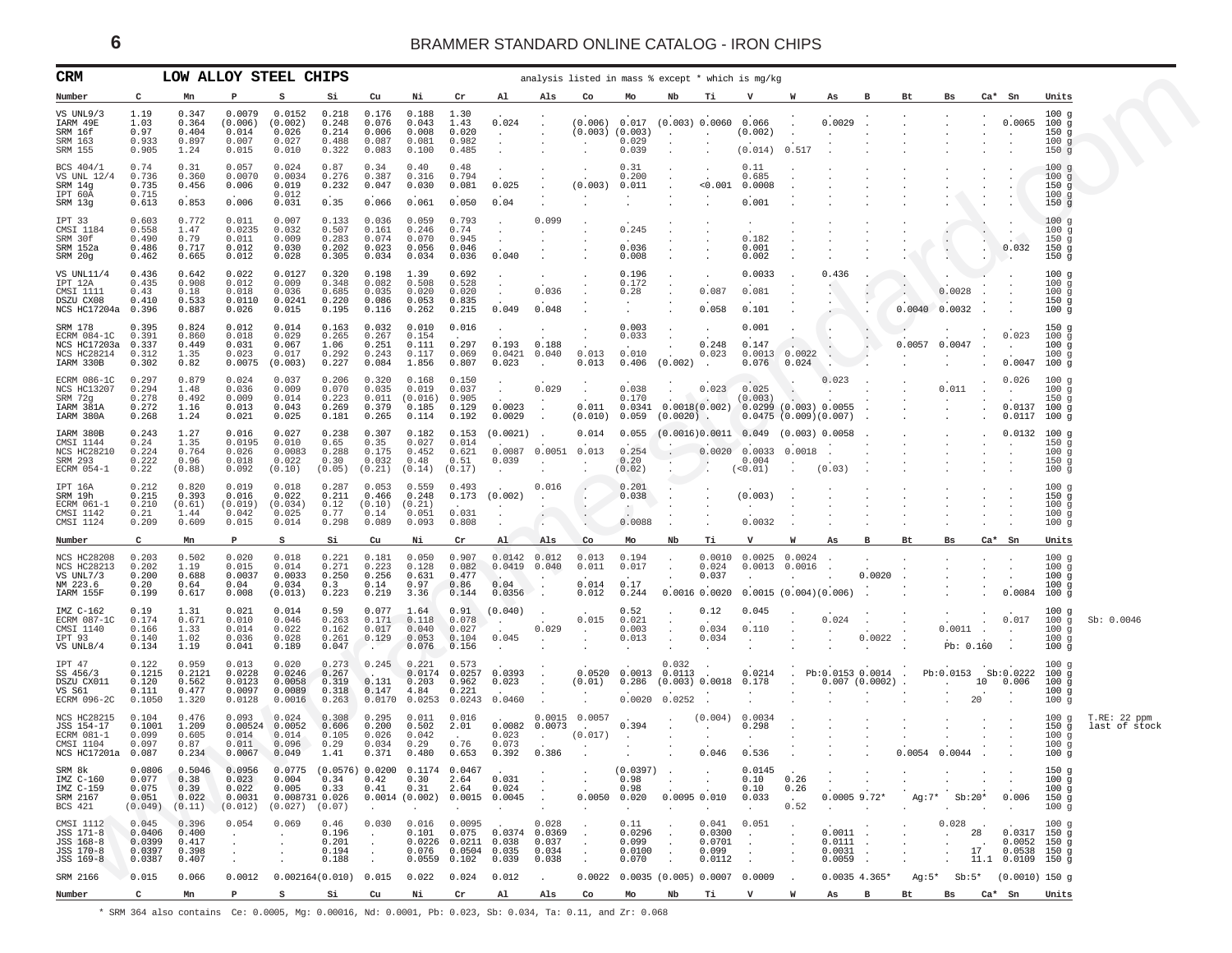## LOW ALLOY STEEL CHIPS

analysis listed in mass % except * which is mg/kg

| CRM Number | C | Mn | P | S | Si | Cu | Ni | Cr | Al | Als | Co | Mo | Nb | Ti | V | W | As | B | Bt | Bs | Ca* | Sn | Units | |
|---|---|---|---|---|---|---|---|---|---|---|---|---|---|---|---|---|---|---|---|---|---|---|---|---|
| VS UNL9/3 | 1.19 | 0.347 | 0.0079 | 0.0152 | 0.218 | 0.176 | 0.188 | 1.30 | . | . | . | . | . | . | . | . | . | . | . | . | . | . | 100 g | |
| IARM 49E | 1.03 | 0.364 | (0.006) | (0.002) | 0.248 | 0.076 | 0.043 | 1.43 | 0.024 | . | (0.006) | 0.017 | (0.003) | 0.0060 | 0.066 | . | 0.0029 | . | . | . | . | 0.0065 | 100 g | |
| SRM 16f | 0.97 | 0.404 | 0.014 | 0.026 | 0.214 | 0.006 | 0.008 | 0.020 | . | . | (0.003) | (0.003) | . | . | (0.002) | . | . | . | . | . | . | . | 150 g | |
| SRM 163 | 0.933 | 0.897 | 0.007 | 0.027 | 0.488 | 0.087 | 0.081 | 0.982 | . | . | . | 0.029 | . | . | . | . | . | . | . | . | . | . | 150 g | |
| SRM 155 | 0.905 | 1.24 | 0.015 | 0.010 | 0.322 | 0.083 | 0.100 | 0.485 | . | . | . | 0.039 | . | . | (0.014) | 0.517 | . | . | . | . | . | . | 150 g | |
| BCS 404/1 | 0.74 | 0.31 | 0.057 | 0.024 | 0.87 | 0.34 | 0.40 | 0.48 | . | . | . | 0.31 | . | . | 0.11 | . | . | . | . | . | . | . | 100 g | |
| VS UNL 12/4 | 0.736 | 0.360 | 0.0070 | 0.0034 | 0.276 | 0.387 | 0.316 | 0.794 | . | . | . | 0.200 | . | . | 0.685 | . | . | . | . | . | . | . | 100 g | |
| SRM 14g | 0.735 | 0.456 | 0.006 | 0.019 | 0.232 | 0.047 | 0.030 | 0.081 | 0.025 | . | (0.003) | 0.011 | . | <0.001 | 0.0008 | . | . | . | . | . | . | . | 150 g | |
| IPT 60A | 0.715 | . | . | 0.012 | . | . | . | . | . | . | . | . | . | . | . | . | . | . | . | . | . | . | 100 g | |
| SRM 13g | 0.613 | 0.853 | 0.006 | 0.031 | 0.35 | 0.066 | 0.061 | 0.050 | 0.04 | . | . | . | . | . | 0.001 | . | . | . | . | . | . | . | 150 g | |
| IPT 33 | 0.603 | 0.772 | 0.011 | 0.007 | 0.133 | 0.036 | 0.059 | 0.793 | . | 0.099 | . | . | . | . | . | . | . | . | . | . | . | . | 100 g | |
| CMSI 1184 | 0.558 | 1.47 | 0.0235 | 0.032 | 0.507 | 0.161 | 0.246 | 0.74 | . | . | . | 0.245 | . | . | . | . | . | . | . | . | . | . | 100 g | |
| SRM 30f | 0.490 | 0.79 | 0.011 | 0.009 | 0.283 | 0.074 | 0.070 | 0.945 | . | . | . | . | . | . | 0.182 | . | . | . | . | . | . | . | 150 g | |
| SRM 152a | 0.486 | 0.717 | 0.012 | 0.030 | 0.202 | 0.023 | 0.056 | 0.046 | . | . | . | 0.036 | . | . | 0.001 | . | . | . | . | . | . | 0.032 | 150 g | |
| SRM 20g | 0.462 | 0.665 | 0.012 | 0.028 | 0.305 | 0.034 | 0.034 | 0.036 | 0.040 | . | . | 0.008 | . | . | 0.002 | . | . | . | . | . | . | . | 150 g | |
| VS UNL11/4 | 0.436 | 0.642 | 0.022 | 0.0127 | 0.320 | 0.198 | 1.39 | 0.692 | . | . | . | 0.196 | . | . | 0.0033 | . | 0.436 | . | . | . | . | . | 100 g | |
| IPT 12A | 0.435 | 0.908 | 0.012 | 0.009 | 0.348 | 0.082 | 0.508 | 0.528 | . | . | . | 0.172 | . | . | . | . | . | . | . | . | . | . | 100 g | |
| CMSI 1111 | 0.43 | 0.18 | 0.018 | 0.036 | 0.685 | 0.035 | 0.020 | 0.020 | . | 0.036 | . | 0.28 | . | 0.087 | 0.081 | . | . | . | . | 0.0028 | . | . | 100 g | |
| DSZU CX08 | 0.410 | 0.533 | 0.0110 | 0.0241 | 0.220 | 0.086 | 0.053 | 0.835 | . | . | . | . | . | . | . | . | . | . | . | . | . | . | 150 g | |
| NCS HC17204a | 0.396 | 0.887 | 0.026 | 0.015 | 0.195 | 0.116 | 0.262 | 0.215 | 0.049 | 0.048 | . | . | . | 0.058 | 0.101 | . | . | . | 0.0040 | 0.0032 | . | . | 100 g | |
| SRM 178 | 0.395 | 0.824 | 0.012 | 0.014 | 0.163 | 0.032 | 0.010 | 0.016 | . | . | . | 0.003 | . | . | 0.001 | . | . | . | . | . | . | . | 150 g | |
| ECRM 084-1C | 0.391 | 0.860 | 0.018 | 0.029 | 0.265 | 0.267 | 0.154 | . | . | . | . | 0.033 | . | . | . | . | . | . | . | . | . | 0.023 | 100 g | |
| NCS HC17203a | 0.337 | 0.449 | 0.031 | 0.067 | 1.06 | 0.251 | 0.111 | 0.297 | 0.193 | 0.188 | . | . | . | 0.248 | 0.147 | . | . | . | 0.0057 | 0.0047 | . | . | 100 g | |
| NCS HC28214 | 0.312 | 1.35 | 0.023 | 0.017 | 0.292 | 0.243 | 0.117 | 0.069 | 0.0421 | 0.040 | 0.013 | 0.010 | . | 0.023 | 0.0013 | 0.0022 | . | . | . | . | . | . | 100 g | |
| IARM 330B | 0.302 | 0.82 | 0.0075 | (0.003) | 0.227 | 0.084 | 1.856 | 0.807 | 0.023 | . | 0.013 | 0.406 | (0.002) | . | 0.076 | 0.024 | . | . | . | . | . | 0.0047 | 100 g | |
| ECRM 086-1C | 0.297 | 0.879 | 0.024 | 0.037 | 0.206 | 0.320 | 0.168 | 0.150 | . | . | . | . | . | . | . | . | 0.023 | . | . | . | . | 0.026 | 100 g | |
| NCS HC13207 | 0.294 | 1.48 | 0.036 | 0.009 | 0.070 | 0.035 | 0.019 | 0.037 | . | 0.029 | . | 0.038 | . | 0.023 | 0.025 | . | . | . | . | 0.011 | . | . | 100 g | |
| SRM 72g | 0.278 | 0.492 | 0.009 | 0.014 | 0.223 | 0.011 | (0.016) | 0.905 | . | . | . | 0.170 | . | . | (0.003) | . | . | . | . | . | . | . | 150 g | |
| IARM 381A | 0.272 | 1.16 | 0.013 | 0.043 | 0.269 | 0.379 | 0.185 | 0.129 | 0.0023 | . | 0.011 | 0.0341 | 0.0018 | (0.002) | 0.0299 | (0.003) | 0.0055 | . | . | . | . | 0.0137 | 100 g | |
| IARM 380A | 0.268 | 1.24 | 0.021 | 0.025 | 0.181 | 0.265 | 0.114 | 0.192 | 0.0029 | . | (0.010) | 0.059 | (0.0020) | . | 0.0475 | (0.009) | (0.007) | . | . | . | . | 0.0117 | 100 g | |
| IARM 380B | 0.243 | 1.27 | 0.016 | 0.027 | 0.238 | 0.307 | 0.182 | 0.153 | (0.0021) | . | 0.014 | 0.055 | (0.0016) | 0.0011 | 0.049 | (0.003) | 0.0058 | . | . | . | . | 0.0132 | 100 g | |
| CMSI 1144 | 0.24 | 1.35 | 0.0195 | 0.010 | 0.65 | 0.35 | 0.027 | 0.014 | . | . | . | . | . | . | . | . | . | . | . | . | . | . | 150 g | |
| NCS HC28210 | 0.224 | 0.764 | 0.026 | 0.0083 | 0.288 | 0.175 | 0.452 | 0.621 | 0.0087 | 0.0051 | 0.013 | 0.254 | . | 0.0020 | 0.0033 | 0.0018 | . | . | . | . | . | . | 100 g | |
| SRM 293 | 0.222 | 0.96 | 0.018 | 0.022 | 0.30 | 0.032 | 0.48 | 0.51 | 0.039 | . | . | 0.20 | . | . | 0.004 | . | . | . | . | . | . | . | 150 g | |
| ECRM 054-1 | 0.22 | (0.88) | 0.092 | (0.10) | (0.05) | (0.21) | (0.14) | (0.17) | . | . | . | (0.02) | . | . | (<0.01) | . | (0.03) | . | . | . | . | . | 100 g | |
| IPT 16A | 0.212 | 0.820 | 0.019 | 0.018 | 0.287 | 0.053 | 0.559 | 0.493 | . | 0.016 | . | 0.201 | . | . | . | . | . | . | . | . | . | . | 100 g | |
| SRM 19h | 0.215 | 0.393 | 0.016 | 0.022 | 0.211 | 0.466 | 0.248 | 0.173 | (0.002) | . | . | 0.038 | . | . | (0.003) | . | . | . | . | . | . | . | 150 g | |
| ECRM 061-1 | 0.210 | (0.61) | (0.019) | (0.034) | 0.12 | (0.10) | (0.21) | . | . | . | . | . | . | . | . | . | . | . | . | . | . | . | 100 g | |
| CMSI 1142 | 0.21 | 1.44 | 0.042 | 0.025 | 0.77 | 0.14 | 0.051 | 0.031 | . | . | . | . | . | . | . | . | . | . | . | . | . | . | 100 g | |
| CMSI 1124 | 0.209 | 0.609 | 0.015 | 0.014 | 0.298 | 0.089 | 0.093 | 0.808 | . | . | . | 0.0088 | . | . | 0.0032 | . | . | . | . | . | . | . | 100 g | |
| **Number** | **C** | **Mn** | **P** | **S** | **Si** | **Cu** | **Ni** | **Cr** | **Al** | **Als** | **Co** | **Mo** | **Nb** | **Ti** | **V** | **W** | **As** | **B** | **Bt** | **Bs** | **Ca*** | **Sn** | **Units** | |
| NCS HC28208 | 0.203 | 0.502 | 0.020 | 0.018 | 0.221 | 0.181 | 0.050 | 0.907 | 0.0142 | 0.012 | 0.013 | 0.194 | . | 0.0010 | 0.0025 | 0.0024 | . | . | . | . | . | . | 100 g | |
| NCS HC28213 | 0.202 | 1.19 | 0.015 | 0.014 | 0.271 | 0.223 | 0.128 | 0.082 | 0.0419 | 0.040 | 0.011 | 0.017 | . | 0.024 | 0.0013 | 0.0016 | . | . | . | . | . | . | 100 g | |
| VS UNL7/3 | 0.200 | 0.688 | 0.0037 | 0.0033 | 0.250 | 0.256 | 0.631 | 0.477 | . | . | . | . | . | 0.037 | . | . | . | 0.0020 | . | . | . | . | 100 g | |
| NM 223.6 | 0.20 | 0.64 | 0.04 | 0.034 | 0.3 | 0.14 | 0.97 | 0.86 | 0.04 | . | 0.014 | 0.17 | . | . | . | . | . | . | . | . | . | . | 100 g | |
| IARM 155F | 0.199 | 0.617 | 0.008 | (0.013) | 0.223 | 0.219 | 3.36 | 0.144 | 0.0356 | . | 0.012 | 0.244 | 0.0016 | 0.0020 | 0.0015 | (0.004) | (0.006) | . | . | . | . | 0.0084 | 100 g | |
| IMZ C-162 | 0.19 | 1.31 | 0.021 | 0.014 | 0.59 | 0.077 | 1.64 | 0.91 | (0.040) | . | . | 0.52 | . | 0.12 | 0.045 | . | . | . | . | . | . | . | 100 g | |
| ECRM 087-1C | 0.174 | 0.671 | 0.010 | 0.046 | 0.263 | 0.171 | 0.118 | 0.078 | . | . | 0.015 | 0.021 | . | . | . | . | 0.024 | . | . | . | . | 0.017 | 100 g | Sb: 0.0046 |
| CMSI 1140 | 0.166 | 1.33 | 0.014 | 0.022 | 0.162 | 0.017 | 0.040 | 0.027 | . | 0.029 | . | 0.003 | . | 0.034 | 0.110 | . | . | . | . | 0.0011 | . | . | 100 g | |
| IPT 93 | 0.140 | 1.02 | 0.036 | 0.028 | 0.261 | 0.129 | 0.053 | 0.104 | 0.045 | . | . | 0.013 | . | 0.034 | . | . | . | 0.0022 | . | . | . | . | 100 g | |
| VS UNL8/4 | 0.134 | 1.19 | 0.041 | 0.189 | 0.047 | . | 0.076 | 0.156 | . | . | . | . | . | . | . | . | . | . | . | Pb: 0.160 | | . | 100 g | |
| IPT 47 | 0.122 | 0.959 | 0.013 | 0.020 | 0.273 | 0.245 | 0.221 | 0.573 | . | . | . | . | 0.032 | . | . | . | . | . | . | . | . | . | 100 g | |
| SS 456/3 | 0.1215 | 0.2121 | 0.0228 | 0.0246 | 0.267 | . | 0.0174 | 0.0257 | 0.0393 | . | 0.0520 | 0.0013 | 0.0113 | . | 0.0214 | . | Pb:0.0153 | 0.0014 | . | Pb:0.0153 | Sb:0.0222 | | 100 g | |
| DSZU CX011 | 0.120 | 0.562 | 0.0123 | 0.0058 | 0.319 | 0.131 | 0.203 | 0.962 | 0.023 | . | (0.01) | 0.286 | (0.003) | 0.0018 | 0.178 | . | 0.007 | (0.0002) | . | . | 10 | 0.006 | 100 g | |
| VS S61 | 0.111 | 0.477 | 0.0097 | 0.0089 | 0.318 | 0.147 | 4.84 | 0.221 | . | . | . | . | . | . | . | . | . | . | . | . | . | . | 100 g | |
| ECRM 096-2C | 0.1050 | 1.320 | 0.0128 | 0.0016 | 0.263 | 0.0170 | 0.0253 | 0.0243 | 0.0460 | . | . | 0.0020 | 0.0252 | . | . | . | . | . | . | . | 20 | . | 100 g | |
| NCS HC28215 | 0.104 | 0.476 | 0.093 | 0.024 | 0.308 | 0.295 | 0.011 | 0.016 | . | 0.0015 | 0.0057 | . | . | (0.004) | 0.0034 | . | . | . | . | . | . | . | 100 g | T.RE: 22 ppm last of stock |
| JSS 154-17 | 0.1001 | 1.209 | 0.00524 | 0.0052 | 0.606 | 0.200 | 0.502 | 2.01 | 0.0082 | 0.0073 | . | 0.394 | . | . | 0.298 | . | . | . | . | . | . | . | 150 g | |
| ECRM 081-1 | 0.099 | 0.605 | 0.014 | 0.014 | 0.105 | 0.026 | 0.042 | . | 0.023 | . | (0.017) | . | . | . | . | . | . | . | . | . | . | . | 100 g | |
| CMSI 1104 | 0.097 | 0.87 | 0.011 | 0.096 | 0.29 | 0.034 | 0.29 | 0.76 | 0.073 | . | . | . | . | . | . | . | . | . | . | . | . | . | 100 g | |
| NCS HC17201a | 0.087 | 0.234 | 0.0067 | 0.049 | 1.41 | 0.371 | 0.480 | 0.653 | 0.392 | 0.386 | . | . | . | 0.046 | 0.536 | . | . | . | 0.0054 | 0.0044 | . | . | 100 g | |
| SRM 8k | 0.0806 | 0.5046 | 0.0956 | 0.0775 | (0.0576) | 0.0200 | 0.1174 | 0.0467 | . | . | . | (0.0397) | . | . | 0.0145 | . | . | . | . | . | . | . | 150 g | |
| IMZ C-160 | 0.077 | 0.38 | 0.023 | 0.004 | 0.34 | 0.42 | 0.30 | 2.64 | 0.031 | . | . | 0.98 | . | . | 0.10 | 0.26 | . | . | . | . | . | . | 100 g | |
| IMZ C-159 | 0.075 | 0.39 | 0.022 | 0.005 | 0.33 | 0.41 | 0.31 | 2.64 | 0.024 | . | . | 0.98 | . | . | 0.10 | 0.26 | . | . | . | . | . | . | 100 g | |
| SRM 2167 | 0.051 | 0.022 | 0.0031 | 0.008731 | 0.026 | 0.0014 | (0.002) | 0.0015 | 0.0045 | . | 0.0050 | 0.020 | 0.0095 | 0.010 | 0.033 | . | 0.0005 | 9.72* | Ag:7* | Sb:20* | . | 0.006 | 150 g | |
| BCS 421 | (0.049) | (0.11) | (0.012) | (0.027) | (0.07) | . | . | . | . | . | . | . | . | . | . | 0.52 | . | . | . | . | . | . | 100 g | |
| CMSI 1112 | 0.045 | 0.396 | 0.054 | 0.069 | 0.46 | 0.030 | 0.016 | 0.0095 | . | 0.028 | . | 0.11 | . | 0.041 | 0.051 | . | . | . | . | 0.028 | . | . | 100 g | |
| JSS 171-8 | 0.0406 | 0.400 | . | . | 0.196 | . | 0.101 | 0.075 | 0.0374 | 0.0369 | . | 0.0296 | . | 0.0300 | . | . | 0.0011 | . | . | . | 28 | 0.0317 | 150 g | |
| JSS 168-8 | 0.0399 | 0.417 | . | . | 0.201 | . | 0.0226 | 0.0211 | 0.038 | 0.037 | . | 0.099 | . | 0.0701 | . | . | 0.0111 | . | . | . | . | 0.0052 | 150 g | |
| JSS 170-8 | 0.0397 | 0.398 | . | . | 0.194 | . | 0.076 | 0.0504 | 0.035 | 0.034 | . | 0.0100 | . | 0.099 | . | . | 0.0031 | . | . | . | 17 | 0.0538 | 150 g | |
| JSS 169-8 | 0.0387 | 0.407 | . | . | 0.188 | . | 0.0559 | 0.102 | 0.039 | 0.038 | . | 0.070 | . | 0.0112 | . | . | 0.0059 | . | . | . | 11.1 | 0.0109 | 150 g | |
| SRM 2166 | 0.015 | 0.066 | 0.0012 | 0.002164 | (0.010) | 0.015 | 0.022 | 0.024 | 0.012 | . | 0.0022 | 0.0035 | (0.005) | 0.0007 | 0.0009 | . | 0.0035 | 4.365* | Ag:5* | Sb:5* | | (0.0010) | 150 g | |
| **Number** | **C** | **Mn** | **P** | **S** | **Si** | **Cu** | **Ni** | **Cr** | **Al** | **Als** | **Co** | **Mo** | **Nb** | **Ti** | **V** | **W** | **As** | **B** | **Bt** | **Bs** | **Ca*** | **Sn** | **Units** | |

\* SRM 364 also contains Ce: 0.0005, Mg: 0.00016, Nd: 0.0001, Pb: 0.023, Sb: 0.034, Ta: 0.11, and Zr: 0.068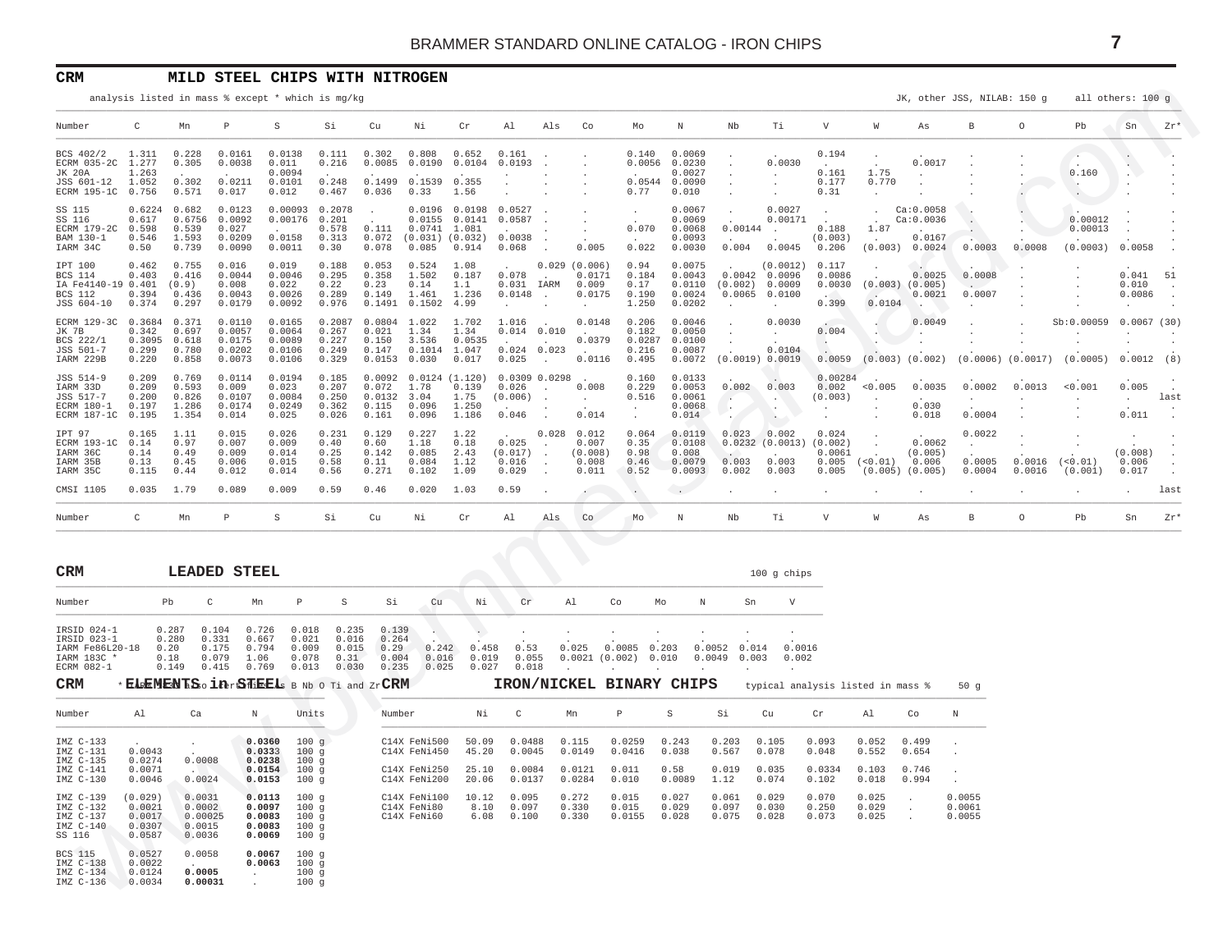## CRM — MILD STEEL CHIPS WITH NITROGEN

analysis listed in mass % except * which is mg/kg — JK, other JSS, NILAB: 150 g — all others: 100 g

| Number | C | Mn | P | S | Si | Cu | Ni | Cr | Al | Als | Co | Mo | N | Nb | Ti | V | W | As | B | O | Pb | Sn | Zr* |
|---|---|---|---|---|---|---|---|---|---|---|---|---|---|---|---|---|---|---|---|---|---|---|---|
| BCS 402/2 | 1.311 | 0.228 | 0.0161 | 0.0138 | 0.111 | 0.302 | 0.808 | 0.652 | 0.161 | . | . | 0.140 | 0.0069 | . | . | 0.194 | . | . | . | . | . | . | . |
| ECRM 035-2C | 1.277 | 0.305 | 0.0038 | 0.011 | 0.216 | 0.0085 | 0.0190 | 0.0104 | 0.0193 | . | . | 0.0056 | 0.0230 | . | 0.0030 | . | . | 0.0017 | . | . | . | . | . |
| JK 20A | 1.263 | . | . | 0.0094 | . | . | . | . | . | . | . | . | 0.0027 | . | . | 0.161 | 1.75 | . | . | . | 0.160 | . | . |
| JSS 601-12 | 1.052 | 0.302 | 0.0211 | 0.0101 | 0.248 | 0.1499 | 0.1539 | 0.355 | . | . | . | 0.0544 | 0.0090 | . | . | 0.177 | 0.770 | . | . | . | . | . | . |
| ECRM 195-1C | 0.756 | 0.571 | 0.017 | 0.012 | 0.467 | 0.036 | 0.33 | 1.56 | . | . | . | 0.77 | 0.010 | . | . | 0.31 | . | . | . | . | . | . | . |
| SS 115 | 0.6224 | 0.682 | 0.0123 | 0.00093 | 0.2078 | . | 0.0196 | 0.0198 | 0.0527 | . | . | . | 0.0067 | . | 0.0027 | . | . | Ca:0.0058 | . | . | . | . | . |
| SS 116 | 0.617 | 0.6756 | 0.0092 | 0.00176 | 0.201 | . | 0.0155 | 0.0141 | 0.0587 | . | . | . | 0.0069 | . | 0.00171 | . | . | Ca:0.0036 | . | . | 0.00012 | . | . |
| ECRM 179-2C | 0.598 | 0.539 | 0.027 | . | 0.578 | 0.111 | 0.0741 | 1.081 | . | . | . | 0.070 | 0.0068 | 0.00144 | . | 0.188 | 1.87 | . | . | . | 0.00013 | . | . |
| BAM 130-1 | 0.546 | 1.593 | 0.0209 | 0.0158 | 0.313 | 0.072 | (0.031) | (0.032) | 0.0038 | . | . | . | 0.0093 | . | . | (0.003) | . | 0.0167 | . | . | . | . | . |
| IARM 34C | 0.50 | 0.739 | 0.0090 | 0.0011 | 0.30 | 0.078 | 0.085 | 0.914 | 0.068 | . | 0.005 | 0.022 | 0.0030 | 0.004 | 0.0045 | 0.206 | (0.003) | 0.0024 | 0.0003 | 0.0008 | (0.0003) | 0.0058 | . |
| IPT 100 | 0.462 | 0.755 | 0.016 | 0.019 | 0.188 | 0.053 | 0.524 | 1.08 | . | 0.029 | (0.006) | 0.94 | 0.0075 | . | (0.0012) | 0.117 | . | . | . | . | . | . | . |
| BCS 114 | 0.403 | 0.416 | 0.0044 | 0.0046 | 0.295 | 0.358 | 1.502 | 0.187 | 0.078 | . | 0.0171 | 0.184 | 0.0043 | 0.0042 | 0.0096 | 0.0086 | . | 0.0025 | 0.0008 | . | . | 0.041 | 51 |
| IA Fe4140-19 | 0.401 | (0.9) | 0.008 | 0.022 | 0.22 | 0.23 | 0.14 | 1.1 | 0.031 | IARM | 0.009 | 0.17 | 0.0110 | (0.002) | 0.0009 | 0.0030 | (0.003) | (0.005) | . | . | . | 0.010 | . |
| BCS 112 | 0.394 | 0.436 | 0.0043 | 0.0026 | 0.289 | 0.149 | 1.461 | 1.236 | 0.0148 | . | 0.0175 | 0.190 | 0.0024 | 0.0065 | 0.0100 | . | . | 0.0021 | 0.0007 | . | . | 0.0086 | . |
| JSS 604-10 | 0.374 | 0.297 | 0.0179 | 0.0092 | 0.976 | 0.1491 | 0.1502 | 4.99 | . | . | . | 1.250 | 0.0202 | . | . | 0.399 | 0.0104 | . | . | . | . | . | . |
| ECRM 129-3C | 0.3684 | 0.371 | 0.0110 | 0.0165 | 0.2087 | 0.0804 | 1.022 | 1.702 | 1.016 | . | 0.0148 | 0.206 | 0.0046 | . | 0.0030 | . | . | 0.0049 | . | . | Sb:0.00059 | 0.0067 | (30) |
| JK 7B | 0.342 | 0.697 | 0.0057 | 0.0064 | 0.267 | 0.021 | 1.34 | 1.34 | 0.014 | 0.010 | . | 0.182 | 0.0050 | . | . | 0.004 | . | . | . | . | . | . | . |
| BCS 222/1 | 0.3095 | 0.618 | 0.0175 | 0.0089 | 0.227 | 0.150 | 3.536 | 0.0535 | . | . | 0.0379 | 0.0287 | 0.0100 | . | . | . | . | . | . | . | . | . | . |
| JSS 501-7 | 0.299 | 0.780 | 0.0202 | 0.0106 | 0.249 | 0.147 | 0.1014 | 1.047 | 0.024 | 0.023 | . | 0.216 | 0.0087 | . | 0.0104 | . | . | . | . | . | . | . | . |
| IARM 229B | 0.220 | 0.858 | 0.0073 | 0.0106 | 0.329 | 0.0153 | 0.030 | 0.017 | 0.025 | . | 0.0116 | 0.495 | 0.0072 | (0.0019) | 0.0019 | 0.0059 | (0.003) | (0.002) | (0.0006) | (0.0017) | (0.0005) | 0.0012 | (8) |
| JSS 514-9 | 0.209 | 0.769 | 0.0114 | 0.0194 | 0.185 | 0.0092 | 0.0124 | (1.120) | 0.0309 | 0.0298 | . | . | 0.0133 | . | . | 0.00284 | . | . | . | . | . | . | . |
| IARM 33D | 0.209 | 0.593 | 0.009 | 0.023 | 0.207 | 0.072 | 1.78 | 0.139 | 0.026 | . | 0.008 | 0.229 | 0.0053 | 0.002 | 0.003 | 0.002 | <0.005 | 0.0035 | 0.0002 | 0.0013 | <0.001 | 0.005 | . |
| JSS 517-7 | 0.200 | 0.826 | 0.0107 | 0.0084 | 0.250 | 0.0132 | 3.04 | 1.75 | (0.006) | . | . | 0.516 | 0.0061 | . | . | (0.003) | . | . | . | . | . | . | last |
| ECRM 180-1 | 0.197 | 1.286 | 0.0174 | 0.0249 | 0.362 | 0.115 | 0.096 | 1.250 | . | . | . | . | 0.0068 | . | . | . | . | 0.030 | . | . | . | . | . |
| ECRM 187-1C | 0.195 | 1.354 | 0.014 | 0.025 | 0.026 | 0.161 | 0.096 | 1.186 | 0.046 | . | 0.014 | . | 0.014 | . | . | . | . | 0.018 | 0.0004 | . | . | 0.011 | . |
| IPT 97 | 0.165 | 1.11 | 0.015 | 0.026 | 0.231 | 0.129 | 0.227 | 1.22 | . | 0.028 | 0.012 | 0.064 | 0.0119 | 0.023 | 0.002 | 0.024 | . | . | 0.0022 | . | . | . | . |
| ECRM 193-1C | 0.14 | 0.97 | 0.007 | 0.009 | 0.40 | 0.60 | 1.18 | 0.18 | 0.025 | . | 0.007 | 0.35 | 0.0108 | 0.0232 | (0.0013) | (0.002) | . | 0.0062 | . | . | . | . | . |
| IARM 36C | 0.14 | 0.49 | 0.009 | 0.014 | 0.25 | 0.142 | 0.085 | 2.43 | (0.017) | . | (0.008) | 0.98 | 0.008 | . | . | 0.0061 | . | (0.005) | . | . | . | (0.008) | . |
| IARM 35B | 0.13 | 0.45 | 0.006 | 0.015 | 0.58 | 0.11 | 0.084 | 1.12 | 0.016 | . | 0.008 | 0.46 | 0.0079 | 0.003 | 0.003 | 0.005 | (<0.01) | 0.006 | 0.0005 | 0.0016 | (<0.01) | 0.006 | . |
| IARM 35C | 0.115 | 0.44 | 0.012 | 0.014 | 0.56 | 0.271 | 0.102 | 1.09 | 0.029 | . | 0.011 | 0.52 | 0.0093 | 0.002 | 0.003 | 0.005 | (0.005) | (0.005) | 0.0004 | 0.0016 | (0.001) | 0.017 | . |
| CMSI 1105 | 0.035 | 1.79 | 0.089 | 0.009 | 0.59 | 0.46 | 0.020 | 1.03 | 0.59 | . | . | . | . | . | . | . | . | . | . | . | . | . | last |
| Number | C | Mn | P | S | Si | Cu | Ni | Cr | Al | Als | Co | Mo | N | Nb | Ti | V | W | As | B | O | Pb | Sn | Zr* |

## CRM — LEADED STEEL

100 g chips

| Number | Pb | C | Mn | P | S | Si | Cu | Ni | Cr | Al | Co | Mo | N | Sn | V |
|---|---|---|---|---|---|---|---|---|---|---|---|---|---|---|---|
| IRSID 024-1 | 0.287 | 0.104 | 0.726 | 0.018 | 0.235 | 0.139 | . | . | . | . | . | . | . | . | . |
| IRSID 023-1 | 0.280 | 0.331 | 0.667 | 0.021 | 0.016 | 0.264 | . | . | . | . | . | . | . | . | . |
| IARM Fe86L20-18 | 0.20 | 0.175 | 0.794 | 0.009 | 0.015 | 0.29 | 0.242 | 0.458 | 0.53 | 0.025 | 0.0085 | 0.203 | 0.0052 | 0.014 | 0.0016 |
| IARM 183C * | 0.18 | 0.079 | 1.06 | 0.078 | 0.31 | 0.004 | 0.016 | 0.019 | 0.055 | 0.0021 | (0.002) | 0.010 | 0.0049 | 0.003 | 0.002 |
| ECRM 082-1 | 0.149 | 0.415 | 0.769 | 0.013 | 0.030 | 0.235 | 0.025 | 0.027 | 0.018 | . | . | . | . | . | . |

\* Also certified As B Nb O Ti and Zr

## CRM — ELEMENTS in STEEL

| Number | Al | Ca | N | Units |
|---|---|---|---|---|
| IMZ C-133 | . | . | **0.0360** | 100 g |
| IMZ C-131 | 0.0043 | . | **0.0333** | 100 g |
| IMZ C-135 | 0.0274 | 0.0008 | **0.0238** | 100 g |
| IMZ C-141 | 0.0071 | . | **0.0154** | 100 g |
| IMZ C-130 | 0.0046 | 0.0024 | **0.0153** | 100 g |
| IMZ C-139 | (0.029) | 0.0031 | **0.0113** | 100 g |
| IMZ C-132 | 0.0021 | 0.0002 | **0.0097** | 100 g |
| IMZ C-137 | 0.0017 | 0.00025 | **0.0083** | 100 g |
| IMZ C-140 | 0.0307 | 0.0015 | **0.0083** | 100 g |
| SS 116 | 0.0587 | 0.0036 | **0.0069** | 100 g |
| BCS 115 | 0.0527 | 0.0058 | **0.0067** | 100 g |
| IMZ C-138 | 0.0022 | . | **0.0063** | 100 g |
| IMZ C-134 | 0.0124 | **0.0005** | . | 100 g |
| IMZ C-136 | 0.0034 | **0.00031** | . | 100 g |

## CRM — IRON/NICKEL BINARY CHIPS

typical analysis listed in mass % — 50 g

| Number | Ni | C | Mn | P | S | Si | Cu | Cr | Al | Co | N |
|---|---|---|---|---|---|---|---|---|---|---|---|
| C14X FeNi500 | 50.09 | 0.0488 | 0.115 | 0.0259 | 0.243 | 0.203 | 0.105 | 0.093 | 0.052 | 0.499 | . |
| C14X FeNi450 | 45.20 | 0.0045 | 0.0149 | 0.0416 | 0.038 | 0.567 | 0.078 | 0.048 | 0.552 | 0.654 | . |
| C14X FeNi250 | 25.10 | 0.0084 | 0.0121 | 0.011 | 0.58 | 0.019 | 0.035 | 0.0334 | 0.103 | 0.746 | . |
| C14X FeNi200 | 20.06 | 0.0137 | 0.0284 | 0.010 | 0.0089 | 1.12 | 0.074 | 0.102 | 0.018 | 0.994 | . |
| C14X FeNi100 | 10.12 | 0.095 | 0.272 | 0.015 | 0.027 | 0.061 | 0.029 | 0.070 | 0.025 | . | 0.0055 |
| C14X FeNi80 | 8.10 | 0.097 | 0.330 | 0.015 | 0.029 | 0.097 | 0.030 | 0.250 | 0.029 | . | 0.0061 |
| C14X FeNi60 | 6.08 | 0.100 | 0.330 | 0.0155 | 0.028 | 0.075 | 0.028 | 0.073 | 0.025 | . | 0.0055 |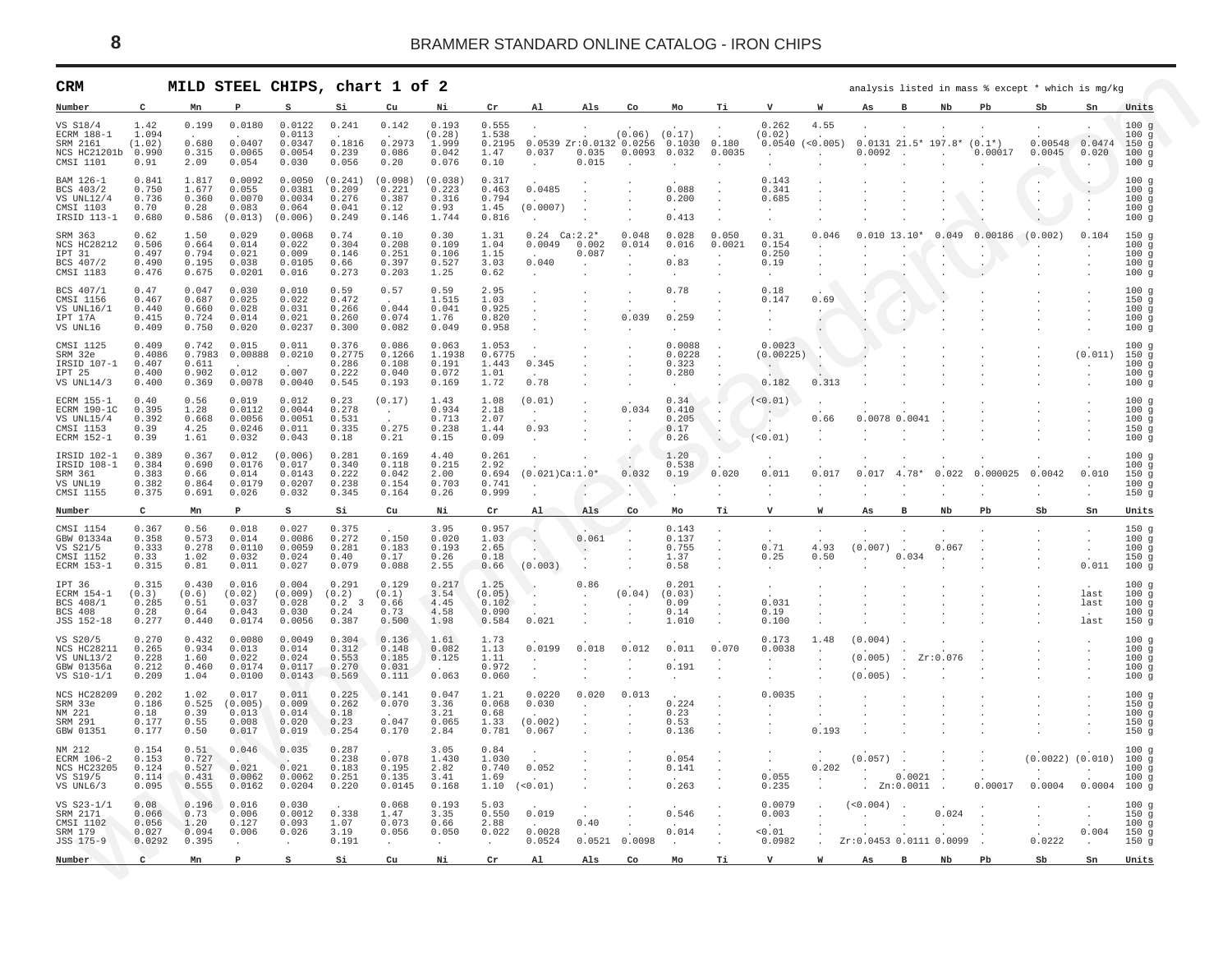## CRM MILD STEEL CHIPS, chart 1 of 2

analysis listed in mass % except * which is mg/kg

| Number | C | Mn | P | S | Si | Cu | Ni | Cr | Al | Als | Co | Mo | Ti | V | W | As | B | Nb | Pb | Sb | Sn | Units |
|---|---|---|---|---|---|---|---|---|---|---|---|---|---|---|---|---|---|---|---|---|---|---|
| VS S18/4 | 1.42 | 0.199 | 0.0180 | 0.0122 | 0.241 | 0.142 | 0.193 | 0.555 | | | | | | 0.262 | 4.55 | | | | | | | 100 g |
| ECRM 188-1 | 1.094 | | | 0.0113 | | | (0.28) | 1.538 | | | (0.06) | (0.17) | | (0.02) | | | | | | | | 100 g |
| SRM 2161 | (1.02) | 0.680 | 0.0407 | 0.0347 | 0.1816 | 0.2973 | 1.999 | 0.2195 | 0.0539 | Zr:0.0132 | 0.0256 | 0.1030 | 0.180 | 0.0540 | (<0.005) | 0.0131 | 21.5* | 197.8* | (0.1*) | 0.00548 | 0.0474 | 150 g |
| NCS HC21201b | 0.990 | 0.315 | 0.0065 | 0.0054 | 0.239 | 0.086 | 0.042 | 1.47 | 0.037 | 0.035 | 0.0093 | 0.032 | 0.0035 | | | 0.0092 | | | 0.00017 | 0.0045 | 0.020 | 100 g |
| CMSI 1101 | 0.91 | 2.09 | 0.054 | 0.030 | 0.056 | 0.20 | 0.076 | 0.10 | | 0.015 | | | | | | | | | | | | 100 g |
| BAM 126-1 | 0.841 | 1.817 | 0.0092 | 0.0050 | (0.241) | (0.098) | (0.038) | 0.317 | | | | | | 0.143 | | | | | | | | 100 g |
| BCS 403/2 | 0.750 | 1.677 | 0.055 | 0.0381 | 0.209 | 0.221 | 0.223 | 0.463 | 0.0485 | | | 0.088 | | 0.341 | | | | | | | | 100 g |
| VS UNL12/4 | 0.736 | 0.360 | 0.0070 | 0.0034 | 0.276 | 0.387 | 0.316 | 0.794 | | | | 0.200 | | 0.685 | | | | | | | | 100 g |
| CMSI 1103 | 0.70 | 0.28 | 0.083 | 0.064 | 0.041 | 0.12 | 0.93 | 1.45 | (0.0007) | | | | | | | | | | | | | 100 g |
| IRSID 113-1 | 0.680 | 0.586 | (0.013) | (0.006) | 0.249 | 0.146 | 1.744 | 0.816 | | | | 0.413 | | | | | | | | | | 100 g |
| SRM 363 | 0.62 | 1.50 | 0.029 | 0.0068 | 0.74 | 0.10 | 0.30 | 1.31 | 0.24 | Ca:2.2* | 0.048 | 0.028 | 0.050 | 0.31 | 0.046 | 0.010 | 13.10* | 0.049 | 0.00186 | (0.002) | 0.104 | 150 g |
| NCS HC28212 | 0.506 | 0.664 | 0.014 | 0.022 | 0.304 | 0.208 | 0.109 | 1.04 | 0.0049 | 0.002 | 0.014 | 0.016 | 0.0021 | 0.154 | | | | | | | | 100 g |
| IPT 31 | 0.497 | 0.794 | 0.021 | 0.009 | 0.146 | 0.251 | 0.106 | 1.15 | | 0.087 | | | | 0.250 | | | | | | | | 100 g |
| BCS 407/2 | 0.490 | 0.195 | 0.038 | 0.0105 | 0.66 | 0.397 | 0.527 | 3.03 | 0.040 | | | 0.83 | | 0.19 | | | | | | | | 100 g |
| CMSI 1183 | 0.476 | 0.675 | 0.0201 | 0.016 | 0.273 | 0.203 | 1.25 | 0.62 | | | | | | | | | | | | | | 100 g |
| BCS 407/1 | 0.47 | 0.047 | 0.030 | 0.010 | 0.59 | 0.57 | 0.59 | 2.95 | | | | 0.78 | | 0.18 | | | | | | | | 100 g |
| CMSI 1156 | 0.467 | 0.687 | 0.025 | 0.022 | 0.472 | | 1.515 | 1.03 | | | | | | 0.147 | 0.69 | | | | | | | 150 g |
| VS UNL16/1 | 0.440 | 0.660 | 0.028 | 0.031 | 0.266 | 0.044 | 0.041 | 0.925 | | | | | | | | | | | | | | 100 g |
| IPT 17A | 0.415 | 0.724 | 0.014 | 0.021 | 0.260 | 0.074 | 1.76 | 0.820 | | | 0.039 | 0.259 | | | | | | | | | | 100 g |
| VS UNL16 | 0.409 | 0.750 | 0.020 | 0.0237 | 0.300 | 0.082 | 0.049 | 0.958 | | | | | | | | | | | | | | 100 g |
| CMSI 1125 | 0.409 | 0.742 | 0.015 | 0.011 | 0.376 | 0.086 | 0.063 | 1.053 | | | | 0.0088 | | 0.0023 | | | | | | | | 100 g |
| SRM 32e | 0.4086 | 0.7983 | 0.00888 | 0.0210 | 0.2775 | 0.1266 | 1.1938 | 0.6775 | | | | 0.0228 | | (0.00225) | | | | | | | (0.011) | 150 g |
| IRSID 107-1 | 0.407 | 0.611 | | | 0.286 | 0.108 | 0.191 | 1.443 | 0.345 | | | 0.323 | | | | | | | | | | 100 g |
| IPT 25 | 0.400 | 0.902 | 0.012 | 0.007 | 0.222 | 0.040 | 0.072 | 1.01 | | | | 0.280 | | | | | | | | | | 100 g |
| VS UNL14/3 | 0.400 | 0.369 | 0.0078 | 0.0040 | 0.545 | 0.193 | 0.169 | 1.72 | 0.78 | | | | | 0.182 | 0.313 | | | | | | | 100 g |
| ECRM 155-1 | 0.40 | 0.56 | 0.019 | 0.012 | 0.23 | (0.17) | 1.43 | 1.08 | (0.01) | | | 0.34 | | (<0.01) | | | | | | | | 100 g |
| ECRM 190-1C | 0.395 | 1.28 | 0.0112 | 0.0044 | 0.278 | | 0.934 | 2.18 | | | 0.034 | 0.410 | | | | | | | | | | 100 g |
| VS UNL15/4 | 0.392 | 0.668 | 0.0056 | 0.0051 | 0.531 | | 0.713 | 2.07 | | | | 0.205 | | | 0.66 | 0.0078 | 0.0041 | | | | | 100 g |
| CMSI 1153 | 0.39 | 4.25 | 0.0246 | 0.011 | 0.335 | 0.275 | 0.238 | 1.44 | 0.93 | | | 0.17 | | | | | | | | | | 150 g |
| ECRM 152-1 | 0.39 | 1.61 | 0.032 | 0.043 | 0.18 | 0.21 | 0.15 | 0.09 | | | | 0.26 | | (<0.01) | | | | | | | | 100 g |
| IRSID 102-1 | 0.389 | 0.367 | 0.012 | (0.006) | 0.281 | 0.169 | 4.40 | 0.261 | | | | 1.20 | | | | | | | | | | 100 g |
| IRSID 108-1 | 0.384 | 0.690 | 0.0176 | 0.017 | 0.340 | 0.118 | 0.215 | 2.92 | | | | 0.538 | | | | | | | | | | 100 g |
| SRM 361 | 0.383 | 0.66 | 0.014 | 0.0143 | 0.222 | 0.042 | 2.00 | 0.694 | (0.021) | Ca:1.0* | 0.032 | 0.19 | 0.020 | 0.011 | 0.017 | 0.017 | 4.78* | 0.022 | 0.000025 | 0.0042 | 0.010 | 150 g |
| VS UNL19 | 0.382 | 0.864 | 0.0179 | 0.0207 | 0.238 | 0.154 | 0.703 | 0.741 | | | | | | | | | | | | | | 100 g |
| CMSI 1155 | 0.375 | 0.691 | 0.026 | 0.032 | 0.345 | 0.164 | 0.26 | 0.999 | | | | | | | | | | | | | | 150 g |
| **Number** | **C** | **Mn** | **P** | **S** | **Si** | **Cu** | **Ni** | **Cr** | **Al** | **Als** | **Co** | **Mo** | **Ti** | **V** | **W** | **As** | **B** | **Nb** | **Pb** | **Sb** | **Sn** | **Units** |
| CMSI 1154 | 0.367 | 0.56 | 0.018 | 0.027 | 0.375 | | 3.95 | 0.957 | | | | 0.143 | | | | | | | | | | 150 g |
| GBW 01334a | 0.358 | 0.573 | 0.014 | 0.0086 | 0.272 | 0.150 | 0.020 | 1.03 | | 0.061 | | 0.137 | | | | | | | | | | 100 g |
| VS S21/5 | 0.333 | 0.278 | 0.0110 | 0.0059 | 0.281 | 0.183 | 0.193 | 2.65 | | | | 0.755 | | 0.71 | 4.93 | (0.007) | | 0.067 | | | | 100 g |
| CMSI 1152 | 0.33 | 1.02 | 0.032 | 0.024 | 0.40 | 0.17 | 0.26 | 0.18 | | | | 1.37 | | 0.25 | 0.50 | | 0.034 | | | | | 150 g |
| ECRM 153-1 | 0.315 | 0.81 | 0.011 | 0.027 | 0.079 | 0.088 | 2.55 | 0.66 | (0.003) | | | 0.58 | | | | | | | | | 0.011 | 100 g |
| IPT 36 | 0.315 | 0.430 | 0.016 | 0.004 | 0.291 | 0.129 | 0.217 | 1.25 | | 0.86 | | 0.201 | | | | | | | | | | 100 g |
| ECRM 154-1 | (0.3) | (0.6) | (0.02) | (0.009) | (0.2) | (0.1) | 3.54 | (0.05) | | | (0.04) | (0.03) | | | | | | | | | last | 100 g |
| BCS 408/1 | 0.285 | 0.51 | 0.037 | 0.028 | 0.2 3 | 0.66 | 4.45 | 0.102 | | | | 0.09 | | 0.031 | | | | | | | last | 100 g |
| BCS 408 | 0.28 | 0.64 | 0.043 | 0.030 | 0.24 | 0.73 | 4.58 | 0.090 | | | | 0.14 | | 0.19 | | | | | | | | 100 g |
| JSS 152-18 | 0.277 | 0.440 | 0.0174 | 0.0056 | 0.387 | 0.500 | 1.98 | 0.584 | 0.021 | | | 1.010 | | 0.100 | | | | | | | last | 150 g |
| VS S20/5 | 0.270 | 0.432 | 0.0080 | 0.0049 | 0.304 | 0.136 | 1.61 | 1.73 | | | | | | 0.173 | 1.48 | (0.004) | | | | | | 100 g |
| NCS HC28211 | 0.265 | 0.934 | 0.013 | 0.014 | 0.312 | 0.148 | 0.082 | 1.13 | 0.0199 | 0.018 | 0.012 | 0.011 | 0.070 | 0.0038 | | | | | | | | 100 g |
| VS UNL13/2 | 0.228 | 1.60 | 0.022 | 0.024 | 0.553 | 0.185 | 0.125 | 1.11 | | | | | | | | (0.005) | | Zr:0.076 | | | | 100 g |
| GBW 01356a | 0.212 | 0.460 | 0.0174 | 0.0117 | 0.270 | 0.031 | | 0.972 | | | | 0.191 | | | | | | | | | | 100 g |
| VS S10-1/1 | 0.209 | 1.04 | 0.0100 | 0.0143 | 0.569 | 0.111 | 0.063 | 0.060 | | | | | | | | (0.005) | | | | | | 100 g |
| NCS HC28209 | 0.202 | 1.02 | 0.017 | 0.011 | 0.225 | 0.141 | 0.047 | 1.21 | 0.0220 | 0.020 | 0.013 | | | 0.0035 | | | | | | | | 100 g |
| SRM 33e | 0.186 | 0.525 | (0.005) | 0.009 | 0.262 | 0.070 | 3.36 | 0.068 | 0.030 | | | 0.224 | | | | | | | | | | 150 g |
| NM 221 | 0.18 | 0.39 | 0.013 | 0.014 | 0.18 | | 3.21 | 0.68 | | | | 0.23 | | | | | | | | | | 100 g |
| SRM 291 | 0.177 | 0.55 | 0.008 | 0.020 | 0.23 | 0.047 | 0.065 | 1.33 | (0.002) | | | 0.53 | | | | | | | | | | 150 g |
| GBW 01351 | 0.177 | 0.50 | 0.017 | 0.019 | 0.254 | 0.170 | 2.84 | 0.781 | 0.067 | | | 0.136 | | | 0.193 | | | | | | | 150 g |
| NM 212 | 0.154 | 0.51 | 0.046 | 0.035 | 0.287 | | 3.05 | 0.84 | | | | | | | | | | | | | | 100 g |
| ECRM 106-2 | 0.153 | 0.727 | | | 0.238 | 0.078 | 1.430 | 1.030 | | | | 0.054 | | | | (0.057) | | | | (0.0022) | (0.010) | 100 g |
| NCS HC23205 | 0.124 | 0.527 | 0.021 | 0.021 | 0.183 | 0.195 | 2.82 | 0.740 | 0.052 | | | 0.141 | | | 0.202 | | | | | | | 100 g |
| VS S19/5 | 0.114 | 0.431 | 0.0062 | 0.0062 | 0.251 | 0.135 | 3.41 | 1.69 | | | | | | 0.055 | | | 0.0021 | | | | | 100 g |
| VS UNL6/3 | 0.095 | 0.555 | 0.0162 | 0.0204 | 0.220 | 0.0145 | 0.168 | 1.10 | (<0.01) | | | 0.263 | | 0.235 | | | Zn:0.0011 | | 0.00017 | 0.0004 | 0.0004 | 100 g |
| VS S23-1/1 | 0.08 | 0.196 | 0.016 | 0.030 | | 0.068 | 0.193 | 5.03 | | | | | | 0.0079 | | (<0.004) | | | | | | 100 g |
| SRM 2171 | 0.066 | 0.73 | 0.006 | 0.0012 | 0.338 | 1.47 | 3.35 | 0.550 | 0.019 | | | 0.546 | | 0.003 | | | | 0.024 | | | | 150 g |
| CMSI 1102 | 0.056 | 1.20 | 0.127 | 0.093 | 1.07 | 0.073 | 0.66 | 2.88 | | 0.40 | | | | | | | | | | | | 100 g |
| SRM 179 | 0.027 | 0.094 | 0.006 | 0.026 | 3.19 | 0.056 | 0.050 | 0.022 | 0.0028 | | | 0.014 | | <0.01 | | | | | | | 0.004 | 150 g |
| JSS 175-9 | 0.0292 | 0.395 | | | 0.191 | | | | 0.0524 | 0.0521 | 0.0098 | | | 0.0982 | | Zr:0.0453 | 0.0111 | 0.0099 | | 0.0222 | | 150 g |
| **Number** | **C** | **Mn** | **P** | **S** | **Si** | **Cu** | **Ni** | **Cr** | **Al** | **Als** | **Co** | **Mo** | **Ti** | **V** | **W** | **As** | **B** | **Nb** | **Pb** | **Sb** | **Sn** | **Units** |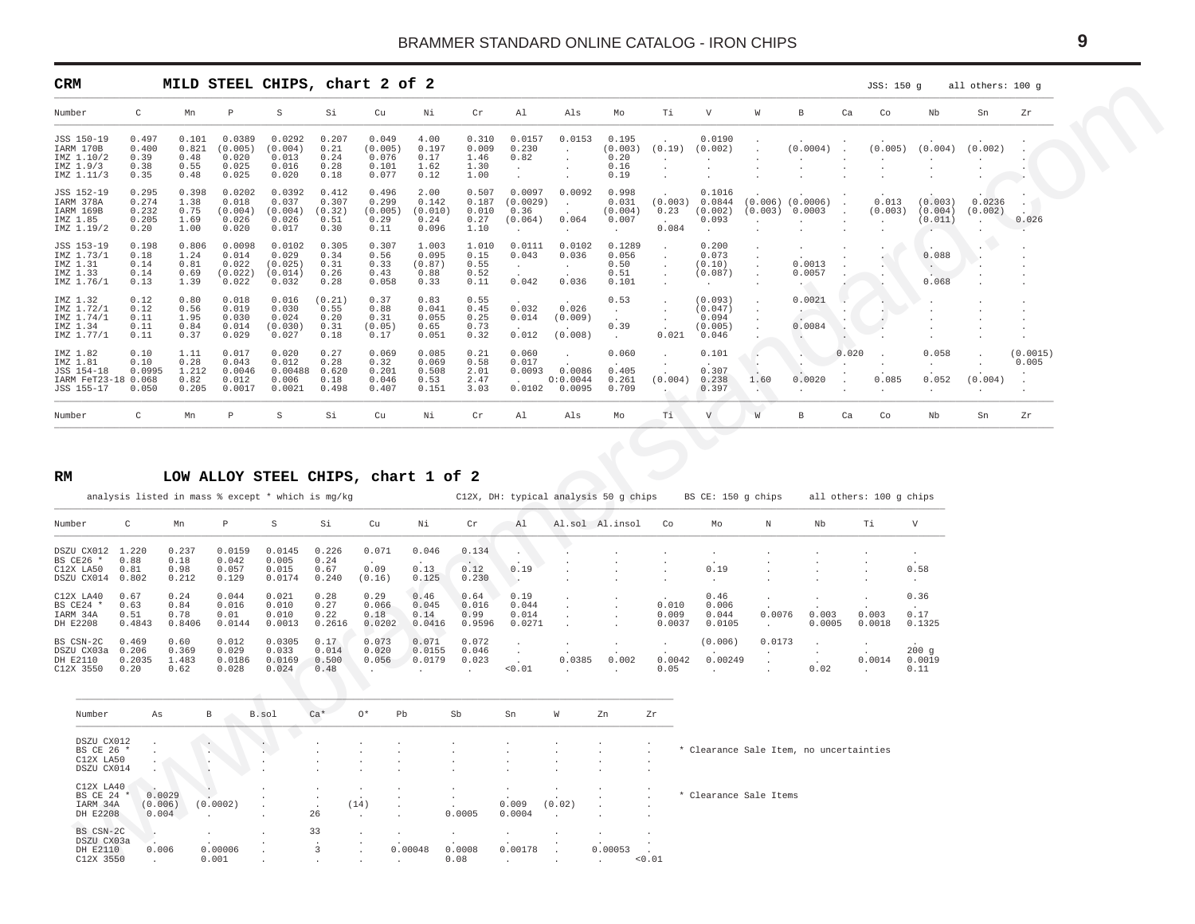## CRM MILD STEEL CHIPS, chart 2 of 2

JSS: 150 g all others: 100 g

| Number | C | Mn | P | S | Si | Cu | Ni | Cr | Al | Als | Mo | Ti | V | W | B | Ca | Co | Nb | Sn | Zr |
|---|---|---|---|---|---|---|---|---|---|---|---|---|---|---|---|---|---|---|---|---|
| JSS 150-19 | 0.497 | 0.101 | 0.0389 | 0.0292 | 0.207 | 0.049 | 4.00 | 0.310 | 0.0157 | 0.0153 | 0.195 | . | 0.0190 | . | . | . | . | . | . | . |
| IARM 170B | 0.400 | 0.821 | (0.005) | (0.004) | 0.21 | (0.005) | 0.197 | 0.009 | 0.230 | . | (0.003) | (0.19) | (0.002) | . | (0.0004) | . | (0.005) | (0.004) | (0.002) | . |
| IMZ 1.10/2 | 0.39 | 0.48 | 0.020 | 0.013 | 0.24 | 0.076 | 0.17 | 1.46 | 0.82 | . | 0.20 | . | . | . | . | . | . | . | . | . |
| IMZ 1.9/3 | 0.38 | 0.55 | 0.025 | 0.016 | 0.28 | 0.101 | 1.62 | 1.30 | . | . | 0.16 | . | . | . | . | . | . | . | . | . |
| IMZ 1.11/3 | 0.35 | 0.48 | 0.025 | 0.020 | 0.18 | 0.077 | 0.12 | 1.00 | . | . | 0.19 | . | . | . | . | . | . | . | . | . |
| JSS 152-19 | 0.295 | 0.398 | 0.0202 | 0.0392 | 0.412 | 0.496 | 2.00 | 0.507 | 0.0097 | 0.0092 | 0.998 | . | 0.1016 | . | . | . | . | . | . | . |
| IARM 378A | 0.274 | 1.38 | 0.018 | 0.037 | 0.307 | 0.299 | 0.142 | 0.187 | (0.0029) | . | 0.031 | (0.003) | 0.0844 | (0.006) | (0.0006) | . | 0.013 | (0.003) | 0.0236 | . |
| IARM 169B | 0.232 | 0.75 | (0.004) | (0.004) | (0.32) | (0.005) | (0.010) | 0.010 | 0.36 | . | (0.004) | 0.23 | (0.002) | (0.003) | 0.0003 | . | (0.003) | (0.004) | (0.002) | . |
| IMZ 1.85 | 0.205 | 1.69 | 0.026 | 0.026 | 0.51 | 0.29 | 0.24 | 0.27 | (0.064) | 0.064 | 0.007 | . | 0.093 | . | . | . | . | (0.011) | . | 0.026 |
| IMZ 1.19/2 | 0.20 | 1.00 | 0.020 | 0.017 | 0.30 | 0.11 | 0.096 | 1.10 | . | . | . | 0.084 | . | . | . | . | . | . | . | . |
| JSS 153-19 | 0.198 | 0.806 | 0.0098 | 0.0102 | 0.305 | 0.307 | 1.003 | 1.010 | 0.0111 | 0.0102 | 0.1289 | . | 0.200 | . | . | . | . | . | . | . |
| IMZ 1.73/1 | 0.18 | 1.24 | 0.014 | 0.029 | 0.34 | 0.56 | 0.095 | 0.15 | 0.043 | 0.036 | 0.056 | . | 0.073 | . | . | . | . | 0.088 | . | . |
| IMZ 1.31 | 0.14 | 0.81 | 0.022 | (0.025) | 0.31 | 0.33 | (0.87) | 0.55 | . | . | 0.50 | . | (0.10) | . | 0.0013 | . | . | . | . | . |
| IMZ 1.33 | 0.14 | 0.69 | (0.022) | (0.014) | 0.26 | 0.43 | 0.88 | 0.52 | . | . | 0.51 | . | (0.087) | . | 0.0057 | . | . | . | . | . |
| IMZ 1.76/1 | 0.13 | 1.39 | 0.022 | 0.032 | 0.28 | 0.058 | 0.33 | 0.11 | 0.042 | 0.036 | 0.101 | . | . | . | . | . | . | 0.068 | . | . |
| IMZ 1.32 | 0.12 | 0.80 | 0.018 | 0.016 | (0.21) | 0.37 | 0.83 | 0.55 | . | . | 0.53 | . | (0.093) | . | 0.0021 | . | . | . | . | . |
| IMZ 1.72/1 | 0.12 | 0.56 | 0.019 | 0.030 | 0.55 | 0.88 | 0.041 | 0.45 | 0.032 | 0.026 | . | . | (0.047) | . | . | . | . | . | . | . |
| IMZ 1.74/1 | 0.11 | 1.95 | 0.030 | 0.024 | 0.20 | 0.31 | 0.055 | 0.25 | 0.014 | (0.009) | . | . | 0.094 | . | . | . | . | . | . | . |
| IMZ 1.34 | 0.11 | 0.84 | 0.014 | (0.030) | 0.31 | (0.05) | 0.65 | 0.73 | . | . | 0.39 | . | (0.005) | . | 0.0084 | . | . | . | . | . |
| IMZ 1.77/1 | 0.11 | 0.37 | 0.029 | 0.027 | 0.18 | 0.17 | 0.051 | 0.32 | 0.012 | (0.008) | . | 0.021 | 0.046 | . | . | . | . | . | . | . |
| IMZ 1.82 | 0.10 | 1.11 | 0.017 | 0.020 | 0.27 | 0.069 | 0.085 | 0.21 | 0.060 | . | 0.060 | . | 0.101 | . | . | 0.020 | . | 0.058 | . | (0.0015) |
| IMZ 1.81 | 0.10 | 0.28 | 0.043 | 0.012 | 0.28 | 0.32 | 0.069 | 0.58 | 0.017 | . | . | . | . | . | . | . | . | . | . | 0.005 |
| JSS 154-18 | 0.0995 | 1.212 | 0.0046 | 0.00488 | 0.620 | 0.201 | 0.508 | 2.01 | 0.0093 | 0.0086 | 0.405 | . | 0.307 | . | . | . | . | . | . | . |
| IARM FeT23-18 | 0.068 | 0.82 | 0.012 | 0.006 | 0.18 | 0.046 | 0.53 | 2.47 | . | 0:0.0044 | 0.261 | (0.004) | 0.238 | 1.60 | 0.0020 | . | 0.085 | 0.052 | (0.004) | . |
| JSS 155-17 | 0.050 | 0.205 | 0.0017 | 0.0021 | 0.498 | 0.407 | 0.151 | 3.03 | 0.0102 | 0.0095 | 0.709 | . | 0.397 | . | . | . | . | . | . | . |
| Number | C | Mn | P | S | Si | Cu | Ni | Cr | Al | Als | Mo | Ti | V | W | B | Ca | Co | Nb | Sn | Zr |

## RM LOW ALLOY STEEL CHIPS, chart 1 of 2

analysis listed in mass % except * which is mg/kg C12X, DH: typical analysis 50 g chips BS CE: 150 g chips all others: 100 g chips

| Number | C | Mn | P | S | Si | Cu | Ni | Cr | Al | Al.sol | Al.insol | Co | Mo | N | Nb | Ti | V |
|---|---|---|---|---|---|---|---|---|---|---|---|---|---|---|---|---|---|
| DSZU CX012 | 1.220 | 0.237 | 0.0159 | 0.0145 | 0.226 | 0.071 | 0.046 | 0.134 | . | . | . | . | . | . | . | . | . |
| BS CE26 * | 0.88 | 0.18 | 0.042 | 0.005 | 0.24 | . | . | . | . | . | . | . | . | . | . | . | . |
| C12X LA50 | 0.81 | 0.98 | 0.057 | 0.015 | 0.67 | 0.09 | 0.13 | 0.12 | 0.19 | . | . | . | 0.19 | . | . | . | 0.58 |
| DSZU CX014 | 0.802 | 0.212 | 0.129 | 0.0174 | 0.240 | (0.16) | 0.125 | 0.230 | . | . | . | . | . | . | . | . | . |
| C12X LA40 | 0.67 | 0.24 | 0.044 | 0.021 | 0.28 | 0.29 | 0.46 | 0.64 | 0.19 | . | . | . | 0.46 | . | . | . | 0.36 |
| BS CE24 * | 0.63 | 0.84 | 0.016 | 0.010 | 0.27 | 0.066 | 0.045 | 0.016 | 0.044 | . | . | 0.010 | 0.006 | . | . | . | . |
| IARM 34A | 0.51 | 0.78 | 0.01 | 0.010 | 0.22 | 0.18 | 0.14 | 0.99 | 0.014 | . | . | 0.009 | 0.044 | 0.0076 | 0.003 | 0.003 | 0.17 |
| DH E2208 | 0.4843 | 0.8406 | 0.0144 | 0.0013 | 0.2616 | 0.0202 | 0.0416 | 0.9596 | 0.0271 | . | . | 0.0037 | 0.0105 | . | 0.0005 | 0.0018 | 0.1325 |
| BS CSN-2C | 0.469 | 0.60 | 0.012 | 0.0305 | 0.17 | 0.073 | 0.071 | 0.072 | . | . | . | . | (0.006) | 0.0173 | . | . | . |
| DSZU CX03a | 0.206 | 0.369 | 0.029 | 0.033 | 0.014 | 0.020 | 0.0155 | 0.046 | . | . | . | . | . | . | . | . | 200 g |
| DH E2110 | 0.2035 | 1.483 | 0.0186 | 0.0169 | 0.500 | 0.056 | 0.0179 | 0.023 | . | 0.0385 | 0.002 | 0.0042 | 0.00249 | . | . | 0.0014 | 0.0019 |
| C12X 3550 | 0.20 | 0.62 | 0.028 | 0.024 | 0.48 | . | . | . | <0.01 | . | . | 0.05 | . | . | 0.02 | . | 0.11 |

| Number | As | B | B.sol | Ca* | O* | Pb | Sb | Sn | W | Zn | Zr |
|---|---|---|---|---|---|---|---|---|---|---|---|
| DSZU CX012 | . | . | . | . | . | . | . | . | . | . | . |
| BS CE 26 * | . | . | . | . | . | . | . | . | . | . | . |
| C12X LA50 | . | . | . | . | . | . | . | . | . | . | . |
| DSZU CX014 | . | . | . | . | . | . | . | . | . | . | . |
| C12X LA40 | . | . | . | . | . | . | . | . | . | . | . |
| BS CE 24 * | 0.0029 | . | . | . | . | . | . | . | . | . | . |
| IARM 34A | (0.006) | (0.0002) | . | . | (14) | . | . | 0.009 | (0.02) | . | . |
| DH E2208 | 0.004 | . | . | 26 | . | . | 0.0005 | 0.0004 | . | . | . |
| BS CSN-2C | . | . | . | 33 | . | . | . | . | . | . | . |
| DSZU CX03a | . | . | . | . | . | . | . | . | . | . | . |
| DH E2110 | 0.006 | 0.00006 | . | 3 | . | 0.00048 | 0.0008 | 0.00178 | . | 0.00053 | . |
| C12X 3550 | . | 0.001 | . | . | . | . | 0.08 | . | . | . | <0.01 |

\* Clearance Sale Item, no uncertainties (BS CE 26)

\* Clearance Sale Items (BS CE 24)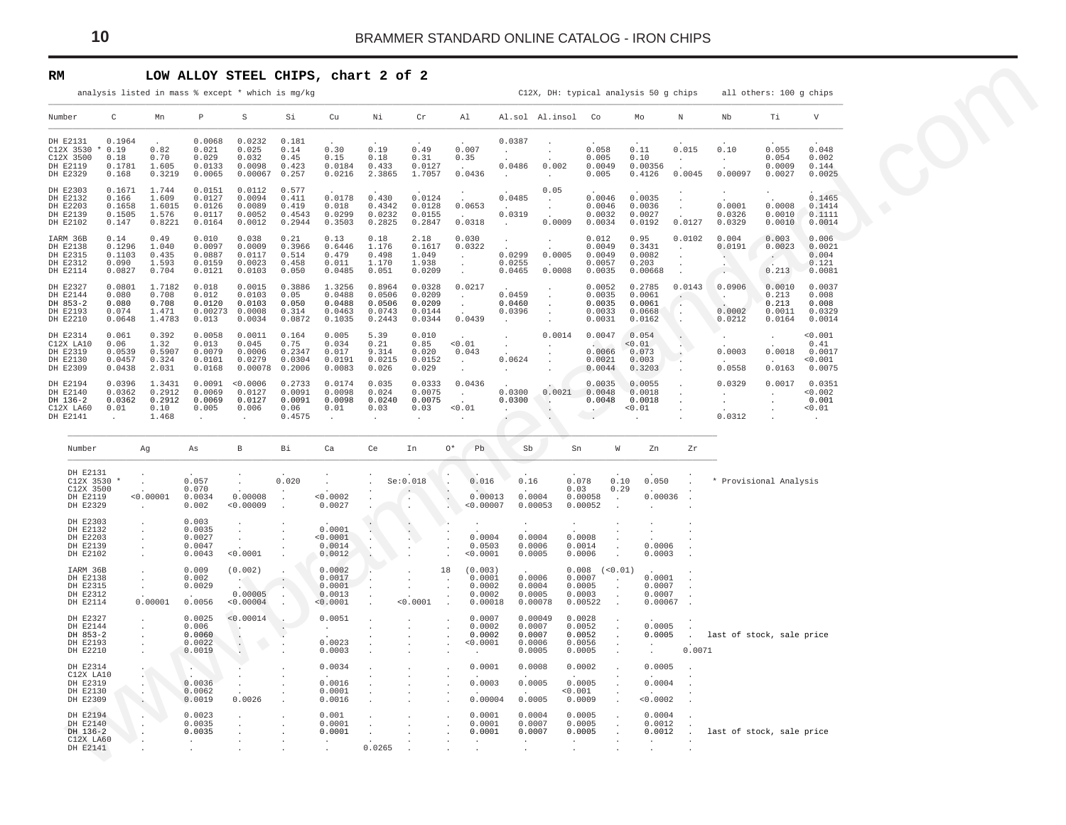## RM LOW ALLOY STEEL CHIPS, chart 2 of 2

analysis listed in mass % except * which is mg/kg — C12X, DH: typical analysis 50 g chips — all others: 100 g chips

| Number | C | Mn | P | S | Si | Cu | Ni | Cr | Al | Al.sol | Al.insol | Co | Mo | N | Nb | Ti | V |
|---|---|---|---|---|---|---|---|---|---|---|---|---|---|---|---|---|---|
| DH E2131 | 0.1964 | . | 0.0068 | 0.0232 | 0.181 | . | . | . | . | 0.0387 | . | . | . | . | . | . | . |
| C12X 3530 * | 0.19 | 0.82 | 0.021 | 0.025 | 0.14 | 0.30 | 0.19 | 0.49 | 0.007 | . | . | 0.058 | 0.11 | 0.015 | 0.10 | 0.055 | 0.048 |
| C12X 3500 | 0.18 | 0.70 | 0.029 | 0.032 | 0.45 | 0.15 | 0.18 | 0.31 | 0.35 | . | . | 0.005 | 0.10 | . | . | 0.054 | 0.002 |
| DH E2119 | 0.1781 | 1.605 | 0.0133 | 0.0098 | 0.423 | 0.0184 | 0.433 | 0.0127 | . | 0.0486 | 0.002 | 0.0049 | 0.00356 | . | . | 0.0009 | 0.144 |
| DH E2329 | 0.168 | 0.3219 | 0.0065 | 0.00067 | 0.257 | 0.0216 | 2.3865 | 1.7057 | 0.0436 | . | . | 0.005 | 0.4126 | 0.0045 | 0.00097 | 0.0027 | 0.0025 |
| DH E2303 | 0.1671 | 1.744 | 0.0151 | 0.0112 | 0.577 | . | . | . | . | . | 0.05 | . | . | . | . | . | . |
| DH E2132 | 0.166 | 1.609 | 0.0127 | 0.0094 | 0.411 | 0.0178 | 0.430 | 0.0124 | . | 0.0485 | . | 0.0046 | 0.0035 | . | . | . | 0.1465 |
| DH E2203 | 0.1658 | 1.6015 | 0.0126 | 0.0089 | 0.419 | 0.018 | 0.4342 | 0.0128 | 0.0653 | . | . | 0.0046 | 0.0036 | . | 0.0001 | 0.0008 | 0.1414 |
| DH E2139 | 0.1505 | 1.576 | 0.0117 | 0.0052 | 0.4543 | 0.0299 | 0.0232 | 0.0155 | . | 0.0319 | . | 0.0032 | 0.0027 | . | 0.0326 | 0.0010 | 0.1111 |
| DH E2102 | 0.147 | 0.8221 | 0.0164 | 0.0012 | 0.2944 | 0.3503 | 0.2825 | 0.2847 | 0.0318 | . | 0.0009 | 0.0034 | 0.0192 | 0.0127 | 0.0329 | 0.0010 | 0.0014 |
| IARM 36B | 0.14 | 0.49 | 0.010 | 0.038 | 0.21 | 0.13 | 0.18 | 2.18 | 0.030 | . | . | 0.012 | 0.95 | 0.0102 | 0.004 | 0.003 | 0.006 |
| DH E2138 | 0.1296 | 1.040 | 0.0097 | 0.0009 | 0.3966 | 0.6446 | 1.176 | 0.1617 | 0.0322 | . | . | 0.0049 | 0.3431 | . | 0.0191 | 0.0023 | 0.0021 |
| DH E2315 | 0.1103 | 0.435 | 0.0887 | 0.0117 | 0.514 | 0.479 | 0.498 | 1.049 | . | 0.0299 | 0.0005 | 0.0049 | 0.0082 | . | . | . | 0.004 |
| DH E2312 | 0.090 | 1.593 | 0.0159 | 0.0023 | 0.458 | 0.011 | 1.170 | 1.938 | . | 0.0255 | . | 0.0057 | 0.203 | . | . | . | 0.121 |
| DH E2114 | 0.0827 | 0.704 | 0.0121 | 0.0103 | 0.050 | 0.0485 | 0.051 | 0.0209 | . | 0.0465 | 0.0008 | 0.0035 | 0.00668 | . | . | 0.213 | 0.0081 |
| DH E2327 | 0.0801 | 1.7182 | 0.018 | 0.0015 | 0.3886 | 1.3256 | 0.8964 | 0.0328 | 0.0217 | . | . | 0.0052 | 0.2785 | 0.0143 | 0.0906 | 0.0010 | 0.0037 |
| DH E2144 | 0.080 | 0.708 | 0.012 | 0.0103 | 0.05 | 0.0488 | 0.0506 | 0.0209 | . | 0.0459 | . | 0.0035 | 0.0061 | . | . | 0.213 | 0.008 |
| DH 853-2 | 0.080 | 0.708 | 0.0120 | 0.0103 | 0.050 | 0.0488 | 0.0506 | 0.0209 | . | 0.0460 | . | 0.0035 | 0.0061 | . | . | 0.213 | 0.008 |
| DH E2193 | 0.074 | 1.471 | 0.00273 | 0.0008 | 0.314 | 0.0463 | 0.0743 | 0.0144 | . | 0.0396 | . | 0.0033 | 0.0668 | . | 0.0002 | 0.0011 | 0.0329 |
| DH E2210 | 0.0648 | 1.4783 | 0.013 | 0.0034 | 0.0872 | 0.1035 | 0.2443 | 0.0344 | 0.0439 | . | . | 0.0031 | 0.0162 | . | 0.0212 | 0.0164 | 0.0014 |
| DH E2314 | 0.061 | 0.392 | 0.0058 | 0.0011 | 0.164 | 0.005 | 5.39 | 0.010 | . | . | 0.0014 | 0.0047 | 0.054 | . | . | . | <0.001 |
| C12X LA10 | 0.06 | 1.32 | 0.013 | 0.045 | 0.75 | 0.034 | 0.21 | 0.85 | <0.01 | . | . | . | <0.01 | . | . | . | 0.41 |
| DH E2319 | 0.0539 | 0.5907 | 0.0079 | 0.0006 | 0.2347 | 0.017 | 9.314 | 0.020 | 0.043 | . | . | 0.0066 | 0.073 | . | 0.0003 | 0.0018 | 0.0017 |
| DH E2130 | 0.0457 | 0.324 | 0.0101 | 0.0279 | 0.0304 | 0.0191 | 0.0215 | 0.0152 | . | 0.0624 | . | 0.0021 | 0.003 | . | . | . | <0.001 |
| DH E2309 | 0.0438 | 2.031 | 0.0168 | 0.00078 | 0.2006 | 0.0083 | 0.026 | 0.029 | . | . | . | 0.0044 | 0.3203 | . | 0.0558 | 0.0163 | 0.0075 |
| DH E2194 | 0.0396 | 1.3431 | 0.0091 | <0.0006 | 0.2733 | 0.0174 | 0.035 | 0.0333 | 0.0436 | . | . | 0.0035 | 0.0055 | . | 0.0329 | 0.0017 | 0.0351 |
| DH E2140 | 0.0362 | 0.2912 | 0.0069 | 0.0127 | 0.0091 | 0.0098 | 0.024 | 0.0075 | . | 0.0300 | 0.0021 | 0.0048 | 0.0018 | . | . | . | <0.002 |
| DH 136-2 | 0.0362 | 0.2912 | 0.0069 | 0.0127 | 0.0091 | 0.0098 | 0.0240 | 0.0075 | . | 0.0300 | . | 0.0048 | 0.0018 | . | . | . | 0.001 |
| C12X LA60 | 0.01 | 0.10 | 0.005 | 0.006 | 0.06 | 0.01 | 0.03 | 0.03 | <0.01 | . | . | . | <0.01 | . | . | . | <0.01 |
| DH E2141 | . | 1.468 | . | . | 0.4575 | . | . | . | . | . | . | . | . | . | 0.0312 | . | . |

| Number | Ag | As | B | Bi | Ca | Ce | In | O* | Pb | Sb | Sn | W | Zn | Zr | Notes |
|---|---|---|---|---|---|---|---|---|---|---|---|---|---|---|---|
| DH E2131 | . | . | . | . | . | . | . | . | . | . | . | . | . | . | |
| C12X 3530 * | . | 0.057 | . | 0.020 | . | . | Se:0.018 | . | 0.016 | 0.16 | 0.078 | 0.10 | 0.050 | . | * Provisional Analysis |
| C12X 3500 | . | 0.070 | . | . | . | . | . | . | . | . | 0.03 | 0.29 | . | . | |
| DH E2119 | <0.00001 | 0.0034 | 0.00008 | . | <0.0002 | . | . | . | 0.00013 | 0.0004 | 0.00058 | . | 0.00036 | . | |
| DH E2329 | . | 0.002 | <0.00009 | . | 0.0027 | . | . | . | <0.00007 | 0.00053 | 0.00052 | . | . | . | |
| DH E2303 | . | 0.003 | . | . | . | . | . | . | . | . | . | . | . | . | |
| DH E2132 | . | 0.0035 | . | . | 0.0001 | . | . | . | . | . | . | . | . | . | |
| DH E2203 | . | 0.0027 | . | . | <0.0001 | . | . | . | 0.0004 | 0.0004 | 0.0008 | . | . | . | |
| DH E2139 | . | 0.0047 | . | . | 0.0014 | . | . | . | 0.0503 | 0.0006 | 0.0014 | . | 0.0006 | . | |
| DH E2102 | . | 0.0043 | <0.0001 | . | 0.0012 | . | . | . | <0.0001 | 0.0005 | 0.0006 | . | 0.0003 | . | |
| IARM 36B | . | 0.009 | (0.002) | . | 0.0002 | . | . | 18 | (0.003) | . | 0.008 | (<0.01) | . | . | |
| DH E2138 | . | 0.002 | . | . | 0.0017 | . | . | . | 0.0001 | 0.0006 | 0.0007 | . | 0.0001 | . | |
| DH E2315 | . | 0.0029 | . | . | 0.0001 | . | . | . | 0.0002 | 0.0004 | 0.0005 | . | 0.0007 | . | |
| DH E2312 | . | . | 0.00005 | . | 0.0013 | . | . | . | 0.0002 | 0.0005 | 0.0003 | . | 0.0007 | . | |
| DH E2114 | 0.00001 | 0.0056 | <0.00004 | . | <0.0001 | . | <0.0001 | . | 0.00018 | 0.00078 | 0.00522 | . | 0.00067 | . | |
| DH E2327 | . | 0.0025 | <0.00014 | . | 0.0051 | . | . | . | 0.0007 | 0.00049 | 0.0028 | . | . | . | |
| DH E2144 | . | 0.006 | . | . | . | . | . | . | 0.0002 | 0.0007 | 0.0052 | . | 0.0005 | . | |
| DH 853-2 | . | 0.0060 | . | . | . | . | . | . | 0.0002 | 0.0007 | 0.0052 | . | 0.0005 | . | last of stock, sale price |
| DH E2193 | . | 0.0022 | . | . | 0.0023 | . | . | . | <0.0001 | 0.0006 | 0.0056 | . | . | . | |
| DH E2210 | . | 0.0019 | . | . | 0.0003 | . | . | . | . | 0.0005 | 0.0005 | . | . | 0.0071 | |
| DH E2314 | . | . | . | . | 0.0034 | . | . | . | 0.0001 | 0.0008 | 0.0002 | . | 0.0005 | . | |
| C12X LA10 | . | . | . | . | . | . | . | . | . | . | . | . | . | . | |
| DH E2319 | . | 0.0036 | . | . | 0.0016 | . | . | . | 0.0003 | 0.0005 | 0.0005 | . | 0.0004 | . | |
| DH E2130 | . | 0.0062 | . | . | 0.0001 | . | . | . | . | . | <0.001 | . | . | . | |
| DH E2309 | . | 0.0019 | 0.0026 | . | 0.0016 | . | . | . | 0.00004 | 0.0005 | 0.0009 | . | <0.0002 | . | |
| DH E2194 | . | 0.0023 | . | . | 0.001 | . | . | . | 0.0001 | 0.0004 | 0.0005 | . | 0.0004 | . | |
| DH E2140 | . | 0.0035 | . | . | 0.0001 | . | . | . | 0.0001 | 0.0007 | 0.0005 | . | 0.0012 | . | |
| DH 136-2 | . | 0.0035 | . | . | 0.0001 | . | . | . | 0.0001 | 0.0007 | 0.0005 | . | 0.0012 | . | last of stock, sale price |
| C12X LA60 | . | . | . | . | . | . | . | . | . | . | . | . | . | . | |
| DH E2141 | . | . | . | . | . | 0.0265 | . | . | . | . | . | . | . | . | |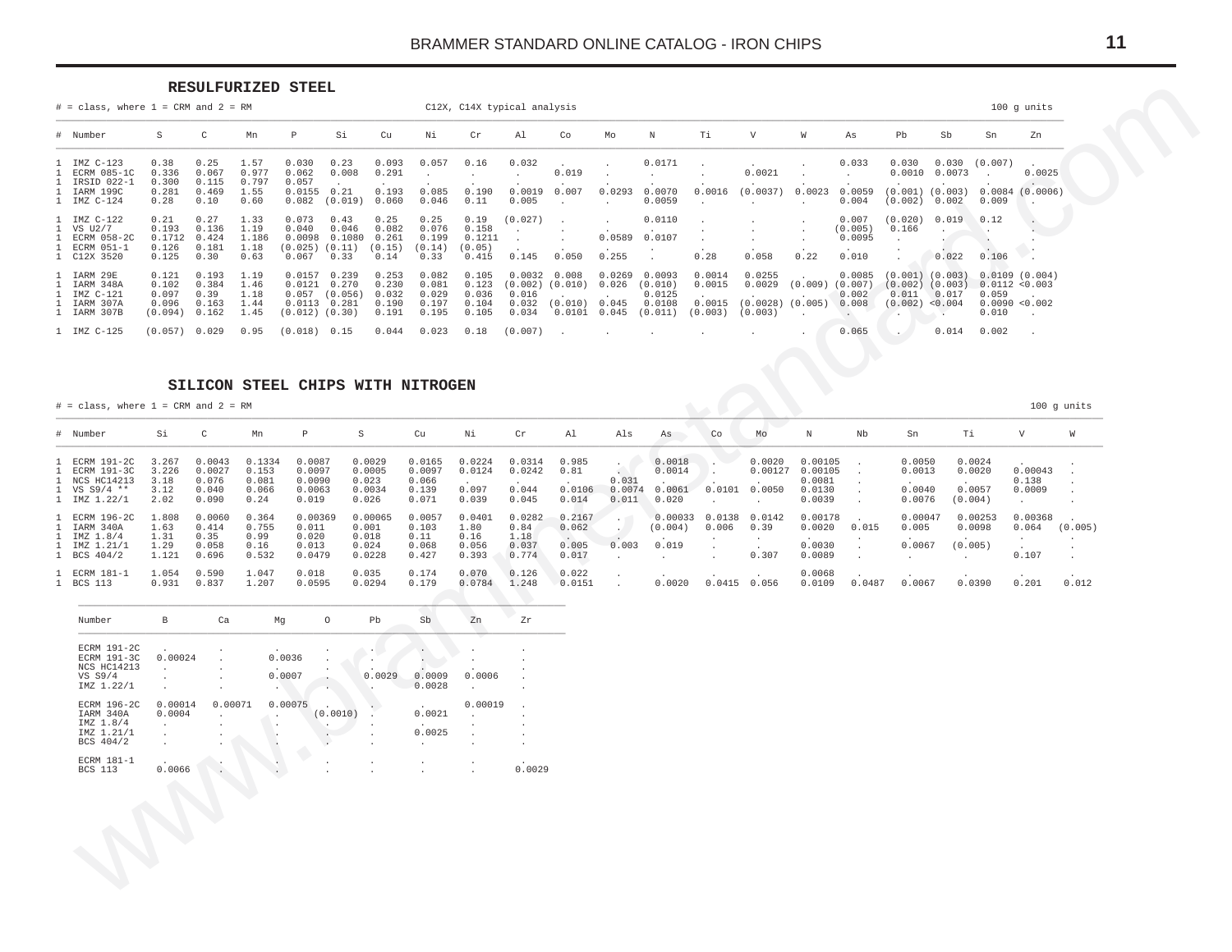## RESULFURIZED STEEL

# = class, where 1 = CRM and 2 = RM

C12X, C14X typical analysis

100 g units

| # | Number | S | C | Mn | P | Si | Cu | Ni | Cr | Al | Co | Mo | N | Ti | V | W | As | Pb | Sb | Sn | Zn |
|---|---|---|---|---|---|---|---|---|---|---|---|---|---|---|---|---|---|---|---|---|---|
| 1 | IMZ C-123 | 0.38 | 0.25 | 1.57 | 0.030 | 0.23 | 0.093 | 0.057 | 0.16 | 0.032 | . | . | 0.0171 | . | . | . | 0.033 | 0.030 | 0.030 | (0.007) | . |
| 1 | ECRM 085-1C | 0.336 | 0.067 | 0.977 | 0.062 | 0.008 | 0.291 | . | . | . | 0.019 | . | . | . | 0.0021 | . | . | 0.0010 | 0.0073 | . | 0.0025 |
| 1 | IRSID 022-1 | 0.300 | 0.115 | 0.797 | 0.057 | . | . | . | . | . | . | . | . | . | . | . | . | . | . | . | . |
| 1 | IARM 199C | 0.281 | 0.469 | 1.55 | 0.0155 | 0.21 | 0.193 | 0.085 | 0.190 | 0.0019 | 0.007 | 0.0293 | 0.0070 | 0.0016 | (0.0037) | 0.0023 | 0.0059 | (0.001) | (0.003) | 0.0084 | (0.0006) |
| 1 | IMZ C-124 | 0.28 | 0.10 | 0.60 | 0.082 | (0.019) | 0.060 | 0.046 | 0.11 | 0.005 | . | . | 0.0059 | . | . | . | 0.004 | (0.002) | 0.002 | 0.009 | . |
| 1 | IMZ C-122 | 0.21 | 0.27 | 1.33 | 0.073 | 0.43 | 0.25 | 0.25 | 0.19 | (0.027) | . | . | 0.0110 | . | . | . | 0.007 | (0.020) | 0.019 | 0.12 | . |
| 1 | VS U2/7 | 0.193 | 0.136 | 1.19 | 0.040 | 0.046 | 0.082 | 0.076 | 0.158 | . | . | . | . | . | . | . | (0.005) | 0.166 | . | . | . |
| 1 | ECRM 058-2C | 0.1712 | 0.424 | 1.186 | 0.0098 | 0.1080 | 0.261 | 0.199 | 0.1211 | . | . | 0.0589 | 0.0107 | . | . | . | 0.0095 | . | . | . | . |
| 1 | ECRM 051-1 | 0.126 | 0.181 | 1.18 | (0.025) | (0.11) | (0.15) | (0.14) | (0.05) | . | . | . | . | . | . | . | . | . | . | . | . |
| 1 | C12X 3520 | 0.125 | 0.30 | 0.63 | 0.067 | 0.33 | 0.14 | 0.33 | 0.415 | 0.145 | 0.050 | 0.255 | . | 0.28 | 0.058 | 0.22 | 0.010 | . | 0.022 | 0.106 | . |
| 1 | IARM 29E | 0.121 | 0.193 | 1.19 | 0.0157 | 0.239 | 0.253 | 0.082 | 0.105 | 0.0032 | 0.008 | 0.0269 | 0.0093 | 0.0014 | 0.0255 | . | 0.0085 | (0.001) | (0.003) | 0.0109 | (0.004) |
| 1 | IARM 348A | 0.102 | 0.384 | 1.46 | 0.0121 | 0.270 | 0.230 | 0.081 | 0.123 | (0.002) | (0.010) | 0.026 | (0.010) | 0.0015 | 0.0029 | (0.009) | (0.007) | (0.002) | (0.003) | 0.0112 | <0.003 |
| 1 | IMZ C-121 | 0.097 | 0.39 | 1.18 | 0.057 | (0.056) | 0.032 | 0.029 | 0.036 | 0.016 | . | . | 0.0125 | . | . | . | 0.002 | 0.011 | 0.017 | 0.059 | . |
| 1 | IARM 307A | 0.096 | 0.163 | 1.44 | 0.0113 | 0.281 | 0.190 | 0.197 | 0.104 | 0.032 | (0.010) | 0.045 | 0.0108 | 0.0015 | (0.0028) | (0.005) | 0.008 | (0.002) | <0.004 | 0.0090 | <0.002 |
| 1 | IARM 307B | (0.094) | 0.162 | 1.45 | (0.012) | (0.30) | 0.191 | 0.195 | 0.105 | 0.034 | 0.0101 | 0.045 | (0.011) | (0.003) | (0.003) | . | . | . | . | 0.010 | . |
| 1 | IMZ C-125 | (0.057) | 0.029 | 0.95 | (0.018) | 0.15 | 0.044 | 0.023 | 0.18 | (0.007) | . | . | . | . | . | . | 0.065 | . | 0.014 | 0.002 | . |

## SILICON STEEL CHIPS WITH NITROGEN

# = class, where 1 = CRM and 2 = RM

100 g units

| # | Number | Si | C | Mn | P | S | Cu | Ni | Cr | Al | Als | As | Co | Mo | N | Nb | Sn | Ti | V | W |
|---|---|---|---|---|---|---|---|---|---|---|---|---|---|---|---|---|---|---|---|---|
| 1 | ECRM 191-2C | 3.267 | 0.0043 | 0.1334 | 0.0087 | 0.0029 | 0.0165 | 0.0224 | 0.0314 | 0.985 | . | 0.0018 | . | 0.0020 | 0.00105 | . | 0.0050 | 0.0024 | . | . |
| 1 | ECRM 191-3C | 3.226 | 0.0027 | 0.153 | 0.0097 | 0.0005 | 0.0097 | 0.0124 | 0.0242 | 0.81 | . | 0.0014 | . | 0.00127 | 0.00105 | . | 0.0013 | 0.0020 | 0.00043 | . |
| 1 | NCS HC14213 | 3.18 | 0.076 | 0.081 | 0.0090 | 0.023 | 0.066 | . | . | . | 0.031 | . | . | . | 0.0081 | . | . | . | 0.138 | . |
| 1 | VS S9/4 ** | 3.12 | 0.040 | 0.066 | 0.0063 | 0.0034 | 0.139 | 0.097 | 0.044 | 0.0106 | 0.0074 | 0.0061 | 0.0101 | 0.0050 | 0.0130 | . | 0.0040 | 0.0057 | 0.0009 | . |
| 1 | IMZ 1.22/1 | 2.02 | 0.090 | 0.24 | 0.019 | 0.026 | 0.071 | 0.039 | 0.045 | 0.014 | 0.011 | 0.020 | . | . | 0.0039 | . | 0.0076 | (0.004) | . | . |
| 1 | ECRM 196-2C | 1.808 | 0.0060 | 0.364 | 0.00369 | 0.00065 | 0.0057 | 0.0401 | 0.0282 | 0.2167 | . | 0.00033 | 0.0138 | 0.0142 | 0.00178 | . | 0.00047 | 0.00253 | 0.00368 | . |
| 1 | IARM 340A | 1.63 | 0.414 | 0.755 | 0.011 | 0.001 | 0.103 | 1.80 | 0.84 | 0.062 | . | (0.004) | 0.006 | 0.39 | 0.0020 | 0.015 | 0.005 | 0.0098 | 0.064 | (0.005) |
| 1 | IMZ 1.8/4 | 1.31 | 0.35 | 0.99 | 0.020 | 0.018 | 0.11 | 0.16 | 1.18 | . | . | . | . | . | . | . | . | . | . | . |
| 1 | IMZ 1.21/1 | 1.29 | 0.058 | 0.16 | 0.013 | 0.024 | 0.068 | 0.056 | 0.037 | 0.005 | 0.003 | 0.019 | . | . | 0.0030 | . | 0.0067 | (0.005) | . | . |
| 1 | BCS 404/2 | 1.121 | 0.696 | 0.532 | 0.0479 | 0.0228 | 0.427 | 0.393 | 0.774 | 0.017 | . | . | . | 0.307 | 0.0089 | . | . | . | 0.107 | . |
| 1 | ECRM 181-1 | 1.054 | 0.590 | 1.047 | 0.018 | 0.035 | 0.174 | 0.070 | 0.126 | 0.022 | . | . | . | . | 0.0068 | . | . | . | . | . |
| 1 | BCS 113 | 0.931 | 0.837 | 1.207 | 0.0595 | 0.0294 | 0.179 | 0.0784 | 1.248 | 0.0151 | . | 0.0020 | 0.0415 | 0.056 | 0.0109 | 0.0487 | 0.0067 | 0.0390 | 0.201 | 0.012 |

| Number | B | Ca | Mg | O | Pb | Sb | Zn | Zr |
|---|---|---|---|---|---|---|---|---|
| ECRM 191-2C | . | . | . | . | . | . | . | . |
| ECRM 191-3C | 0.00024 | . | 0.0036 | . | . | . | . | . |
| NCS HC14213 | . | . | . | . | . | . | . | . |
| VS S9/4 | . | . | 0.0007 | . | 0.0029 | 0.0009 | 0.0006 | . |
| IMZ 1.22/1 | . | . | . | . | . | 0.0028 | . | . |
| ECRM 196-2C | 0.00014 | 0.00071 | 0.00075 | . | . | . | 0.00019 | . |
| IARM 340A | 0.0004 | . | . | (0.0010) | . | 0.0021 | . | . |
| IMZ 1.8/4 | . | . | . | . | . | . | . | . |
| IMZ 1.21/1 | . | . | . | . | . | 0.0025 | . | . |
| BCS 404/2 | . | . | . | . | . | . | . | . |
| ECRM 181-1 | . | . | . | . | . | . | . | . |
| BCS 113 | 0.0066 | . | . | . | . | . | . | 0.0029 |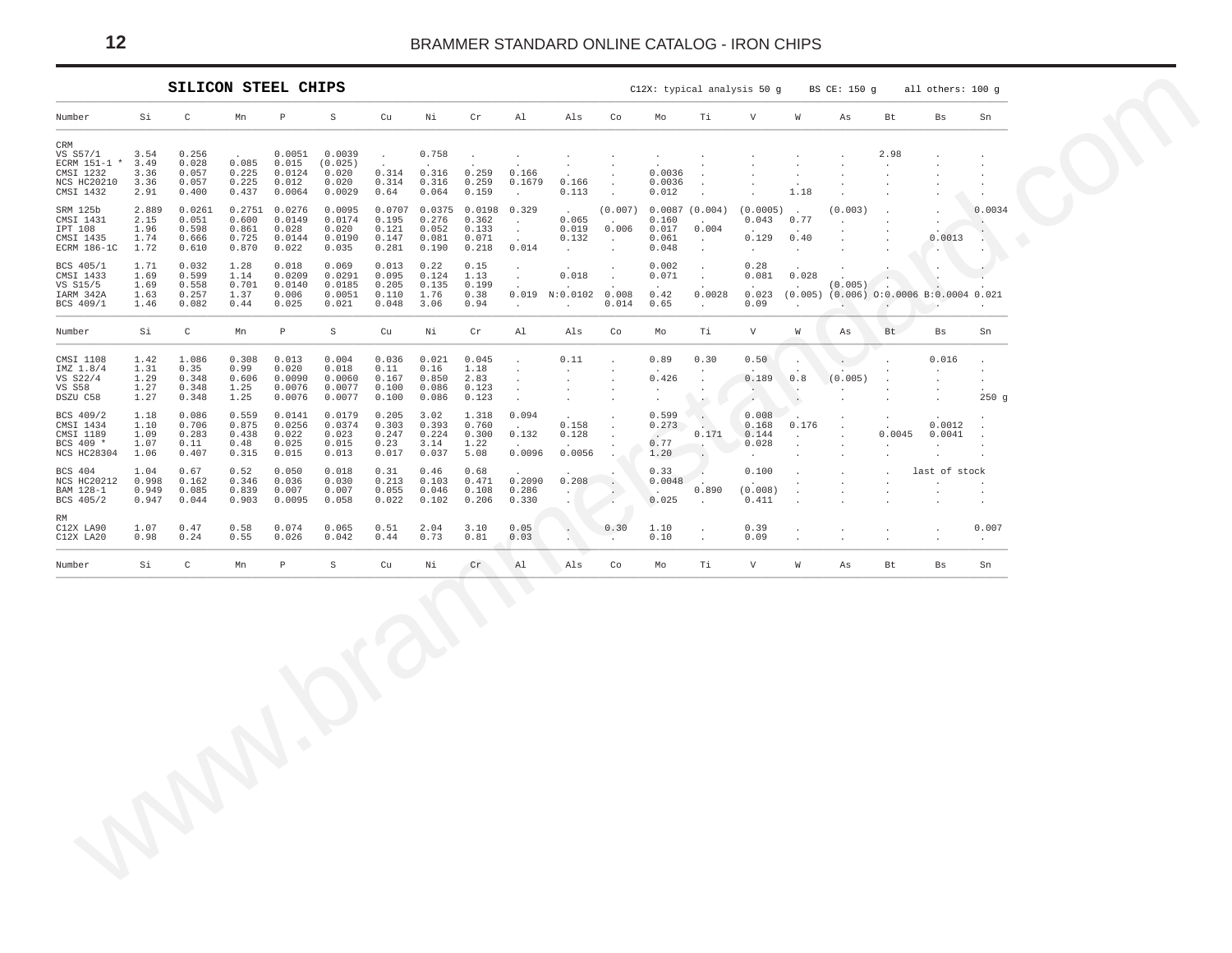## SILICON STEEL CHIPS

C12X: typical analysis 50 g  BS CE: 150 g  all others: 100 g

| Number | Si | C | Mn | P | S | Cu | Ni | Cr | Al | Als | Co | Mo | Ti | V | W | As | Bt | Bs | Sn |
|---|---|---|---|---|---|---|---|---|---|---|---|---|---|---|---|---|---|---|---|
| CRM | | | | | | | | | | | | | | | | | | | |
| VS S57/1 | 3.54 | 0.256 | . | 0.0051 | 0.0039 | . | 0.758 | . | . | . | . | . | . | . | . | . | 2.98 | . | . |
| ECRM 151-1 * | 3.49 | 0.028 | 0.085 | 0.015 | (0.025) | . | . | . | . | . | . | . | . | . | . | . | . | . | . |
| CMSI 1232 | 3.36 | 0.057 | 0.225 | 0.0124 | 0.020 | 0.314 | 0.316 | 0.259 | 0.166 | . | . | 0.0036 | . | . | . | . | . | . | . |
| NCS HC20210 | 3.36 | 0.057 | 0.225 | 0.012 | 0.020 | 0.314 | 0.316 | 0.259 | 0.1679 | 0.166 | . | 0.0036 | . | . | . | . | . | . | . |
| CMSI 1432 | 2.91 | 0.400 | 0.437 | 0.0064 | 0.0029 | 0.64 | 0.064 | 0.159 | . | 0.113 | . | 0.012 | . | . | 1.18 | . | . | . | . |
| SRM 125b | 2.889 | 0.0261 | 0.2751 | 0.0276 | 0.0095 | 0.0707 | 0.0375 | 0.0198 | 0.329 | . | (0.007) | 0.0087 | (0.004) | (0.0005) | . | (0.003) | . | . | 0.0034 |
| CMSI 1431 | 2.15 | 0.051 | 0.600 | 0.0149 | 0.0174 | 0.195 | 0.276 | 0.362 | . | 0.065 | . | 0.160 | . | 0.043 | 0.77 | . | . | . | . |
| IPT 108 | 1.96 | 0.598 | 0.861 | 0.028 | 0.020 | 0.121 | 0.052 | 0.133 | . | 0.019 | 0.006 | 0.017 | 0.004 | . | . | . | . | . | . |
| CMSI 1435 | 1.74 | 0.666 | 0.725 | 0.0144 | 0.0190 | 0.147 | 0.081 | 0.071 | . | 0.132 | . | 0.061 | . | 0.129 | 0.40 | . | . | 0.0013 | . |
| ECRM 186-1C | 1.72 | 0.610 | 0.870 | 0.022 | 0.035 | 0.281 | 0.190 | 0.218 | 0.014 | . | . | 0.048 | . | . | . | . | . | . | . |
| BCS 405/1 | 1.71 | 0.032 | 1.28 | 0.018 | 0.069 | 0.013 | 0.22 | 0.15 | . | . | . | 0.002 | . | 0.28 | . | . | . | . | . |
| CMSI 1433 | 1.69 | 0.599 | 1.14 | 0.0209 | 0.0291 | 0.095 | 0.124 | 1.13 | . | 0.018 | . | 0.071 | . | 0.081 | 0.028 | . | . | . | . |
| VS S15/5 | 1.69 | 0.558 | 0.701 | 0.0140 | 0.0185 | 0.205 | 0.135 | 0.199 | . | . | . | . | . | . | . | (0.005) | . | . | . |
| IARM 342A | 1.63 | 0.257 | 1.37 | 0.006 | 0.0051 | 0.110 | 1.76 | 0.38 | 0.019 | N:0.0102 | 0.008 | 0.42 | 0.0028 | 0.023 | (0.005) | (0.006) | O:0.0006 | B:0.0004 | 0.021 |
| BCS 409/1 | 1.46 | 0.082 | 0.44 | 0.025 | 0.021 | 0.048 | 3.06 | 0.94 | . | . | 0.014 | 0.65 | . | 0.09 | . | . | . | . | . |
| **Number** | **Si** | **C** | **Mn** | **P** | **S** | **Cu** | **Ni** | **Cr** | **Al** | **Als** | **Co** | **Mo** | **Ti** | **V** | **W** | **As** | **Bt** | **Bs** | **Sn** |
| CMSI 1108 | 1.42 | 1.086 | 0.308 | 0.013 | 0.004 | 0.036 | 0.021 | 0.045 | . | 0.11 | . | 0.89 | 0.30 | 0.50 | . | . | . | 0.016 | . |
| IMZ 1.8/4 | 1.31 | 0.35 | 0.99 | 0.020 | 0.018 | 0.11 | 0.16 | 1.18 | . | . | . | . | . | . | . | . | . | . | . |
| VS S22/4 | 1.29 | 0.348 | 0.606 | 0.0090 | 0.0060 | 0.167 | 0.850 | 2.83 | . | . | . | 0.426 | . | 0.189 | 0.8 | (0.005) | . | . | . |
| VS S58 | 1.27 | 0.348 | 1.25 | 0.0076 | 0.0077 | 0.100 | 0.086 | 0.123 | . | . | . | . | . | . | . | . | . | . | . |
| DSZU C58 | 1.27 | 0.348 | 1.25 | 0.0076 | 0.0077 | 0.100 | 0.086 | 0.123 | . | . | . | . | . | . | . | . | . | . | 250 g |
| BCS 409/2 | 1.18 | 0.086 | 0.559 | 0.0141 | 0.0179 | 0.205 | 3.02 | 1.318 | 0.094 | . | . | 0.599 | . | 0.008 | . | . | . | . | . |
| CMSI 1434 | 1.10 | 0.706 | 0.875 | 0.0256 | 0.0374 | 0.303 | 0.393 | 0.760 | . | 0.158 | . | 0.273 | . | 0.168 | 0.176 | . | . | 0.0012 | . |
| CMSI 1189 | 1.09 | 0.283 | 0.438 | 0.022 | 0.023 | 0.247 | 0.224 | 0.300 | 0.132 | 0.128 | . | . | 0.171 | 0.144 | . | . | 0.0045 | 0.0041 | . |
| BCS 409 * | 1.07 | 0.11 | 0.48 | 0.025 | 0.015 | 0.23 | 3.14 | 1.22 | . | . | . | 0.77 | . | 0.028 | . | . | . | . | . |
| NCS HC28304 | 1.06 | 0.407 | 0.315 | 0.015 | 0.013 | 0.017 | 0.037 | 5.08 | 0.0096 | 0.0056 | . | 1.20 | . | . | . | . | . | . | . |
| BCS 404 | 1.04 | 0.67 | 0.52 | 0.050 | 0.018 | 0.31 | 0.46 | 0.68 | . | . | . | 0.33 | . | 0.100 | . | . | . | last of stock | |
| NCS HC20212 | 0.998 | 0.162 | 0.346 | 0.036 | 0.030 | 0.213 | 0.103 | 0.471 | 0.2090 | 0.208 | . | 0.0048 | . | . | . | . | . | . | . |
| BAM 128-1 | 0.949 | 0.085 | 0.839 | 0.007 | 0.007 | 0.055 | 0.046 | 0.108 | 0.286 | . | . | . | 0.890 | (0.008) | . | . | . | . | . |
| BCS 405/2 | 0.947 | 0.044 | 0.903 | 0.0095 | 0.058 | 0.022 | 0.102 | 0.206 | 0.330 | . | . | 0.025 | . | 0.411 | . | . | . | . | . |
| RM | | | | | | | | | | | | | | | | | | | |
| C12X LA90 | 1.07 | 0.47 | 0.58 | 0.074 | 0.065 | 0.51 | 2.04 | 3.10 | 0.05 | . | 0.30 | 1.10 | . | 0.39 | . | . | . | . | 0.007 |
| C12X LA20 | 0.98 | 0.24 | 0.55 | 0.026 | 0.042 | 0.44 | 0.73 | 0.81 | 0.03 | . | . | 0.10 | . | 0.09 | . | . | . | . | . |
| **Number** | **Si** | **C** | **Mn** | **P** | **S** | **Cu** | **Ni** | **Cr** | **Al** | **Als** | **Co** | **Mo** | **Ti** | **V** | **W** | **As** | **Bt** | **Bs** | **Sn** |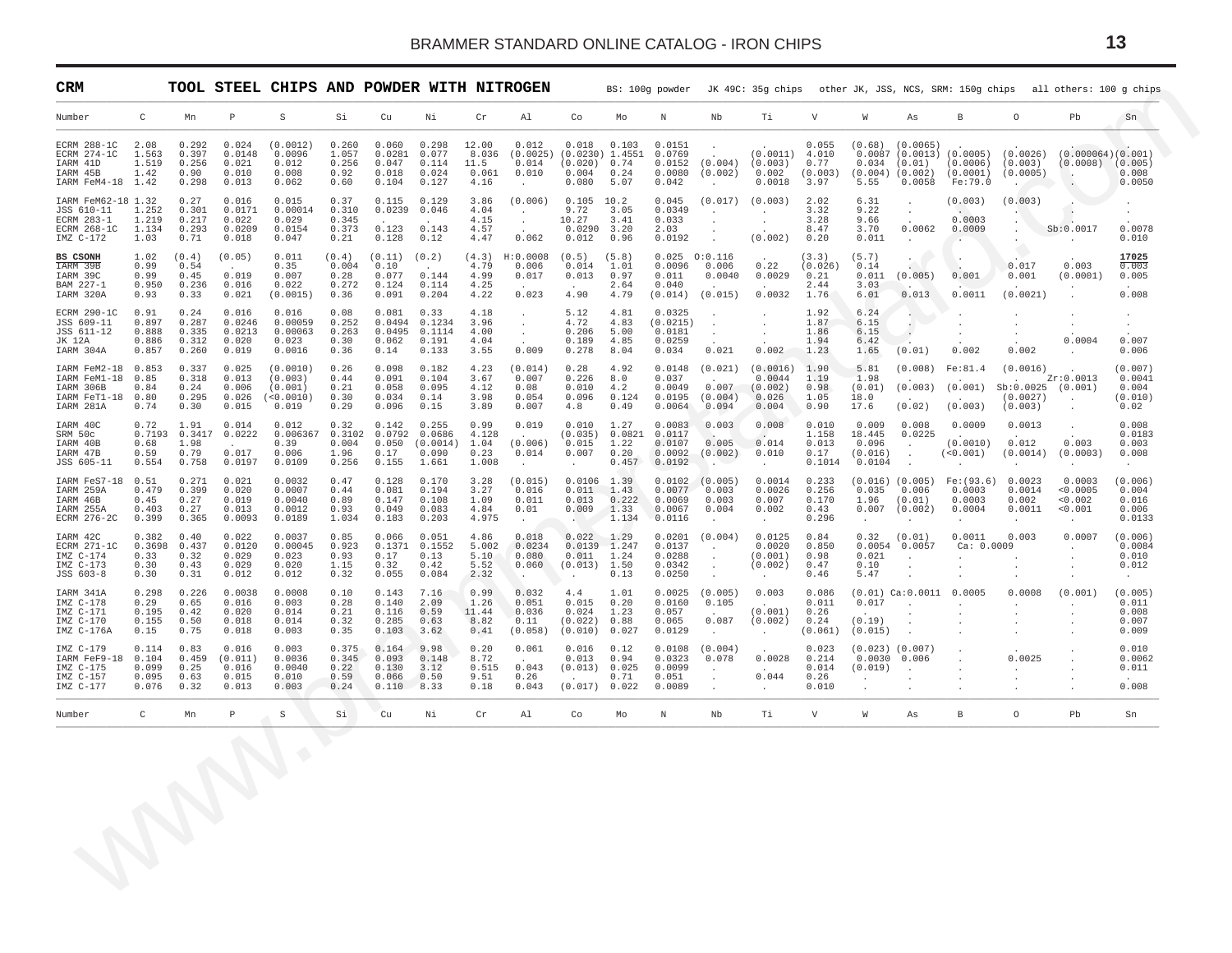## CRM — TOOL STEEL CHIPS AND POWDER WITH NITROGEN

BS: 100g powder JK 49C: 35g chips other JK, JSS, NCS, SRM: 150g chips all others: 100 g chips

| Number | C | Mn | P | S | Si | Cu | Ni | Cr | Al | Co | Mo | N | Nb | Ti | V | W | As | B | O | Pb | Sn |
|---|---|---|---|---|---|---|---|---|---|---|---|---|---|---|---|---|---|---|---|---|---|
| ECRM 288-1C | 2.08 | 0.292 | 0.024 | (0.0012) | 0.260 | 0.060 | 0.298 | 12.00 | 0.012 | 0.018 | 0.103 | 0.0151 | . | . | 0.055 | (0.68) | (0.0065) | . | . | . | . |
| ECRM 274-1C | 1.563 | 0.397 | 0.0148 | 0.0096 | 1.057 | 0.0281 | 0.077 | 8.036 | (0.0025) | (0.0230) | 1.4551 | 0.0769 | . | (0.0011) | 4.010 | 0.0087 | (0.0013) | (0.0005) | (0.0026) | (0.000064) | (0.001) |
| IARM 41D | 1.519 | 0.256 | 0.021 | 0.012 | 0.256 | 0.047 | 0.114 | 11.5 | 0.014 | (0.020) | 0.74 | 0.0152 | (0.004) | (0.003) | 0.77 | 0.034 | (0.01) | (0.0006) | (0.003) | (0.0008) | (0.005) |
| IARM 45B | 1.42 | 0.90 | 0.010 | 0.008 | 0.92 | 0.018 | 0.024 | 0.061 | 0.010 | 0.004 | 0.24 | 0.0080 | (0.002) | 0.002 | (0.003) | (0.004) | (0.002) | (0.0001) | (0.0005) | . | 0.008 |
| IARM FeM4-18 | 1.42 | 0.298 | 0.013 | 0.062 | 0.60 | 0.104 | 0.127 | 4.16 | . | 0.080 | 5.07 | 0.042 | . | 0.0018 | 3.97 | 5.55 | 0.0058 | Fe:79.0 | . | . | 0.0050 |
| IARM FeM62-18 | 1.32 | 0.27 | 0.016 | 0.015 | 0.37 | 0.115 | 0.129 | 3.86 | (0.006) | 0.105 | 10.2 | 0.045 | (0.017) | (0.003) | 2.02 | 6.31 | . | (0.003) | (0.003) | . | . |
| JSS 610-11 | 1.252 | 0.301 | 0.0171 | 0.00014 | 0.310 | 0.0239 | 0.046 | 4.04 | . | 9.72 | 3.05 | 0.0349 | . | . | 3.32 | 9.22 | . | . | . | . | . |
| ECRM 283-1 | 1.219 | 0.217 | 0.022 | 0.029 | 0.345 | . | . | 4.15 | . | 10.27 | 3.41 | 0.033 | . | . | 3.28 | 9.66 | . | 0.0003 | . | . | . |
| ECRM 268-1C | 1.134 | 0.293 | 0.0209 | 0.0154 | 0.373 | 0.123 | 0.143 | 4.57 | . | 0.0290 | 3.20 | 2.03 | . | . | 8.47 | 3.70 | 0.0062 | 0.0009 | . | Sb:0.0017 | 0.0078 |
| IMZ C-172 | 1.03 | 0.71 | 0.018 | 0.047 | 0.21 | 0.128 | 0.12 | 4.47 | 0.062 | 0.012 | 0.96 | 0.0192 | . | (0.002) | 0.20 | 0.011 | . | . | . | . | 0.010 |
| **BS CSONH** | 1.02 | (0.4) | (0.05) | 0.011 | (0.4) | (0.11) | (0.2) | (4.3) | H:0.0008 | (0.5) | (5.8) | 0.025 | O:0.116 | . | (3.3) | (5.7) | . | . | . | . | **17025** |
| IARM 39B | 0.99 | 0.54 | . | 0.35 | 0.004 | 0.10 | . | 4.79 | 0.006 | 0.014 | 1.01 | 0.0096 | 0.006 | 0.22 | (0.026) | 0.14 | . | . | 0.017 | 0.003 | 0.003 |
| IARM 39C | 0.99 | 0.45 | 0.019 | 0.007 | 0.28 | 0.077 | 0.144 | 4.99 | 0.017 | 0.013 | 0.97 | 0.011 | 0.0040 | 0.0029 | 0.21 | 0.011 | (0.005) | 0.001 | 0.001 | (0.0001) | 0.005 |
| BAM 227-1 | 0.950 | 0.236 | 0.016 | 0.022 | 0.272 | 0.124 | 0.114 | 4.25 | . | . | 2.64 | 0.040 | . | . | 2.44 | 3.03 | . | . | . | . | . |
| IARM 320A | 0.93 | 0.33 | 0.021 | (0.0015) | 0.36 | 0.091 | 0.204 | 4.22 | 0.023 | 4.90 | 4.79 | (0.014) | (0.015) | 0.0032 | 1.76 | 6.01 | 0.013 | 0.0011 | (0.0021) | . | 0.008 |
| ECRM 290-1C | 0.91 | 0.24 | 0.016 | 0.016 | 0.08 | 0.081 | 0.33 | 4.18 | . | 5.12 | 4.81 | 0.0325 | . | . | 1.92 | 6.24 | . | . | . | . | . |
| JSS 609-11 | 0.897 | 0.287 | 0.0246 | 0.00059 | 0.252 | 0.0494 | 0.1234 | 3.96 | . | 4.72 | 4.83 | (0.0215) | . | . | 1.87 | 6.15 | . | . | . | . | . |
| JSS 611-12 | 0.888 | 0.335 | 0.0213 | 0.00063 | 0.263 | 0.0495 | 0.1114 | 4.00 | . | 0.206 | 5.00 | 0.0181 | . | . | 1.86 | 6.15 | . | . | . | . | . |
| JK 12A | 0.886 | 0.312 | 0.020 | 0.023 | 0.30 | 0.062 | 0.191 | 4.04 | . | 0.189 | 4.85 | 0.0259 | . | . | 1.94 | 6.42 | . | . | . | 0.0004 | 0.007 |
| IARM 304A | 0.857 | 0.260 | 0.019 | 0.0016 | 0.36 | 0.14 | 0.133 | 3.55 | 0.009 | 0.278 | 8.04 | 0.034 | 0.021 | 0.002 | 1.23 | 1.65 | (0.01) | 0.002 | 0.002 | . | 0.006 |
| IARM FeM2-18 | 0.853 | 0.337 | 0.025 | (0.0010) | 0.26 | 0.098 | 0.182 | 4.23 | (0.014) | 0.28 | 4.92 | 0.0148 | (0.021) | (0.0016) | 1.90 | 5.81 | (0.008) | Fe:81.4 | (0.0016) | . | (0.007) |
| IARM FeM1-18 | 0.85 | 0.318 | 0.013 | (0.003) | 0.44 | 0.091 | 0.104 | 3.67 | 0.007 | 0.226 | 8.0 | 0.037 | . | 0.0044 | 1.19 | 1.98 | . | . | . | Zr:0.0013 | 0.0041 |
| IARM 306B | 0.84 | 0.24 | 0.006 | (0.001) | 0.21 | 0.058 | 0.095 | 4.12 | 0.08 | 0.010 | 4.2 | 0.0049 | 0.007 | (0.002) | 0.98 | (0.01) | (0.003) | (0.001) | Sb:0.0025 | (0.001) | 0.004 |
| IARM FeT1-18 | 0.80 | 0.295 | 0.026 | (<0.0010) | 0.30 | 0.034 | 0.14 | 3.98 | 0.054 | 0.096 | 0.124 | 0.0195 | (0.004) | 0.026 | 1.05 | 18.0 | . | . | (0.0027) | . | (0.010) |
| IARM 281A | 0.74 | 0.30 | 0.015 | 0.019 | 0.29 | 0.096 | 0.15 | 3.89 | 0.007 | 4.8 | 0.49 | 0.0064 | 0.094 | 0.004 | 0.90 | 17.6 | (0.02) | (0.003) | (0.003) | . | 0.02 |
| IARM 40C | 0.72 | 1.91 | 0.014 | 0.012 | 0.32 | 0.142 | 0.255 | 0.99 | 0.019 | 0.010 | 1.27 | 0.0083 | 0.003 | 0.008 | 0.010 | 0.009 | 0.008 | 0.0009 | 0.0013 | . | 0.008 |
| SRM 50c | 0.7193 | 0.3417 | 0.0222 | 0.006367 | 0.3102 | 0.0792 | 0.0686 | 4.128 | . | (0.035) | 0.0821 | 0.0117 | . | . | 1.158 | 18.445 | 0.0225 | . | . | . | 0.0183 |
| IARM 40B | 0.68 | 1.98 | . | 0.39 | 0.004 | 0.050 | (0.0014) | 1.04 | (0.006) | 0.015 | 1.22 | 0.0107 | 0.005 | 0.014 | 0.013 | 0.096 | . | (0.0010) | 0.012 | 0.003 | 0.003 |
| IARM 47B | 0.59 | 0.79 | 0.017 | 0.006 | 1.96 | 0.17 | 0.090 | 0.23 | 0.014 | 0.007 | 0.20 | 0.0092 | (0.002) | 0.010 | 0.17 | (0.016) | . | (<0.001) | (0.0014) | (0.0003) | 0.008 |
| JSS 605-11 | 0.554 | 0.758 | 0.0197 | 0.0109 | 0.256 | 0.155 | 1.661 | 1.008 | . | . | 0.457 | 0.0192 | . | . | 0.1014 | 0.0104 | . | . | . | . | . |
| IARM FeS7-18 | 0.51 | 0.271 | 0.021 | 0.0032 | 0.47 | 0.128 | 0.170 | 3.28 | (0.015) | 0.0106 | 1.39 | 0.0102 | (0.005) | 0.0014 | 0.233 | (0.016) | (0.005) | Fe:(93.6) | 0.0023 | 0.0003 | (0.006) |
| IARM 259A | 0.479 | 0.399 | 0.020 | 0.0007 | 0.44 | 0.081 | 0.194 | 3.27 | 0.016 | 0.011 | 1.43 | 0.0077 | 0.003 | 0.0026 | 0.256 | 0.035 | 0.006 | 0.0003 | 0.0014 | <0.0005 | 0.004 |
| IARM 46B | 0.45 | 0.27 | 0.019 | 0.0040 | 0.89 | 0.147 | 0.108 | 1.09 | 0.011 | 0.013 | 0.222 | 0.0069 | 0.003 | 0.007 | 0.170 | 1.96 | (0.01) | 0.0003 | 0.002 | <0.002 | 0.016 |
| IARM 255A | 0.403 | 0.27 | 0.013 | 0.0012 | 0.93 | 0.049 | 0.083 | 4.84 | 0.01 | 0.009 | 1.33 | 0.0067 | 0.004 | 0.002 | 0.43 | 0.007 | (0.002) | 0.0004 | 0.0011 | <0.001 | 0.006 |
| ECRM 276-2C | 0.399 | 0.365 | 0.0093 | 0.0189 | 1.034 | 0.183 | 0.203 | 4.975 | . | . | 1.134 | 0.0116 | . | . | 0.296 | . | . | . | . | . | 0.0133 |
| IARM 42C | 0.382 | 0.40 | 0.022 | 0.0037 | 0.85 | 0.066 | 0.051 | 4.86 | 0.018 | 0.022 | 1.29 | 0.0201 | (0.004) | 0.0125 | 0.84 | 0.32 | (0.01) | 0.0011 | 0.003 | 0.0007 | (0.006) |
| ECRM 271-1C | 0.3698 | 0.437 | 0.0120 | 0.00045 | 0.923 | 0.1371 | 0.1552 | 5.002 | 0.0234 | 0.0139 | 1.247 | 0.0137 | . | 0.0020 | 0.850 | 0.0054 | 0.0057 | Ca: 0.0009 | | . | 0.0084 |
| IMZ C-174 | 0.33 | 0.32 | 0.029 | 0.023 | 0.93 | 0.17 | 0.13 | 5.10 | 0.080 | 0.011 | 1.24 | 0.0288 | . | (0.001) | 0.98 | 0.021 | . | . | . | . | 0.010 |
| IMZ C-173 | 0.30 | 0.43 | 0.029 | 0.020 | 1.15 | 0.32 | 0.42 | 5.52 | 0.060 | (0.013) | 1.50 | 0.0342 | . | (0.002) | 0.47 | 0.10 | . | . | . | . | 0.012 |
| JSS 603-8 | 0.30 | 0.31 | 0.012 | 0.012 | 0.32 | 0.055 | 0.084 | 2.32 | . | . | 0.13 | 0.0250 | . | . | 0.46 | 5.47 | . | . | . | . | . |
| IARM 341A | 0.298 | 0.226 | 0.0038 | 0.0008 | 0.10 | 0.143 | 7.16 | 0.99 | 0.032 | 4.4 | 1.01 | 0.0025 | (0.005) | 0.003 | 0.086 | (0.01) | Ca:0.0011 | 0.0005 | 0.0008 | (0.001) | (0.005) |
| IMZ C-178 | 0.29 | 0.65 | 0.016 | 0.003 | 0.28 | 0.140 | 2.09 | 1.26 | 0.051 | 0.015 | 0.20 | 0.0160 | 0.105 | . | 0.011 | 0.017 | . | . | . | . | 0.011 |
| IMZ C-171 | 0.195 | 0.42 | 0.020 | 0.014 | 0.21 | 0.116 | 0.59 | 11.44 | 0.036 | 0.024 | 1.23 | 0.057 | . | (0.001) | 0.26 | . | . | . | . | . | 0.008 |
| IMZ C-170 | 0.155 | 0.50 | 0.018 | 0.014 | 0.32 | 0.285 | 0.63 | 8.82 | 0.11 | (0.022) | 0.88 | 0.065 | 0.087 | (0.002) | 0.24 | (0.19) | . | . | . | . | 0.007 |
| IMZ C-176A | 0.15 | 0.75 | 0.018 | 0.003 | 0.35 | 0.103 | 3.62 | 0.41 | (0.058) | (0.010) | 0.027 | 0.0129 | . | . | (0.061) | (0.015) | . | . | . | . | 0.009 |
| IMZ C-179 | 0.114 | 0.83 | 0.016 | 0.003 | 0.375 | 0.164 | 9.98 | 0.20 | 0.061 | 0.016 | 0.12 | 0.0108 | (0.004) | . | 0.023 | (0.023) | (0.007) | . | . | . | 0.010 |
| IARM FeF9-18 | 0.104 | 0.459 | (0.011) | 0.0036 | 0.345 | 0.093 | 0.148 | 8.72 | . | 0.013 | 0.94 | 0.0323 | 0.078 | 0.0028 | 0.214 | 0.0030 | 0.006 | . | 0.0025 | . | 0.0062 |
| IMZ C-175 | 0.099 | 0.25 | 0.016 | 0.0040 | 0.22 | 0.130 | 3.12 | 0.515 | 0.043 | (0.013) | 0.025 | 0.0099 | . | . | 0.014 | (0.019) | . | . | . | . | 0.011 |
| IMZ C-157 | 0.095 | 0.63 | 0.015 | 0.010 | 0.59 | 0.066 | 0.50 | 9.51 | 0.26 | . | 0.71 | 0.051 | . | 0.044 | 0.26 | . | . | . | . | . | . |
| IMZ C-177 | 0.076 | 0.32 | 0.013 | 0.003 | 0.24 | 0.110 | 8.33 | 0.18 | 0.043 | (0.017) | 0.022 | 0.0089 | . | . | 0.010 | . | . | . | . | . | 0.008 |
| Number | C | Mn | P | S | Si | Cu | Ni | Cr | Al | Co | Mo | N | Nb | Ti | V | W | As | B | O | Pb | Sn |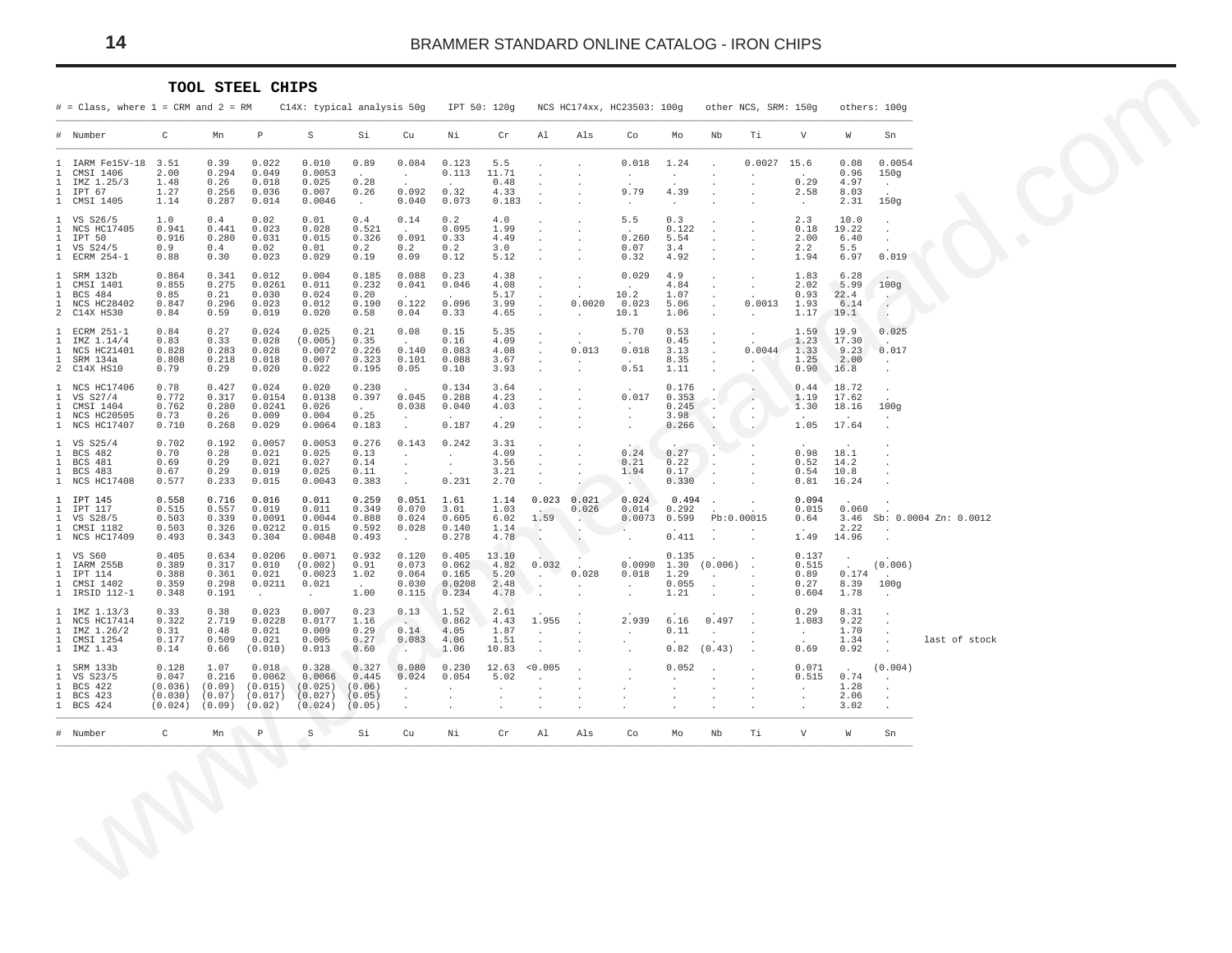## TOOL STEEL CHIPS

# = Class, where 1 = CRM and 2 = RM     C14X: typical analysis 50g     IPT 50: 120g     NCS HC174xx, HC23503: 100g     other NCS, SRM: 150g     others: 100g

| # | Number | C | Mn | P | S | Si | Cu | Ni | Cr | Al | Als | Co | Mo | Nb | Ti | V | W | Sn | |
|---|---|---|---|---|---|---|---|---|---|---|---|---|---|---|---|---|---|---|---|
| 1 | IARM Fe15V-18 | 3.51 | 0.39 | 0.022 | 0.010 | 0.89 | 0.084 | 0.123 | 5.5 | . | . | 0.018 | 1.24 | . | 0.0027 | 15.6 | 0.08 | 0.0054 | |
| 1 | CMSI 1406 | 2.00 | 0.294 | 0.049 | 0.0053 | . | . | 0.113 | 11.71 | . | . | . | . | . | . | . | 0.96 | 150g | |
| 1 | IMZ 1.25/3 | 1.48 | 0.26 | 0.018 | 0.025 | 0.28 | . | . | 0.48 | . | . | . | . | . | . | 0.29 | 4.97 | . | |
| 1 | IPT 67 | 1.27 | 0.256 | 0.036 | 0.007 | 0.26 | 0.092 | 0.32 | 4.33 | . | . | 9.79 | 4.39 | . | . | 2.58 | 8.03 | . | |
| 1 | CMSI 1405 | 1.14 | 0.287 | 0.014 | 0.0046 | . | 0.040 | 0.073 | 0.183 | . | . | . | . | . | . | . | 2.31 | 150g | |
| 1 | VS S26/5 | 1.0 | 0.4 | 0.02 | 0.01 | 0.4 | 0.14 | 0.2 | 4.0 | . | . | 5.5 | 0.3 | . | . | 2.3 | 10.0 | . | |
| 1 | NCS HC17405 | 0.941 | 0.441 | 0.023 | 0.028 | 0.521 | . | 0.095 | 1.99 | . | . | . | 0.122 | . | . | 0.18 | 19.22 | . | |
| 1 | IPT 50 | 0.916 | 0.280 | 0.031 | 0.015 | 0.326 | 0.091 | 0.33 | 4.49 | . | . | 0.260 | 5.54 | . | . | 2.00 | 6.40 | . | |
| 1 | VS S24/5 | 0.9 | 0.4 | 0.02 | 0.01 | 0.2 | 0.2 | 0.2 | 3.0 | . | . | 0.07 | 3.4 | . | . | 2.2 | 5.5 | . | |
| 1 | ECRM 254-1 | 0.88 | 0.30 | 0.023 | 0.029 | 0.19 | 0.09 | 0.12 | 5.12 | . | . | 0.32 | 4.92 | . | . | 1.94 | 6.97 | 0.019 | |
| 1 | SRM 132b | 0.864 | 0.341 | 0.012 | 0.004 | 0.185 | 0.088 | 0.23 | 4.38 | . | . | 0.029 | 4.9 | . | . | 1.83 | 6.28 | . | |
| 1 | CMSI 1401 | 0.855 | 0.275 | 0.0261 | 0.011 | 0.232 | 0.041 | 0.046 | 4.08 | . | . | . | 4.84 | . | . | 2.02 | 5.99 | 100g | |
| 1 | BCS 484 | 0.85 | 0.21 | 0.030 | 0.024 | 0.20 | . | . | 5.17 | . | . | 10.2 | 1.07 | . | . | 0.93 | 22.4 | . | |
| 1 | NCS HC28402 | 0.847 | 0.296 | 0.023 | 0.012 | 0.190 | 0.122 | 0.096 | 3.99 | . | 0.0020 | 0.023 | 5.06 | . | 0.0013 | 1.93 | 6.14 | . | |
| 2 | C14X HS30 | 0.84 | 0.59 | 0.019 | 0.020 | 0.58 | 0.04 | 0.33 | 4.65 | . | . | 10.1 | 1.06 | . | . | 1.17 | 19.1 | . | |
| 1 | ECRM 251-1 | 0.84 | 0.27 | 0.024 | 0.025 | 0.21 | 0.08 | 0.15 | 5.35 | . | . | 5.70 | 0.53 | . | . | 1.59 | 19.9 | 0.025 | |
| 1 | IMZ 1.14/4 | 0.83 | 0.33 | 0.028 | (0.005) | 0.35 | . | 0.16 | 4.09 | . | . | . | 0.45 | . | . | 1.23 | 17.30 | . | |
| 1 | NCS HC21401 | 0.828 | 0.283 | 0.028 | 0.0072 | 0.226 | 0.140 | 0.083 | 4.08 | . | 0.013 | 0.018 | 3.13 | . | 0.0044 | 1.33 | 9.23 | 0.017 | |
| 1 | SRM 134a | 0.808 | 0.218 | 0.018 | 0.007 | 0.323 | 0.101 | 0.088 | 3.67 | . | . | . | 8.35 | . | . | 1.25 | 2.00 | . | |
| 2 | C14X HS10 | 0.79 | 0.29 | 0.020 | 0.022 | 0.195 | 0.05 | 0.10 | 3.93 | . | . | 0.51 | 1.11 | . | . | 0.90 | 16.8 | . | |
| 1 | NCS HC17406 | 0.78 | 0.427 | 0.024 | 0.020 | 0.230 | . | 0.134 | 3.64 | . | . | . | 0.176 | . | . | 0.44 | 18.72 | . | |
| 1 | VS S27/4 | 0.772 | 0.317 | 0.0154 | 0.0138 | 0.397 | 0.045 | 0.288 | 4.23 | . | . | 0.017 | 0.353 | . | . | 1.19 | 17.62 | . | |
| 1 | CMSI 1404 | 0.762 | 0.280 | 0.0241 | 0.026 | . | 0.038 | 0.040 | 4.03 | . | . | . | 0.245 | . | . | 1.30 | 18.16 | 100g | |
| 1 | NCS HC20505 | 0.73 | 0.26 | 0.009 | 0.004 | 0.25 | . | . | . | . | . | . | 3.98 | . | . | . | . | . | |
| 1 | NCS HC17407 | 0.710 | 0.268 | 0.029 | 0.0064 | 0.183 | . | 0.187 | 4.29 | . | . | . | 0.266 | . | . | 1.05 | 17.64 | . | |
| 1 | VS S25/4 | 0.702 | 0.192 | 0.0057 | 0.0053 | 0.276 | 0.143 | 0.242 | 3.31 | . | . | . | . | . | . | . | . | . | |
| 1 | BCS 482 | 0.70 | 0.28 | 0.021 | 0.025 | 0.13 | . | . | 4.09 | . | . | 0.24 | 0.27 | . | . | 0.98 | 18.1 | . | |
| 1 | BCS 481 | 0.69 | 0.29 | 0.021 | 0.027 | 0.14 | . | . | 3.56 | . | . | 0.21 | 0.22 | . | . | 0.52 | 14.2 | . | |
| 1 | BCS 483 | 0.67 | 0.29 | 0.019 | 0.025 | 0.11 | . | . | 3.21 | . | . | 1.94 | 0.17 | . | . | 0.54 | 10.8 | . | |
| 1 | NCS HC17408 | 0.577 | 0.233 | 0.015 | 0.0043 | 0.383 | . | 0.231 | 2.70 | . | . | . | 0.330 | . | . | 0.81 | 16.24 | . | |
| 1 | IPT 145 | 0.558 | 0.716 | 0.016 | 0.011 | 0.259 | 0.051 | 1.61 | 1.14 | 0.023 | 0.021 | 0.024 | 0.494 | . | . | 0.094 | . | . | |
| 1 | IPT 117 | 0.515 | 0.557 | 0.019 | 0.011 | 0.349 | 0.070 | 3.01 | 1.03 | . | 0.026 | 0.014 | 0.292 | . | . | 0.015 | 0.060 | . | |
| 1 | VS S28/5 | 0.503 | 0.339 | 0.0091 | 0.0044 | 0.888 | 0.024 | 0.605 | 6.02 | 1.59 | . | 0.0073 | 0.599 | Pb:0.00015 | | 0.64 | 3.46 | Sb: 0.0004 Zn: 0.0012 | |
| 1 | CMSI 1182 | 0.503 | 0.326 | 0.0212 | 0.015 | 0.592 | 0.028 | 0.140 | 1.14 | . | . | . | . | . | . | . | 2.22 | . | |
| 1 | NCS HC17409 | 0.493 | 0.343 | 0.304 | 0.0048 | 0.493 | . | 0.278 | 4.78 | . | . | . | 0.411 | . | . | 1.49 | 14.96 | . | |
| 1 | VS S60 | 0.405 | 0.634 | 0.0206 | 0.0071 | 0.932 | 0.120 | 0.405 | 13.10 | . | . | . | 0.135 | . | . | 0.137 | . | . | |
| 1 | IARM 255B | 0.389 | 0.317 | 0.010 | (0.002) | 0.91 | 0.073 | 0.062 | 4.82 | 0.032 | . | 0.0090 | 1.30 | (0.006) | . | 0.515 | . | (0.006) | |
| 1 | IPT 114 | 0.388 | 0.361 | 0.021 | 0.0023 | 1.02 | 0.064 | 0.165 | 5.20 | . | 0.028 | 0.018 | 1.29 | . | . | 0.89 | 0.174 | . | |
| 1 | CMSI 1402 | 0.359 | 0.298 | 0.0211 | 0.021 | . | 0.030 | 0.0208 | 2.48 | . | . | . | 0.055 | . | . | 0.27 | 8.39 | 100g | |
| 1 | IRSID 112-1 | 0.348 | 0.191 | . | . | 1.00 | 0.115 | 0.234 | 4.78 | . | . | . | 1.21 | . | . | 0.604 | 1.78 | . | |
| 1 | IMZ 1.13/3 | 0.33 | 0.38 | 0.023 | 0.007 | 0.23 | 0.13 | 1.52 | 2.61 | . | . | . | . | . | . | 0.29 | 8.31 | . | |
| 1 | NCS HC17414 | 0.322 | 2.719 | 0.0228 | 0.0177 | 1.16 | . | 0.862 | 4.43 | 1.955 | . | 2.939 | 6.16 | 0.497 | . | 1.083 | 9.22 | . | |
| 1 | IMZ 1.26/2 | 0.31 | 0.48 | 0.021 | 0.009 | 0.29 | 0.14 | 4.05 | 1.87 | . | . | . | 0.11 | . | . | . | 1.70 | . | |
| 1 | CMSI 1254 | 0.177 | 0.509 | 0.021 | 0.005 | 0.27 | 0.083 | 4.06 | 1.51 | . | . | . | . | . | . | . | 1.34 | . | last of stock |
| 1 | IMZ 1.43 | 0.14 | 0.66 | (0.010) | 0.013 | 0.60 | . | 1.06 | 10.83 | . | . | . | 0.82 | (0.43) | . | 0.69 | 0.92 | . | |
| 1 | SRM 133b | 0.128 | 1.07 | 0.018 | 0.328 | 0.327 | 0.080 | 0.230 | 12.63 | <0.005 | . | . | 0.052 | . | . | 0.071 | . | (0.004) | |
| 1 | VS S23/5 | 0.047 | 0.216 | 0.0062 | 0.0066 | 0.445 | 0.024 | 0.054 | 5.02 | . | . | . | . | . | . | 0.515 | 0.74 | . | |
| 1 | BCS 422 | (0.036) | (0.09) | (0.015) | (0.025) | (0.06) | . | . | . | . | . | . | . | . | . | . | 1.28 | . | |
| 1 | BCS 423 | (0.030) | (0.07) | (0.017) | (0.027) | (0.05) | . | . | . | . | . | . | . | . | . | . | 2.06 | . | |
| 1 | BCS 424 | (0.024) | (0.09) | (0.02) | (0.024) | (0.05) | . | . | . | . | . | . | . | . | . | . | 3.02 | . | |
| # | Number | C | Mn | P | S | Si | Cu | Ni | Cr | Al | Als | Co | Mo | Nb | Ti | V | W | Sn | |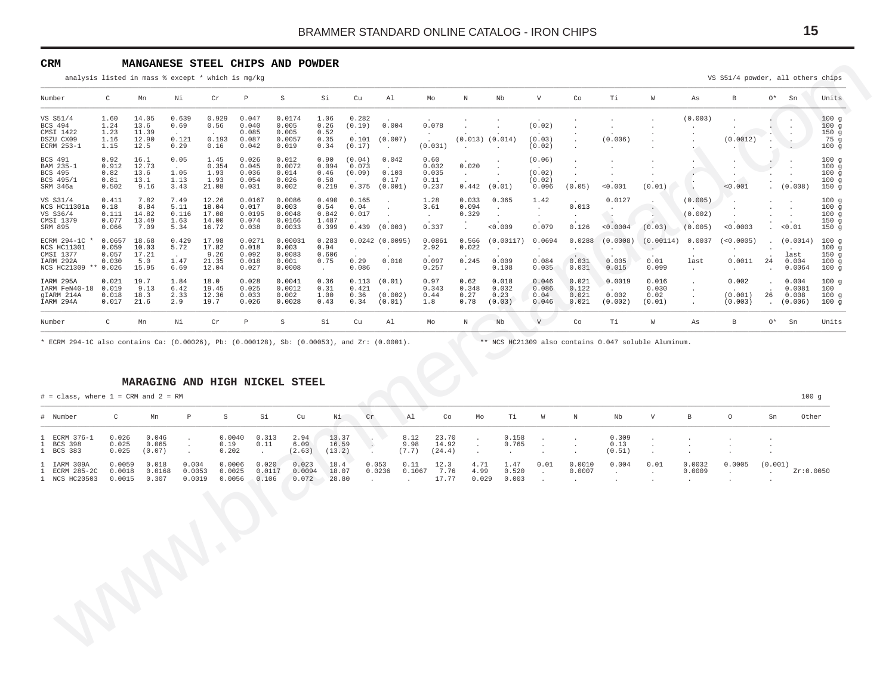## CRM — MANGANESE STEEL CHIPS AND POWDER

analysis listed in mass % except * which is mg/kg

VS S51/4 powder, all others chips

| Number | C | Mn | Ni | Cr | P | S | Si | Cu | Al | Mo | N | Nb | V | Co | Ti | W | As | B | O* | Sn | Units |
|---|---|---|---|---|---|---|---|---|---|---|---|---|---|---|---|---|---|---|---|---|---|
| VS S51/4 | 1.60 | 14.05 | 0.639 | 0.929 | 0.047 | 0.0174 | 1.06 | 0.282 | . | . | . | . | . | . | . | . | (0.003) | . | . | . | 100 g |
| BCS 494 | 1.24 | 13.6 | 0.69 | 0.56 | 0.040 | 0.005 | 0.26 | (0.19) | 0.004 | 0.078 | . | . | (0.02) | . | . | . | . | . | . | . | 100 g |
| CMSI 1422 | 1.23 | 11.39 | . | . | 0.085 | 0.005 | 0.52 | . | . | . | . | . | . | . | . | . | . | . | . | . | 150 g |
| DSZU CX09 | 1.16 | 12.90 | 0.121 | 0.193 | 0.087 | 0.0057 | 0.35 | 0.101 | (0.007) | . | (0.013) | (0.014) | (0.03) | . | (0.006) | . | . | (0.0012) | . | . | 75 g |
| ECRM 253-1 | 1.15 | 12.5 | 0.29 | 0.16 | 0.042 | 0.019 | 0.34 | (0.17) | . | (0.031) | . | . | (0.02) | . | . | . | . | . | . | . | 100 g |
| BCS 491 | 0.92 | 16.1 | 0.05 | 1.45 | 0.026 | 0.012 | 0.90 | (0.04) | 0.042 | 0.60 | . | . | (0.06) | . | . | . | . | . | . | . | 100 g |
| BAM 235-1 | 0.912 | 12.73 | . | 0.354 | 0.045 | 0.0072 | 0.094 | 0.073 | . | 0.032 | 0.020 | . | . | . | . | . | . | . | . | . | 100 g |
| BCS 495 | 0.82 | 13.6 | 1.05 | 1.93 | 0.036 | 0.014 | 0.46 | (0.09) | 0.103 | 0.035 | . | . | (0.02) | . | . | . | . | . | . | . | 100 g |
| BCS 495/1 | 0.81 | 13.1 | 1.13 | 1.93 | 0.054 | 0.026 | 0.58 | . | 0.17 | 0.11 | . | . | (0.02) | . | . | . | . | . | . | . | 100 g |
| SRM 346a | 0.502 | 9.16 | 3.43 | 21.08 | 0.031 | 0.002 | 0.219 | 0.375 | (0.001) | 0.237 | 0.442 | (0.01) | 0.096 | (0.05) | <0.001 | (0.01) | . | <0.001 | . | (0.008) | 150 g |
| VS S31/4 | 0.411 | 7.82 | 7.49 | 12.26 | 0.0167 | 0.0086 | 0.490 | 0.165 | . | 1.28 | 0.033 | 0.365 | 1.42 | . | 0.0127 | . | (0.005) | . | . | . | 100 g |
| NCS HC11301a | 0.18 | 8.84 | 5.11 | 18.04 | 0.017 | 0.003 | 0.54 | 0.04 | . | 3.61 | 0.094 | . | . | 0.013 | . | . | . | . | . | . | 100 g |
| VS S36/4 | 0.111 | 14.82 | 0.116 | 17.08 | 0.0195 | 0.0048 | 0.842 | 0.017 | . | . | 0.329 | . | . | . | . | . | (0.002) | . | . | . | 100 g |
| CMSI 1379 | 0.077 | 13.49 | 1.63 | 14.00 | 0.074 | 0.0166 | 1.487 | . | . | . | . | . | . | . | . | . | . | . | . | . | 150 g |
| SRM 895 | 0.066 | 7.09 | 5.34 | 16.72 | 0.038 | 0.0033 | 0.399 | 0.439 | (0.003) | 0.337 | . | <0.009 | 0.079 | 0.126 | <0.0004 | (0.03) | (0.005) | <0.0003 | . | <0.01 | 150 g |
| ECRM 294-1C * | 0.0657 | 18.68 | 0.429 | 17.98 | 0.0271 | 0.00031 | 0.283 | 0.0242 | (0.0095) | 0.0861 | 0.566 | (0.00117) | 0.0694 | 0.0288 | (0.0008) | (0.00114) | 0.0037 | (<0.0005) | . | (0.0014) | 100 g |
| NCS HC11301 | 0.059 | 10.03 | 5.72 | 17.82 | 0.018 | 0.003 | 0.94 | . | . | 2.92 | 0.022 | . | . | . | . | . | . | . | . | . | 100 g |
| CMSI 1377 | 0.057 | 17.21 | . | 9.26 | 0.092 | 0.0083 | 0.606 | . | . | . | . | . | . | . | . | . | . | . | . | last | 150 g |
| IARM 292A | 0.030 | 5.0 | 1.47 | 21.35 | 0.018 | 0.001 | 0.75 | 0.29 | 0.010 | 0.097 | 0.245 | 0.009 | 0.084 | 0.031 | 0.005 | 0.01 | last | 0.0011 | 24 | 0.004 | 100 g |
| NCS HC21309 ** | 0.026 | 15.95 | 6.69 | 12.04 | 0.027 | 0.0008 | . | 0.086 | . | 0.257 | . | 0.108 | 0.035 | 0.031 | 0.015 | 0.099 | . | . | . | 0.0064 | 100 g |
| IARM 295A | 0.021 | 19.7 | 1.84 | 18.0 | 0.028 | 0.0041 | 0.36 | 0.113 | (0.01) | 0.97 | 0.62 | 0.018 | 0.046 | 0.021 | 0.0019 | 0.016 | . | 0.002 | . | 0.004 | 100 g |
| IARM FeN40-18 | 0.019 | 9.13 | 6.42 | 19.45 | 0.025 | 0.0012 | 0.31 | 0.421 | . | 0.343 | 0.348 | 0.032 | 0.086 | 0.122 | . | 0.030 | . | . | . | 0.0081 | 100 |
| gIARM 214A | 0.018 | 18.3 | 2.33 | 12.36 | 0.033 | 0.002 | 1.00 | 0.36 | (0.002) | 0.44 | 0.27 | 0.23 | 0.04 | 0.021 | 0.002 | 0.02 | . | (0.001) | 26 | 0.008 | 100 g |
| IARM 294A | 0.017 | 21.6 | 2.9 | 19.7 | 0.026 | 0.0028 | 0.43 | 0.34 | (0.01) | 1.8 | 0.78 | (0.03) | 0.046 | 0.021 | (0.002) | (0.01) | . | (0.003) | . | (0.006) | 100 g |

\* ECRM 294-1C also contains Ca: (0.00026), Pb: (0.000128), Sb: (0.00053), and Zr: (0.0001).

** NCS HC21309 also contains 0.047 soluble Aluminum.

## MARAGING AND HIGH NICKEL STEEL

# = class, where 1 = CRM and 2 = RM

100 g

| # | Number | C | Mn | P | S | Si | Cu | Ni | Cr | Al | Co | Mo | Ti | W | N | Nb | V | B | O | Sn | Other |
|---|---|---|---|---|---|---|---|---|---|---|---|---|---|---|---|---|---|---|---|---|---|
| 1 | ECRM 376-1 | 0.026 | 0.046 | . | 0.0040 | 0.313 | 2.94 | 13.37 | . | 8.12 | 23.70 | . | 0.158 | . | . | 0.309 | . | . | . | . | |
| 1 | BCS 398 | 0.025 | 0.065 | . | 0.19 | 0.11 | 6.09 | 16.59 | . | 9.98 | 14.92 | . | 0.765 | . | . | 0.13 | . | . | . | . | |
| 1 | BCS 383 | 0.025 | (0.07) | . | 0.202 | . | (2.63) | (13.2) | . | (7.7) | (24.4) | . | . | . | . | (0.51) | . | . | . | . | |
| 1 | IARM 309A | 0.0059 | 0.018 | 0.004 | 0.0006 | 0.020 | 0.023 | 18.4 | 0.053 | 0.11 | 12.3 | 4.71 | 1.47 | 0.01 | 0.0010 | 0.004 | 0.01 | 0.0032 | 0.0005 | (0.001) | |
| 1 | ECRM 285-2C | 0.0018 | 0.0168 | 0.0053 | 0.0025 | 0.0117 | 0.0094 | 18.07 | 0.0236 | 0.1067 | 7.76 | 4.99 | 0.520 | . | 0.0007 | . | . | 0.0009 | . | . | Zr:0.0050 |
| 1 | NCS HC20503 | 0.0015 | 0.307 | 0.0019 | 0.0056 | 0.106 | 0.072 | 28.80 | . | . | 17.77 | 0.029 | 0.003 | . | . | . | . | . | . | . | |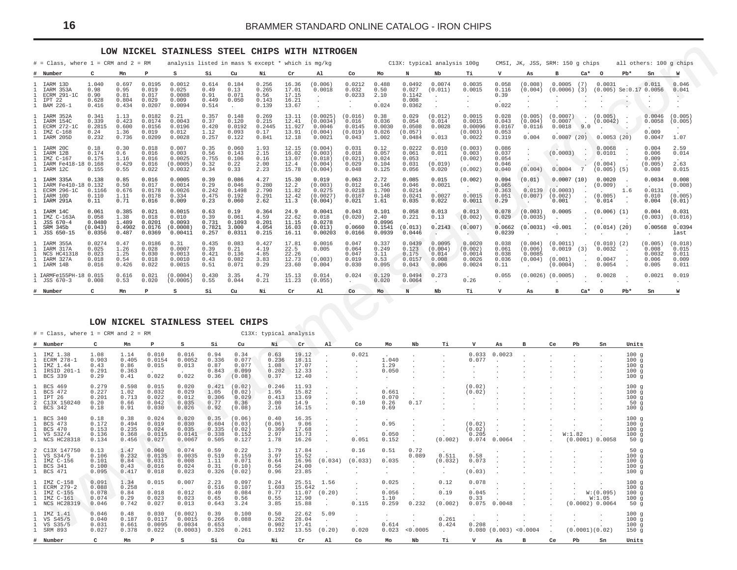## LOW NICKEL STAINLESS STEEL CHIPS WITH NITROGEN

# = Class, where 1 = CRM and 2 = RM  analysis listed in mass % except * which is mg/kg  C13X: typical analysis 100g  CMSI, JK, JSS, SRM: 150 g chips  all others: 100 g chips

| # | Number | C | Mn | P | S | Si | Cu | Ni | Cr | Al | Co | Mo | N | Nb | Ti | V | As | B | Ca* | O | Pb* | Sn | W |
|---|---|---|---|---|---|---|---|---|---|---|---|---|---|---|---|---|---|---|---|---|---|---|---|
| 1 | IARM 13D | 1.040 | 0.697 | 0.0195 | 0.0012 | 0.614 | 0.184 | 0.256 | 16.36 | (0.006) | 0.0212 | 0.488 | 0.0492 | 0.0074 | 0.0035 | 0.058 | (0.008) | 0.0005 | (7) | 0.0031 | . | 0.011 | 0.046 |
| 1 | IARM 353A | 0.98 | 0.95 | 0.019 | 0.025 | 0.49 | 0.13 | 0.265 | 17.01 | 0.0018 | 0.032 | 0.50 | 0.027 | (0.011) | 0.0015 | 0.116 | (0.004) | (0.0006) | (3) | (0.005) | Se:0.17 | 0.0056 | 0.041 |
| 1 | ECRM 291-1C | 0.90 | 0.81 | 0.017 | 0.0088 | 0.91 | 0.071 | 0.56 | 17.15 | . | 0.0233 | 2.10 | 0.1142 | . | . | 0.39 | . | . | . | . | . | . | . |
| 1 | IPT 22 | 0.628 | 0.804 | 0.029 | 0.009 | 0.449 | 0.050 | 0.143 | 16.21 | . | . | . | 0.008 | . | . | . | . | . | . | . | . | . | . |
| 1 | BAM 226-1 | 0.416 | 0.434 | 0.0207 | 0.0094 | 0.514 | . | 0.139 | 13.67 | . | . | 0.024 | 0.0362 | . | . | 0.022 | . | . | . | . | . | . | . |
| 1 | IARM 352A | 0.341 | 1.13 | 0.0182 | 0.21 | 0.357 | 0.148 | 0.269 | 13.11 | (0.0025) | (0.016) | 0.38 | 0.029 | (0.012) | 0.0015 | 0.028 | (0.005) | (0.0007) | . | (0.005) | . | 0.0046 | (0.005) |
| 1 | IARM 154C | 0.339 | 0.423 | 0.0174 | 0.0043 | 0.37 | 0.120 | 0.215 | 12.41 | (0.0034) | 0.016 | 0.036 | 0.054 | 0.014 | 0.0015 | 0.043 | (0.004) | 0.0007 | . | (0.0042) | . | 0.0058 | (0.005) |
| 1 | ECRM 272-1C | 0.2815 | 0.600 | 0.0156 | 0.0196 | 0.420 | 0.0192 | 0.2445 | 11.927 | 0.0046 | 0.0145 | 0.0030 | 0.0508 | 0.0028 | 0.00096 | 0.0167 | 0.0116 | 0.0018 | 9.0 | . | . | . | . |
| 1 | IMZ C-168 | 0.24 | 1.36 | 0.019 | 0.012 | 1.12 | 0.093 | 0.17 | 13.91 | (0.004) | (0.019) | 0.026 | (0.057) | . | (0.003) | 0.053 | . | . | . | . | . | 0.009 | . |
| 1 | IARM 205D | 0.232 | 0.736 | 0.0209 | 0.0028 | 0.257 | 0.122 | 0.841 | 12.18 | 0.0021 | 0.043 | 1.002 | 0.0484 | 0.013 | 0.0022 | 0.319 | 0.004 | 0.0007 | (20) | 0.0053 | (20) | 0.0047 | 1.07 |
| 1 | IARM 20C | 0.18 | 0.30 | 0.018 | 0.007 | 0.35 | 0.060 | 1.93 | 12.15 | (0.004) | 0.031 | 0.12 | 0.0222 | 0.010 | (0.003) | 0.086 | . | . | . | 0.0068 | . | 0.004 | 2.59 |
| 1 | IARM 12B | 0.174 | 0.6 | 0.016 | 0.003 | 0.56 | 0.143 | 2.15 | 16.02 | (0.003) | 0.018 | 0.057 | 0.061 | 0.011 | 0.003 | 0.037 | . | (0.0003) | . | 0.0101 | . | 0.006 | 0.014 |
| 1 | IMZ C-167 | 0.175 | 1.16 | 0.016 | 0.0025 | 0.755 | 0.106 | 0.16 | 13.07 | (0.018) | (0.021) | 0.024 | 0.053 | . | (0.002) | 0.054 | . | . | . | . | . | 0.009 | . |
| 1 | IARM Fe418-18 | 0.168 | 0.429 | 0.016 | (0.0005) | 0.32 | 0.22 | 2.00 | 12.4 | (0.004) | 0.029 | 0.104 | 0.031 | (0.019) | . | 0.046 | . | . | . | (0.004) | . | (0.005) | 2.63 |
| 1 | IARM 12C | 0.155 | 0.55 | 0.022 | 0.0032 | 0.34 | 0.33 | 2.23 | 15.78 | (0.004) | 0.048 | 0.125 | 0.056 | 0.020 | (0.002) | 0.040 | (0.004) | 0.0004 | 7 | (0.005) | (5) | 0.008 | 0.015 |
| 1 | IARM 335A | 0.138 | 0.85 | 0.016 | 0.0005 | 0.39 | 0.086 | 4.27 | 15.30 | 0.019 | 0.063 | 2.72 | 0.085 | 0.015 | (0.002) | 0.094 | (0.01) | 0.0007 | (10) | 0.0020 | . | 0.0034 | 0.008 |
| 1 | IARM Fe410-18 | 0.132 | 0.50 | 0.017 | 0.0014 | 0.29 | 0.046 | 0.280 | 12.2 | (0.003) | 0.012 | 0.146 | 0.046 | 0.0021 | . | 0.065 | . | . | . | (0.009) | . | . | (0.008) |
| 1 | ECRM 296-1C | 0.1166 | 0.676 | 0.0178 | 0.0026 | 0.242 | 0.1498 | 2.790 | 11.82 | 0.0275 | 0.0218 | 1.700 | 0.0214 | . | . | 0.363 | 0.0139 | (0.0003) | . | . | 1.6 | 0.0131 | . |
| 1 | IARM 10D | 0.110 | 1.11 | 0.0178 | 0.334 | 0.475 | 0.192 | 0.291 | 12.42 | (0.0027) | 0.0187 | 0.148 | 0.0241 | 0.0027 | 0.0015 | 0.051 | (0.007) | (0.002) | . | (0.005) | . | 0.010 | (0.005) |
| 1 | IARM 291A | 0.11 | 0.71 | 0.016 | 0.009 | 0.23 | 0.060 | 2.62 | 11.3 | (0.004) | 0.021 | 1.61 | 0.035 | 0.022 | 0.0011 | 0.29 | . | 0.001 | . | 0.014 | . | 0.004 | (0.01) |
| 1 | IARM 14C | 0.061 | 0.385 | 0.021 | 0.0015 | 0.63 | 0.19 | 0.364 | 24.9 | 0.0041 | 0.043 | 0.101 | 0.058 | 0.013 | 0.013 | 0.078 | (0.003) | 0.0005 | . | (0.006) | (1) | 0.004 | 0.031 |
| 1 | IMZ C-163A | 0.058 | 1.38 | 0.018 | 0.010 | 0.39 | 0.061 | 4.59 | 22.62 | 0.018 | (0.020) | 2.40 | 0.221 | 0.13 | (0.002) | 0.029 | (0.0035) | . | . | . | . | (0.003) | (0.016) |
| 1 | JSS 670-4 | 0.0480 | 1.489 | 0.0201 | 0.0093 | 0.731 | 0.1093 | 0.201 | 11.15 | 0.0278 | . | 0.0996 | . | . | . | . | . | . | . | . | . | . | . |
| 1 | SRM 345b | (0.043) | 0.4902 | 0.0176 | (0.0008) | 0.7821 | 3.000 | 4.054 | 16.03 | (0.013) | 0.0660 | 0.1541 | (0.013) | 0.2143 | (0.007) | 0.0662 | (0.0031) | <0.001 | . | (0.014) | (20) | 0.00568 | 0.0394 |
| 1 | JSS 650-15 | 0.0356 | 0.487 | 0.0369 | 0.00411 | 0.257 | 0.0311 | 0.215 | 16.11 | 0.00203 | 0.0166 | 0.0939 | 0.0446 | . | . | 0.0239 | . | . | . | . | . | . | last |
| 1 | IARM 355A | 0.0274 | 0.47 | 0.0186 | 0.31 | 0.435 | 0.083 | 0.427 | 17.81 | 0.0016 | 0.047 | 0.337 | 0.0439 | 0.0095 | 0.0020 | 0.038 | (0.004) | (0.0011) | . | (0.010) | (2) | (0.005) | (0.018) |
| 1 | IARM 317A | 0.025 | 1.26 | 0.028 | 0.0007 | 0.39 | 0.21 | 4.19 | 22.5 | 0.005 | 0.064 | 0.249 | 0.123 | (0.004) | (0.002) | 0.061 | (0.006) | 0.0019 | (3) | 0.0032 | . | 0.008 | 0.015 |
| 1 | NCS HC41318 | 0.023 | 1.25 | 0.030 | 0.0013 | 0.421 | 0.136 | 4.85 | 22.26 | . | 0.047 | 3.11 | 0.175 | 0.014 | 0.0014 | 0.038 | 0.0085 | . | . | . | . | 0.0032 | 0.011 |
| 1 | IARM 327A | 0.018 | 0.54 | 0.018 | 0.0010 | 0.43 | 0.082 | 3.83 | 12.73 | (0.003) | 0.019 | 0.53 | 0.0157 | 0.008 | 0.0026 | 0.036 | (0.004) | (0.001) | . | 0.0047 | . | 0.006 | 0.009 |
| 1 | IARM 14B | 0.016 | 0.426 | 0.022 | 0.0015 | 0.51 | 0.071 | 0.29 | 23.60 | 0.004 | 0.030 | 0.095 | 0.043 | 0.006 | 0.0024 | 0.11 | . | (0.0004) | . | 0.0054 | . | 0.005 | 0.011 |
| 1 | IARMFe155PH-18 | 0.015 | 0.616 | 0.021 | (0.0004) | 0.430 | 3.35 | 4.79 | 15.13 | 0.014 | 0.024 | 0.129 | 0.0494 | 0.273 | . | 0.055 | (0.0026) | (0.0005) | . | 0.0028 | . | 0.0021 | 0.019 |
| 1 | JSS 670-3 | 0.008 | 0.53 | 0.020 | (0.0005) | 0.55 | 0.044 | 0.21 | 11.23 | (0.055) | . | 0.020 | 0.0064 | . | 0.26 | . | . | . | . | . | . | . | . |

## LOW NICKEL STAINLESS STEEL CHIPS

# = Class, where 1 = CRM and 2 = RM  C13X: typical analysis

| # | Number | C | Mn | P | S | Si | Cu | Ni | Cr | Al | Co | Mo | Nb | Ti | V | As | B | Ce | Pb | Sn | Units |
|---|---|---|---|---|---|---|---|---|---|---|---|---|---|---|---|---|---|---|---|---|---|
| 1 | IMZ 1.38 | 1.08 | 1.14 | 0.010 | 0.016 | 0.94 | 0.34 | 0.63 | 19.12 | . | 0.021 | . | . | . | 0.033 | 0.0023 | . | . | . | . | 100 g |
| 1 | ECRM 278-1 | 0.903 | 0.405 | 0.0154 | 0.0052 | 0.336 | 0.077 | 0.236 | 18.11 | . | . | 1.040 | . | . | 0.077 | . | . | . | . | . | 100 g |
| 1 | IMZ 1.44 | 0.43 | 0.86 | 0.015 | 0.013 | 0.87 | 0.077 | 1.08 | 17.07 | . | . | 1.29 | . | . | . | . | . | . | . | . | 100 g |
| 1 | IRSID 201-1 | 0.291 | 0.363 | . | . | 0.843 | 0.099 | 0.202 | 12.33 | . | . | 0.050 | . | . | . | . | . | . | . | . | 100 g |
| 1 | BCS 339 | 0.29 | 0.41 | 0.022 | 0.022 | 0.36 | (0.08) | 0.37 | 12.40 | . | . | . | . | . | . | . | . | . | . | . | 100 g |
| 1 | BCS 469 | 0.279 | 0.598 | 0.015 | 0.020 | 0.421 | (0.02) | 0.246 | 11.93 | . | . | . | . | . | (0.02) | . | . | . | . | . | 100 g |
| 1 | BCS 472 | 0.227 | 1.02 | 0.032 | 0.029 | 1.05 | (0.02) | 1.95 | 15.82 | . | . | 0.661 | . | . | (0.02) | . | . | . | . | . | 100 g |
| 1 | IPT 26 | 0.201 | 0.713 | 0.022 | 0.012 | 0.306 | 0.029 | 0.413 | 13.69 | . | . | 0.070 | . | . | . | . | . | . | . | . | 100 g |
| 2 | C13X 150240 | 0.20 | 0.66 | 0.042 | 0.035 | 0.77 | 0.36 | 3.00 | 14.9 | . | 0.10 | 0.26 | 0.17 | . | . | . | . | . | . | . | 50 g |
| 1 | BCS 342 | 0.18 | 0.91 | 0.030 | 0.026 | 0.92 | (0.08) | 2.16 | 16.15 | . | . | 0.69 | . | . | . | . | . | . | . | . | 100 g |
| 1 | BCS 340 | 0.18 | 0.38 | 0.024 | 0.020 | 0.35 | (0.06) | 0.40 | 16.35 | . | . | . | . | . | . | . | . | . | . | . | 100 g |
| 1 | BCS 473 | 0.172 | 0.494 | 0.019 | 0.030 | 0.604 | (0.03) | (0.06) | 9.06 | . | . | 0.95 | . | . | (0.02) | . | . | . | . | . | 100 g |
| 1 | BCS 470 | 0.153 | 0.235 | 0.024 | 0.035 | 0.335 | (0.02) | 0.369 | 17.68 | . | . | . | . | . | (0.02) | . | . | . | . | . | 100 g |
| 1 | VS S32/4 | 0.136 | 0.368 | 0.0115 | 0.0141 | 0.338 | 0.152 | 2.97 | 13.73 | . | . | 0.050 | . | . | 0.205 | . | . | . | W:1.82 | . | 100 g |
| 1 | NCS HC28318 | 0.134 | 0.456 | 0.027 | 0.0067 | 0.505 | 0.127 | 1.78 | 16.26 | . | 0.051 | 0.152 | . | (0.002) | 0.074 | 0.0064 | . | . | (0.0001) | 0.0058 | 50 g |
| 2 | C13X 147750 | 0.13 | 1.47 | 0.060 | 0.074 | 0.59 | 0.22 | 1.79 | 17.84 | . | 0.16 | 0.51 | 0.72 | . | . | . | . | . | . | . | 50 g |
| 1 | VS S34/5 | 0.106 | 0.232 | 0.0135 | 0.0035 | 0.519 | 0.159 | 3.97 | 15.52 | . | . | . | 0.089 | 0.511 | 0.58 | . | . | . | . | . | 100 g |
| 1 | IMZ C-156 | 0.101 | 0.84 | 0.031 | 0.008 | 1.11 | 0.071 | 0.64 | 16.96 | (0.034) | (0.033) | 0.035 | . | (0.032) | 0.073 | . | . | . | . | . | 100 g |
| 1 | BCS 341 | 0.100 | 0.43 | 0.016 | 0.024 | 0.31 | (0.10) | 0.56 | 24.00 | . | . | . | . | . | . | . | . | . | . | . | 100 g |
| 1 | BCS 471 | 0.095 | 0.417 | 0.018 | 0.023 | 0.326 | (0.02) | 0.96 | 23.85 | . | . | . | . | . | (0.03) | . | . | . | . | . | 100 g |
| 1 | IMZ C-158 | 0.091 | 1.34 | 0.015 | 0.007 | 2.23 | 0.097 | 0.24 | 25.51 | 1.56 | . | 0.025 | . | 0.12 | 0.078 | . | . | . | . | . | 100 g |
| 1 | ECRM 279-2 | 0.088 | 0.258 | . | . | 0.516 | 0.107 | 1.603 | 15.642 | . | . | . | . | . | . | . | . | . | . | . | 100 g |
| 1 | IMZ C-155 | 0.078 | 0.84 | 0.018 | 0.012 | 0.49 | 0.084 | 0.77 | 11.07 | (0.20) | . | 0.056 | . | 0.19 | 0.045 | . | . | . | . | W:(0.095) | 100 g |
| 1 | IMZ C-161 | 0.074 | 0.29 | 0.023 | 0.023 | 0.65 | 0.56 | 0.55 | 12.90 | . | . | 1.10 | . | . | 0.33 | . | . | . | . | W:1.05 | 100 g |
| 1 | NCS HC28319 | 0.046 | 0.742 | 0.027 | 0.013 | 0.643 | 3.24 | 3.85 | 15.88 | . | 0.115 | 0.259 | 0.232 | (0.002) | 0.075 | 0.0048 | . | . | (0.0002) | 0.0064 | 50 g |
| 1 | IMZ 1.41 | 0.046 | 0.48 | 0.030 | (0.002) | 0.39 | 0.100 | 0.50 | 22.62 | 5.09 | . | . | . | . | . | . | . | . | . | . | 100 g |
| 1 | VS S45/5 | 0.040 | 0.187 | 0.0117 | 0.0015 | 0.266 | 0.088 | 0.262 | 28.04 | . | . | . | . | 0.261 | . | . | . | . | . | . | 100 g |
| 1 | VS S35/5 | 0.031 | 0.661 | 0.0095 | 0.0034 | 0.653 | . | 0.902 | 17.41 | . | . | 0.614 | . | 0.424 | 0.208 | . | . | . | . | . | 100 g |
| 1 | SRM 893 | 0.027 | 0.378 | 0.022 | (0.0003) | 0.326 | 0.261 | 0.192 | 13.55 | (0.20) | 0.020 | 0.023 | <0.0005 | . | 0.080 | (0.003) | <0.0004 | . | (0.0001) | (0.02) | 150 g |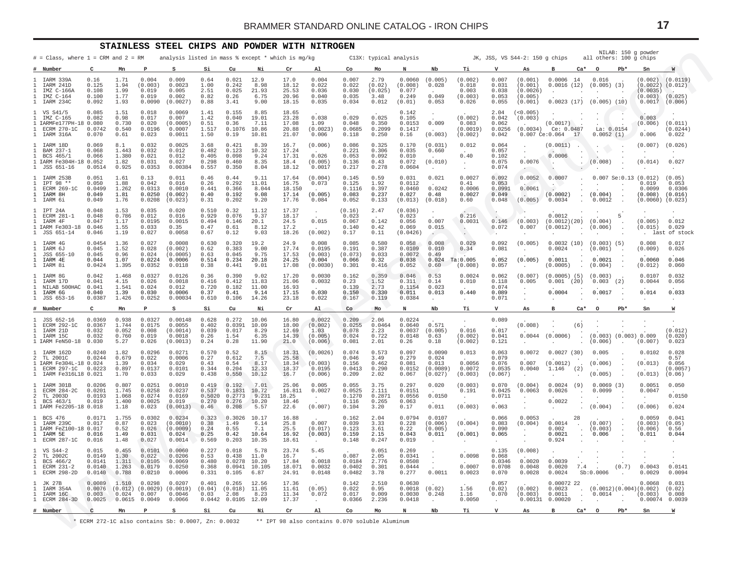## STAINLESS STEEL CHIPS AND POWDER WITH NITROGEN

# = Class, where 1 = CRM and 2 = RM  analysis listed in mass % except * which is mg/kg  C13X: typical analysis  JK, JSS, VS S44-2: 150 g chips  all others: 100 g chips  NILAB: 150 g powder

| # | Number | C | Mn | P | S | Si | Cu | Ni | Cr | Al | Co | Mo | N | Nb | Ti | V | As | B | Ca* | O | Pb* | Sn | W |
|---|---|---|---|---|---|---|---|---|---|---|---|---|---|---|---|---|---|---|---|---|---|---|---|
| 1 | IARM 339A | 0.16 | 1.71 | 0.004 | 0.009 | 0.64 | 0.021 | 12.9 | 17.0 | 0.004 | 0.007 | 2.79 | 0.0060 | (0.005) | (0.002) | 0.007 | (0.001) | 0.0006 | 14 | 0.016 | . | (0.002) | (0.0119) |
| 1 | IARM 241D | 0.125 | 1.94 | (0.003) | 0.0023 | 1.00 | 0.242 | 8.98 | 18.12 | 0.022 | 0.022 | (0.02) | (0.008) | 0.028 | 0.018 | 0.031 | (0.001) | 0.0016 | (12) | (0.005) | (3) | (0.0022) | (0.012) |
| 1 | IMZ C-166A | 0.108 | 1.99 | 0.019 | 0.005 | 2.51 | 0.025 | 21.93 | 25.53 | 0.036 | 0.030 | (0.025) | 0.077 | . | 0.003 | 0.038 | (0.0026) | . | . | . | . | (0.0035) | . |
| 1 | IMZ C-164 | 0.100 | 1.77 | 0.019 | 0.002 | 0.82 | 0.26 | 6.75 | 20.96 | 0.040 | 0.035 | 3.48 | 0.249 | 0.049 | (0.003) | 0.053 | (0.005) | . | . | . | . | (0.003) | (0.025) |
| 1 | IARM 234C | 0.092 | 1.93 | 0.0090 | (0.0027) | 0.88 | 3.41 | 9.00 | 18.15 | 0.035 | 0.034 | 0.012 | (0.01) | 0.053 | 0.026 | 0.055 | (0.001) | 0.0023 | (17) | (0.005) | (10) | 0.0017 | (0.006) |
| 1 | VS S41/5 | 0.085 | 1.51 | 0.018 | 0.0069 | 1.41 | 0.155 | 8.85 | 18.65 | . | . | . | 0.142 | . | . | 2.04 | (<0.005) | . | . | . | . | . | . |
| 1 | IMZ C-165 | 0.082 | 0.98 | 0.017 | 0.007 | 1.42 | 0.040 | 19.01 | 23.28 | 0.038 | 0.029 | 0.025 | 0.105 | . | (0.002) | 0.042 | (0.003) | . | . | . | . | 0.003 | . |
| 1 | IARMFe177PH-18 | 0.080 | 0.730 | 0.020 | (0.0005) | 0.51 | 0.36 | 7.11 | 17.08 | 1.09 | 0.048 | 0.350 | 0.0153 | 0.009 | 0.083 | 0.062 | . | (0.0017) | . | . | . | (0.006) | (0.011) |
| 1 | ECRM 270-1C | 0.0742 | 0.540 | 0.0196 | 0.0007 | 1.517 | 0.1076 | 10.86 | 20.88 | (0.0023) | 0.0685 | 0.2099 | 0.1417 | . | (0.0019) | 0.0256 | (0.0034) | Ce: 0.0487 | | La: 0.0154 | | . | (0.0244) |
| 1 | IARM 316A | 0.070 | 0.61 | 0.023 | 0.0011 | 1.50 | 0.19 | 10.81 | 21.07 | 0.006 | 0.118 | 0.250 | 0.16 | (0.003) | (0.002) | 0.042 | 0.007 | Ce:0.064 | 17 | 0.0052 | (1) | 0.006 | 0.022 |
| 1 | IARM 18D | 0.069 | 8.1 | 0.032 | 0.0025 | 3.68 | 0.421 | 8.39 | 16.7 | (0.006) | 0.086 | 0.325 | 0.170 | (0.031) | 0.012 | 0.064 | . | (0.0011) | . | . | . | (0.007) | (0.026) |
| 1 | BAM 237-1 | 0.068 | 1.443 | 0.032 | 0.012 | 0.482 | 0.123 | 10.32 | 17.24 | . | 0.221 | 0.306 | 0.035 | 0.660 | . | 0.057 | . | . | . | . | . | . | . |
| 1 | BCS 465/1 | 0.066 | 1.380 | 0.021 | 0.012 | 0.405 | 0.098 | 9.24 | 17.31 | 0.026 | 0.053 | 0.092 | 0.010 | . | 0.40 | 0.102 | . | 0.0006 | . | . | . | . | . |
| 1 | IARM Fe304H-18 | 0.052 | 1.82 | 0.031 | 0.027 | 0.298 | 0.460 | 8.35 | 18.4 | (0.005) | 0.136 | 0.43 | 0.072 | (0.010) | . | 0.075 | 0.0076 | . | . | (0.008) | . | (0.014) | 0.027 |
| 1 | JSS 651-16 | 0.0514 | 0.925 | 0.0353 | 0.00384 | 0.557 | 0.350 | 8.04 | 18.12 | 0.0017 | 0.217 | 0.278 | 0.0604 | . | . | 0.074 | . | . | . | . | . | . | . |
| 1 | IARM 253B | 0.051 | 1.61 | 0.13 | 0.011 | 0.46 | 0.44 | 9.11 | 17.64 | (0.004) | 0.145 | 0.59 | 0.031 | 0.021 | 0.0027 | 0.092 | 0.0052 | 0.0007 | . | 0.007 | Se:0.13 | (0.012) | (0.05) |
| 1 | IPT 98 ** | 0.050 | 1.88 | 0.042 | 0.016 | 0.26 | 0.292 | 11.01 | 16.75 | 0.073 | 0.125 | 1.92 | 0.0112 | . | 0.41 | 0.053 | . | . | . | . | . | 0.019 | 0.053 |
| 1 | ECRM 269-1C | 0.0499 | 1.262 | 0.0313 | 0.0010 | 0.441 | 0.366 | 8.044 | 18.150 | . | 0.1116 | 0.397 | 0.0460 | 0.0242 | 0.0006 | 0.0991 | 0.0061 | . | . | . | . | 0.0099 | 0.0306 |
| 1 | IARM 8H | 0.049 | 1.81 | 0.0250 | (0.002) | 0.40 | 0.192 | 9.08 | 17.14 | (0.005) | 0.083 | 0.237 | 0.027 | 0.48 | 0.0027 | 0.049 | . | (0.0002) | . | (0.004) | . | (0.008) | (0.016) |
| 1 | IARM 6i | 0.049 | 1.76 | 0.0208 | (0.023) | 0.31 | 0.202 | 9.20 | 17.76 | 0.084 | 0.052 | 0.133 | (0.013) | (0.018) | 0.60 | 0.048 | (0.005) | 0.0034 | . | 0.0012 | . | (0.0060) | (0.023) |
| 1 | IPT 24A | 0.048 | 1.53 | 0.035 | 0.020 | 0.510 | 0.32 | 11.12 | 17.37 | . | (0.16) | 2.47 | (0.036) | . | . | . | . | . | . | . | . | . | . |
| 1 | ECRM 281-1 | 0.048 | 0.786 | 0.012 | 0.016 | 0.929 | 0.076 | 9.37 | 18.17 | . | 0.023 | . | 0.023 | . | 0.216 | . | . | 0.0012 | . | . | 5 | . | . |
| 1 | IARM 4F | 0.047 | 1.17 | 0.0195 | 0.0015 | 0.494 | 0.146 | 20.1 | 24.5 | 0.015 | 0.067 | 0.142 | 0.056 | 0.007 | 0.0031 | 0.146 | (0.003) | (0.0012) | (20) | (0.004) | . | (0.005) | 0.012 |
| 1 | IARM Fe303-18 | 0.046 | 1.55 | 0.033 | 0.35 | 0.47 | 0.61 | 8.12 | 17.2 | . | 0.140 | 0.42 | 0.069 | 0.015 | . | 0.072 | 0.007 | (0.0012) | . | (0.006) | . | (0.015) | 0.029 |
| 1 | JSS 651-14 | 0.046 | 1.19 | 0.027 | 0.0058 | 0.67 | 0.12 | 9.03 | 18.26 | (0.002) | 0.17 | 0.11 | (0.0426) | . | . | . | . | . | . | . | . | . | last of stock |
| 1 | IARM 4G | 0.0454 | 1.36 | 0.027 | 0.0008 | 0.630 | 0.320 | 19.2 | 24.9 | 0.008 | 0.085 | 0.580 | 0.058 | 0.008 | 0.029 | 0.092 | (0.005) | 0.0032 | (10) | (0.003) | (5) | 0.008 | 0.017 |
| 1 | IARM 6J | 0.045 | 1.52 | 0.028 | (0.002) | 0.62 | 0.383 | 9.00 | 17.74 | 0.0195 | 0.191 | 0.387 | 0.0109 | 0.010 | 0.34 | 0.081 | . | 0.0024 | . | (0.001) | . | (0.009) | 0.026 |
| 1 | JSS 655-10 | 0.045 | 0.96 | 0.024 | (0.0005) | 0.63 | 0.045 | 9.75 | 17.53 | (0.003) | (0.073) | 0.033 | 0.0072 | 0.49 | . | . | . | . | . | . | . | . | . |
| 1 | IARM 4E | 0.044 | 1.07 | 0.0224 | 0.0006 | 0.514 | 0.234 | 20.18 | 24.25 | 0.004 | 0.066 | 0.32 | 0.038 | 0.024 | Ta:0.005 | 0.052 | (0.005) | 0.0011 | . | 0.0021 | . | 0.0060 | 0.046 |
| 1 | IARM 8i | 0.0424 | 1.395 | 0.0352 | 0.0118 | 0.38 | 0.441 | 9.01 | 17.08 | (0.0030) | 0.301 | 0.416 | 0.052 | 0.60 | (0.008) | 0.057 | . | (0.0005) | . | (0.004) | . | (0.012) | 0.060 |
| 1 | IARM 8G | 0.042 | 1.468 | 0.0327 | 0.0126 | 0.36 | 0.390 | 9.02 | 17.20 | 0.0030 | 0.162 | 0.359 | 0.046 | 0.53 | 0.0024 | 0.062 | (0.007) | (0.0005) | (5) | (0.003) | . | 0.0107 | 0.032 |
| 1 | IARM 17D | 0.041 | 4.15 | 0.026 | 0.0018 | 0.416 | 0.412 | 11.83 | 21.06 | 0.0032 | 0.23 | 1.52 | 0.311 | 0.14 | 0.010 | 0.118 | 0.005 | 0.001 | (20) | 0.003 | (2) | 0.0044 | 0.056 |
| 1 | NILAB 500HAC | 0.041 | 1.541 | 0.024 | 0.012 | 0.720 | 0.182 | 11.00 | 16.93 | . | 0.139 | 2.73 | 0.1154 | 0.023 | . | 0.074 | . | . | . | . | . | . | . |
| 1 | IARM 6G | 0.040 | 1.39 | 0.030 | 0.0006 | 0.37 | 0.41 | 9.14 | 17.15 | 0.030 | 0.150 | 0.330 | 0.011 | 0.013 | 0.440 | 0.089 | . | 0.0004 | . | 0.0017 | . | 0.014 | 0.033 |
| 1 | JSS 653-16 | 0.0387 | 1.426 | 0.0252 | 0.00034 | 0.610 | 0.106 | 14.26 | 23.18 | 0.022 | 0.167 | 0.119 | 0.0384 | . | . | 0.071 | . | . | . | . | . | . | . |
| 1 | JSS 652-16 | 0.0369 | 0.938 | 0.0327 | 0.00148 | 0.628 | 0.272 | 10.06 | 16.80 | 0.0022 | 0.209 | 2.06 | 0.0224 | . | . | 0.089 | . | . | . | . | . | . | . |
| 1 | ECRM 292-1C | 0.0367 | 1.744 | 0.0175 | 0.0055 | 0.402 | 0.0391 | 10.09 | 18.00 | (0.002) | 0.0255 | 0.0464 | 0.0640 | 0.571 | . | . | (0.008) | . | (6) | . | . | . | . |
| 1 | IARM 21D | 0.032 | 0.052 | 0.008 | (0.0014) | 0.039 | 0.017 | 8.29 | 12.69 | 1.03 | 0.078 | 2.23 | 0.0037 | (0.005) | 0.016 | 0.017 | . | . | . | . | . | . | (0.012) |
| 1 | IARM 15C | 0.032 | 0.760 | 0.019 | 0.0018 | 0.26 | 1.54 | 6.35 | 14.39 | (0.005) | 0.024 | 0.722 | 0.0148 | 0.63 | (0.002) | 0.041 | 0.0044 | (0.0006) | . | (0.003) | (0.003) | 0.009 | (0.020) |
| 1 | IARM FeN50-18 | 0.030 | 5.27 | 0.026 | (0.0013) | 0.24 | 0.28 | 11.90 | 21.0 | (0.006) | 0.081 | 2.01 | 0.26 | 0.18 | (0.002) | 0.121 | . | . | . | (0.006) | . | (0.007) | 0.023 |
| 1 | IARM 162D | 0.0240 | 1.82 | 0.0296 | 0.0271 | 0.570 | 0.52 | 8.15 | 18.31 | (0.0026) | 0.074 | 0.573 | 0.097 | 0.0090 | 0.013 | 0.063 | 0.0072 | 0.0027 | (30) | 0.005 | . | 0.0102 | 0.028 |
| 2 | TL 2001C | 0.0244 | 0.679 | 0.022 | 0.0006 | 0.27 | 0.612 | 7.5 | 25.58 | . | 0.046 | 3.49 | 0.279 | 0.024 | . | 0.079 | . | . | . | . | . | . | 0.57 |
| 1 | IARM Fe304L-18 | 0.024 | 1.39 | 0.034 | 0.029 | 0.43 | 0.54 | 8.17 | 18.34 | (0.003) | 0.156 | 0.462 | 0.081 | 0.013 | 0.0056 | 0.076 | 0.007 | (0.0012) | . | (0.006) | . | (0.013) | 0.056 |
| 1 | ECRM 297-1C | 0.0223 | 0.897 | 0.0137 | 0.0101 | 0.344 | 0.204 | 12.33 | 18.37 | 0.0195 | 0.0413 | 0.290 | 0.0152 | (0.0089) | 0.0072 | 0.0535 | 0.0040 | 1.146 | (2) | . | . | . | (0.0057) |
| 1 | IARM Fe316L18 | 0.021 | 1.70 | 0.033 | 0.029 | 0.438 | 0.550 | 10.12 | 16.7 | (0.006) | 0.209 | 2.02 | 0.067 | (0.027) | (0.003) | (0.067) | . | . | . | (0.005) | . | (0.013) | (0.06) |
| 1 | IARM 301B | 0.0206 | 0.807 | 0.0251 | 0.0010 | 0.419 | 0.192 | 7.01 | 25.06 | 0.005 | 0.055 | 3.75 | 0.297 | 0.020 | (0.003) | 0.070 | (0.004) | 0.0024 | (9) | 0.0069 | (3) | 0.0051 | 0.050 |
| 1 | ECRM 284-2C | 0.0201 | 1.745 | 0.0258 | 0.0237 | 0.537 | 0.1831 | 10.72 | 16.811 | 0.0027 | 0.0525 | 2.111 | 0.0151 | . | 0.191 | 0.0425 | 0.0063 | 0.0026 | . | 0.0099 | . | 0.0047 | . |
| 2 | TL 2003D | 0.0193 | 1.068 | 0.0274 | 0.0169 | 0.5020 | 0.2773 | 9.231 | 18.25 | . | 0.1270 | 0.2871 | 0.0556 | 0.0150 | . | 0.0711 | . | . | . | . | . | . | 0.0150 |
| 1 | BCS 463/1 | 0.019 | 1.400 | 0.0025 | 0.019 | 0.270 | 0.276 | 10.20 | 18.46 | . | 0.116 | 0.265 | 0.063 | . | . | . | . | 0.0022 | . | . | . | . | . |
| 1 | IARM Fe2205-18 | 0.018 | 1.18 | 0.023 | (0.0013) | 0.46 | 0.208 | 5.57 | 22.6 | (0.007) | 0.104 | 3.20 | 0.17 | 0.011 | (0.003) | 0.063 | . | . | . | (0.004) | . | (0.006) | 0.024 |
| 1 | BCS 476 | 0.0171 | 1.755 | 0.0302 | 0.0234 | 0.323 | 0.3026 | 10.17 | 16.88 | . | 0.162 | 2.04 | 0.0794 | 0.0107 | . | 0.066 | 0.0053 | . | 28 | . | . | 0.0059 | 0.041 |
| 1 | IARM 239C | 0.017 | 0.87 | 0.023 | (0.0010) | 0.38 | 1.49 | 6.14 | 25.8 | 0.007 | 0.039 | 3.33 | 0.228 | (0.006) | (0.004) | 0.083 | (0.004) | 0.0014 | . | (0.007) | . | (0.003) | (0.05) |
| 1 | IARM FeZ100-18 | 0.017 | 0.52 | 0.026 | (0.0009) | 0.24 | 0.55 | 7.1 | 25.5 | (0.017) | 0.123 | 3.61 | 0.22 | (0.005) | . | 0.090 | . | 0.002 | . | (0.003) | . | (0.006) | 0.56 |
| 1 | IARM 5E | 0.016 | 1.49 | 0.031 | 0.024 | 0.25 | 0.42 | 10.64 | 16.92 | (0.003) | 0.159 | 2.15 | 0.043 | 0.011 | (0.001) | 0.065 | . | 0.0021 | . | 0.006 | . | 0.011 | 0.044 |
| 1 | ECRM 287-1C | 0.016 | 1.48 | 0.027 | 0.0014 | 0.569 | 0.203 | 10.35 | 18.61 | . | 0.148 | 0.247 | 0.019 | . | . | . | . | 0.924 | . | . | . | . | . |
| 1 | VS S44-2 | 0.015 | 0.455 | 0.0101 | 0.0060 | 0.227 | 0.018 | 5.78 | 23.74 | 5.45 | . | 0.051 | 0.269 | . | . | 0.135 | (0.008) | . | . | . | . | . | . |
| 2 | TL 2002C | 0.0149 | 1.30 | 0.022 | 0.0206 | 0.53 | 0.438 | 11.0 | 16.7 | . | 0.087 | 2.05 | 0.0341 | . | 0.0098 | 0.068 | . | . | . | . | . | . | . |
| 1 | BCS 466/2 | 0.0141 | 1.311 | 0.0105 | 0.0069 | 0.480 | 0.0278 | 10.20 | 17.84 | 0.0018 | 0.0184 | 2.776 | 0.0508 | . | . | 0.0346 | 0.0020 | 0.0039 | . | . | . | . | . |
| 1 | ECRM 231-2 | 0.0140 | 1.263 | 0.0179 | 0.0250 | 0.368 | 0.0941 | 10.105 | 18.071 | 0.0032 | 0.0402 | 0.301 | 0.0444 | . | 0.0007 | 0.0708 | 0.0048 | 0.0020 | 7.4 | . | (0.7) | 0.0043 | 0.0141 |
| 1 | ECRM 298-2D | 0.0140 | 0.788 | 0.0210 | 0.0006 | 0.331 | 0.105 | 6.87 | 24.91 | 0.0148 | 0.0482 | 3.78 | 0.277 | 0.0011 | 0.0023 | 0.070 | 0.0028 | 0.0024 | Sb:0.0006 | | . | 0.0029 | 0.0094 |
| 1 | JK 27B | 0.0089 | 1.510 | 0.0298 | 0.0207 | 0.401 | 0.265 | 12.56 | 17.36 | . | 0.142 | 2.510 | 0.0630 | . | . | 0.057 | . | 0.00072 | 22 | . | . | 0.0068 | 0.031 |
| 1 | IARM 354A | 0.0076 | (0.012) | (0.0029) | (0.0019) | (0.04) | (0.018) | 11.05 | 11.61 | (0.05) | 0.022 | 0.95 | 0.0018 | (0.02) | 1.56 | (0.02) | (0.002) | 0.0023 | . | (0.0012) | (0.004) | (0.002) | (0.02) |
| 1 | IARM 16C | 0.003 | 0.024 | 0.007 | 0.0046 | 0.03 | 2.08 | 8.23 | 11.34 | 0.072 | 0.017 | 0.009 | 0.0030 | 0.248 | 1.16 | 0.070 | (0.003) | 0.0011 | . | 0.0014 | . | (0.003) | 0.008 |
| 1 | ECRM 284-3D | 0.0025 | 0.0615 | 0.0049 | 0.0066 | 0.0442 | 0.0105 | 12.09 | 17.37 | . | 0.0366 | 2.236 | 0.0418 | . | 0.0050 | . | 0.00131 | 0.00020 | . | . | . | 0.00074 | 0.0039 |

\* ECRM 272-1C also contains Sb: 0.0007, Zn: 0.0032  ** IPT 98 also contains 0.070 soluble Aluminum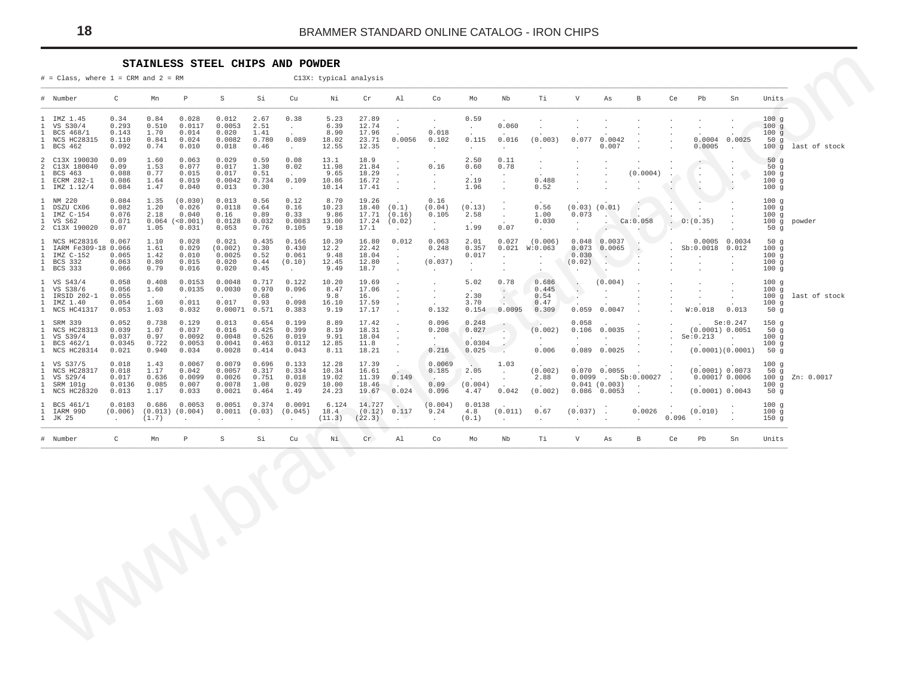## STAINLESS STEEL CHIPS AND POWDER

# = Class, where 1 = CRM and 2 = RM          C13X: typical analysis

| # | Number | C | Mn | P | S | Si | Cu | Ni | Cr | Al | Co | Mo | Nb | Ti | V | As | B | Ce | Pb | Sn | Units | |
|---|---|---|---|---|---|---|---|---|---|---|---|---|---|---|---|---|---|---|---|---|---|---|
| 1 | IMZ 1.45 | 0.34 | 0.84 | 0.028 | 0.012 | 2.67 | 0.38 | 5.23 | 27.89 | . | . | 0.59 | . | . | . | . | . | . | . | . | 100 g | |
| 1 | VS S30/4 | 0.293 | 0.510 | 0.0117 | 0.0053 | 2.51 | . | 6.39 | 12.74 | . | . | . | 0.060 | . | . | . | . | . | . | . | 100 g | |
| 1 | BCS 468/1 | 0.143 | 1.70 | 0.014 | 0.020 | 1.41 | . | 8.90 | 17.96 | . | 0.018 | . | . | . | . | . | . | . | . | . | 100 g | |
| 1 | NCS HC28315 | 0.110 | 0.841 | 0.024 | 0.0082 | 0.780 | 0.089 | 18.02 | 23.71 | 0.0056 | 0.102 | 0.115 | 0.016 | (0.003) | 0.077 | 0.0042 | . | . | 0.0004 | 0.0025 | 50 g | |
| 1 | BCS 462 | 0.092 | 0.74 | 0.010 | 0.018 | 0.46 | . | 12.55 | 12.35 | . | . | . | . | . | . | 0.007 | . | . | 0.0005 | . | 100 g | last of stock |
| 2 | C13X 190030 | 0.09 | 1.60 | 0.063 | 0.029 | 0.59 | 0.08 | 13.1 | 18.9 | . | . | 2.50 | 0.11 | . | . | . | . | . | . | . | 50 g | |
| 2 | C13X 180040 | 0.09 | 1.53 | 0.077 | 0.017 | 1.30 | 0.02 | 11.98 | 21.84 | . | 0.16 | 0.60 | 0.78 | . | . | . | . | . | . | . | 50 g | |
| 1 | BCS 463 | 0.088 | 0.77 | 0.015 | 0.017 | 0.51 | . | 9.65 | 18.29 | . | . | . | . | . | . | . | (0.0004) | . | . | . | 100 g | |
| 1 | ECRM 282-1 | 0.086 | 1.64 | 0.019 | 0.0042 | 0.734 | 0.109 | 10.86 | 16.72 | . | . | 2.19 | . | 0.488 | . | . | . | . | . | . | 100 g | |
| 1 | IMZ 1.12/4 | 0.084 | 1.47 | 0.040 | 0.013 | 0.30 | . | 10.14 | 17.41 | . | . | 1.96 | . | 0.52 | . | . | . | . | . | . | 100 g | |
| 1 | NM 220 | 0.084 | 1.35 | (0.030) | 0.013 | 0.56 | 0.12 | 8.70 | 19.26 | . | 0.16 | . | . | . | . | . | . | . | . | . | 100 g | |
| 1 | DSZU CX06 | 0.082 | 1.20 | 0.026 | 0.0118 | 0.64 | 0.16 | 10.23 | 18.40 | (0.1) | (0.04) | (0.13) | . | 0.56 | (0.03) | (0.01) | . | . | . | . | 100 g | |
| 1 | IMZ C-154 | 0.076 | 2.18 | 0.040 | 0.16 | 0.89 | 0.33 | 9.86 | 17.71 | (0.16) | 0.105 | 2.58 | . | 1.00 | 0.073 | . | . | . | . | . | 100 g | |
| 1 | VS S62 | 0.071 | 0.064 | (<0.001) | 0.0128 | 0.032 | 0.0083 | 13.00 | 17.24 | (0.02) | . | . | . | 0.030 | . | . | Ca:0.058 | . | O:(0.35) | . | 100 g | powder |
| 2 | C13X 190020 | 0.07 | 1.05 | 0.031 | 0.053 | 0.76 | 0.105 | 9.18 | 17.1 | . | . | 1.99 | 0.07 | . | . | . | . | . | . | . | 50 g | |
| 1 | NCS HC28316 | 0.067 | 1.10 | 0.028 | 0.021 | 0.435 | 0.166 | 10.39 | 16.80 | 0.012 | 0.063 | 2.01 | 0.027 | (0.006) | 0.048 | 0.0037 | . | . | 0.0005 | 0.0034 | 50 g | |
| 1 | IARM Fe309-18 | 0.066 | 1.61 | 0.029 | (0.002) | 0.30 | 0.430 | 12.2 | 22.42 | . | 0.248 | 0.357 | 0.021 | W:0.063 | 0.073 | 0.0065 | . | . | Sb:0.0018 | 0.012 | 100 g | |
| 1 | IMZ C-152 | 0.065 | 1.42 | 0.010 | 0.0025 | 0.52 | 0.061 | 9.48 | 18.04 | . | . | 0.017 | . | . | 0.030 | . | . | . | . | . | 100 g | |
| 1 | BCS 332 | 0.063 | 0.80 | 0.015 | 0.020 | 0.44 | (0.10) | 12.45 | 12.80 | . | (0.037) | . | . | . | (0.02) | . | . | . | . | . | 100 g | |
| 1 | BCS 333 | 0.066 | 0.79 | 0.016 | 0.020 | 0.45 | . | 9.49 | 18.7 | . | . | . | . | . | . | . | . | . | . | . | 100 g | |
| 1 | VS S43/4 | 0.058 | 0.408 | 0.0153 | 0.0048 | 0.717 | 0.122 | 10.20 | 19.69 | . | . | 5.02 | 0.78 | 0.686 | . | (0.004) | . | . | . | . | 100 g | |
| 1 | VS S38/6 | 0.056 | 1.60 | 0.0135 | 0.0030 | 0.970 | 0.096 | 8.47 | 17.06 | . | . | . | . | 0.445 | . | . | . | . | . | . | 100 g | |
| 1 | IRSID 202-1 | 0.055 | . | . | . | 0.68 | . | 9.8 | 16. | . | . | 2.30 | . | 0.54 | . | . | . | . | . | . | 100 g | last of stock |
| 1 | IMZ 1.40 | 0.054 | 1.60 | 0.011 | 0.017 | 0.93 | 0.098 | 16.10 | 17.59 | . | . | 3.70 | . | 0.47 | . | . | . | . | . | . | 100 g | |
| 1 | NCS HC41317 | 0.053 | 1.03 | 0.032 | 0.00071 | 0.571 | 0.383 | 9.19 | 17.17 | . | 0.132 | 0.154 | 0.0095 | 0.309 | 0.059 | 0.0047 | . | . | W:0.018 | 0.013 | 50 g | |
| 1 | SRM 339 | 0.052 | 0.738 | 0.129 | 0.013 | 0.654 | 0.199 | 8.89 | 17.42 | . | 0.096 | 0.248 | . | . | 0.058 | . | . | . | Se:0.247 | | 150 g | |
| 1 | NCS HC28313 | 0.039 | 1.07 | 0.037 | 0.016 | 0.425 | 0.399 | 8.19 | 18.31 | . | 0.208 | 0.027 | . | (0.002) | 0.106 | 0.0035 | . | . | (0.0001) | 0.0051 | 50 g | |
| 1 | VS S39/4 | 0.037 | 0.97 | 0.0092 | 0.0048 | 0.526 | 0.019 | 9.91 | 18.04 | . | . | . | . | . | . | . | . | . | Se:0.213 | . | 100 g | |
| 1 | BCS 462/1 | 0.0345 | 0.722 | 0.0053 | 0.0041 | 0.463 | 0.0112 | 12.85 | 11.8 | . | . | 0.0304 | . | . | . | . | . | . | . | . | 100 g | |
| 1 | NCS HC28314 | 0.021 | 0.940 | 0.034 | 0.0028 | 0.414 | 0.043 | 8.11 | 18.21 | . | 0.216 | 0.025 | . | 0.006 | 0.089 | 0.0025 | . | . | (0.0001) | (0.0001) | 50 g | |
| 1 | VS S37/5 | 0.018 | 1.43 | 0.0067 | 0.0079 | 0.696 | 0.133 | 12.28 | 17.39 | . | 0.0069 | . | 1.03 | . | . | . | . | . | . | . | 100 g | |
| 1 | NCS HC28317 | 0.018 | 1.17 | 0.042 | 0.0057 | 0.317 | 0.334 | 10.34 | 16.61 | . | 0.185 | 2.05 | . | (0.002) | 0.070 | 0.0055 | . | . | (0.0001) | 0.0073 | 50 g | |
| 1 | VS S29/4 | 0.017 | 0.636 | 0.0099 | 0.0026 | 0.751 | 0.018 | 19.02 | 11.39 | 0.149 | . | . | . | 2.88 | 0.0099 | . | Sb:0.00027 | . | 0.00017 | 0.0006 | 100 g | Zn: 0.0017 |
| 1 | SRM 101g | 0.0136 | 0.085 | 0.007 | 0.0078 | 1.08 | 0.029 | 10.00 | 18.46 | . | 0.09 | (0.004) | . | . | 0.041 | (0.003) | . | . | . | . | 100 g | |
| 1 | NCS HC28320 | 0.013 | 1.17 | 0.033 | 0.0021 | 0.464 | 1.49 | 24.23 | 19.67 | 0.024 | 0.096 | 4.47 | 0.042 | (0.002) | 0.086 | 0.0053 | . | . | (0.0001) | 0.0043 | 50 g | |
| 1 | BCS 461/1 | 0.0103 | 0.686 | 0.0053 | 0.0051 | 0.374 | 0.0091 | 6.124 | 14.727 | . | (0.004) | 0.0138 | . | . | . | . | . | . | . | . | 100 g | |
| 1 | IARM 99D | (0.006) | (0.013) | (0.004) | 0.0011 | (0.03) | (0.045) | 18.4 | (0.12) | 0.117 | 9.24 | 4.8 | (0.011) | 0.67 | (0.037) | . | 0.0026 | . | (0.010) | . | 100 g | |
| 1 | JK 25 | . | (1.7) | . | . | . | . | (11.3) | (22.3) | . | . | (0.1) | . | . | . | . | . | 0.096 | . | . | 150 g | |
| # | Number | C | Mn | P | S | Si | Cu | Ni | Cr | Al | Co | Mo | Nb | Ti | V | As | B | Ce | Pb | Sn | Units | |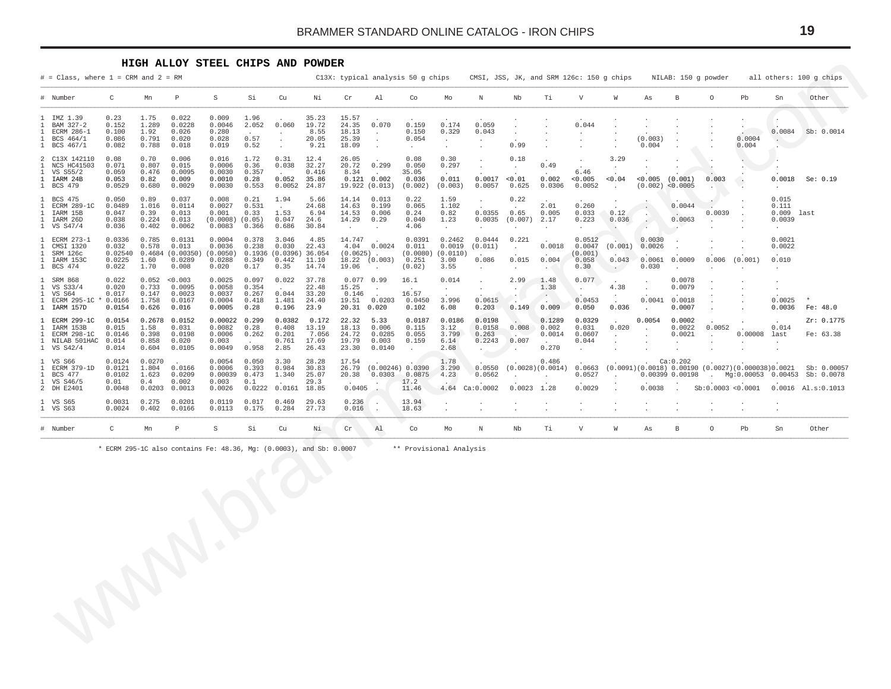## HIGH ALLOY STEEL CHIPS AND POWDER

# = Class, where 1 = CRM and 2 = RM

C13X: typical analysis 50 g chips    CMSI, JSS, JK, and SRM 126c: 150 g chips    NILAB: 150 g powder    all others: 100 g chips

| # | Number | C | Mn | P | S | Si | Cu | Ni | Cr | Al | Co | Mo | N | Nb | Ti | V | W | As | B | O | Pb | Sn | Other |
|---|---|---|---|---|---|---|---|---|---|---|---|---|---|---|---|---|---|---|---|---|---|---|---|
| 1 | IMZ 1.39 | 0.23 | 1.75 | 0.022 | 0.009 | 1.96 | . | 35.23 | 15.57 | . | . | . | . | . | . | . | . | . | . | . | . | . | |
| 1 | BAM 327-2 | 0.152 | 1.289 | 0.0228 | 0.0046 | 2.052 | 0.060 | 19.72 | 24.35 | 0.070 | 0.159 | 0.174 | 0.059 | . | . | 0.044 | . | . | . | . | . | . | |
| 1 | ECRM 286-1 | 0.100 | 1.92 | 0.026 | 0.280 | . | . | 8.55 | 18.13 | . | 0.150 | 0.329 | 0.043 | . | . | . | . | . | . | . | . | 0.0084 | Sb: 0.0014 |
| 1 | BCS 464/1 | 0.086 | 0.791 | 0.020 | 0.028 | 0.57 | . | 20.05 | 25.39 | . | 0.054 | . | . | . | . | . | . | (0.003) | . | . | 0.0004 | . | |
| 1 | BCS 467/1 | 0.082 | 0.788 | 0.018 | 0.019 | 0.52 | . | 9.21 | 18.09 | . | . | . | . | 0.99 | . | . | . | 0.004 | . | . | 0.004 | . | |
| 2 | C13X 142110 | 0.08 | 0.70 | 0.006 | 0.016 | 1.72 | 0.31 | 12.4 | 26.05 | . | 0.08 | 0.30 | . | 0.18 | . | . | 3.29 | . | . | . | . | . | |
| 1 | NCS HC41503 | 0.071 | 0.807 | 0.015 | 0.0006 | 0.36 | 0.038 | 32.27 | 20.72 | 0.299 | 0.050 | 0.297 | . | . | 0.49 | . | . | . | . | . | . | . | |
| 1 | VS S55/2 | 0.059 | 0.476 | 0.0095 | 0.0030 | 0.357 | . | 0.416 | 8.34 | . | 35.05 | . | . | . | . | 6.46 | . | . | . | . | . | . | |
| 1 | IARM 24B | 0.053 | 0.82 | 0.009 | 0.0010 | 0.28 | 0.052 | 35.86 | 0.121 | 0.002 | 0.036 | 0.011 | 0.0017 | <0.01 | 0.002 | <0.005 | <0.04 | <0.005 | (0.001) | 0.003 | . | 0.0018 | Se: 0.19 |
| 1 | BCS 479 | 0.0529 | 0.680 | 0.0029 | 0.0030 | 0.553 | 0.0052 | 24.87 | 19.922 | (0.013) | (0.002) | (0.003) | 0.0057 | 0.625 | 0.0306 | 0.0052 | . | (0.002) | <0.0005 | . | . | . | |
| 1 | BCS 475 | 0.050 | 0.89 | 0.037 | 0.008 | 0.21 | 1.94 | 5.66 | 14.14 | 0.013 | 0.22 | 1.59 | . | 0.22 | . | . | . | . | . | . | . | 0.015 | |
| 1 | ECRM 289-1C | 0.0489 | 1.016 | 0.0114 | 0.0027 | 0.531 | . | 24.68 | 14.63 | 0.199 | 0.065 | 1.102 | . | . | 2.01 | 0.260 | . | . | 0.0044 | . | . | 0.111 | |
| 1 | IARM 15B | 0.047 | 0.39 | 0.013 | 0.001 | 0.33 | 1.53 | 6.94 | 14.53 | 0.006 | 0.24 | 0.82 | 0.0355 | 0.65 | 0.005 | 0.033 | 0.12 | . | . | 0.0039 | . | 0.009 | last |
| 1 | IARM 26D | 0.038 | 0.224 | 0.013 | (0.0008) | (0.05) | 0.047 | 24.6 | 14.29 | 0.29 | 0.040 | 1.23 | 0.0035 | (0.007) | 2.17 | 0.223 | 0.036 | . | 0.0063 | . | . | 0.0039 | |
| 1 | VS S47/4 | 0.036 | 0.402 | 0.0062 | 0.0083 | 0.366 | 0.686 | 30.84 | . | . | 4.06 | . | . | . | . | . | . | . | . | . | . | . | |
| 1 | ECRM 273-1 | 0.0336 | 0.785 | 0.0131 | 0.0004 | 0.378 | 3.046 | 4.85 | 14.747 | . | 0.0391 | 0.2462 | 0.0444 | 0.221 | . | 0.0512 | . | 0.0030 | . | . | . | 0.0021 | |
| 1 | CMSI 1320 | 0.032 | 0.578 | 0.013 | 0.0036 | 0.238 | 0.030 | 22.43 | 4.04 | 0.0024 | 0.011 | 0.0019 | (0.011) | . | 0.0018 | 0.0047 | (0.001) | 0.0026 | . | . | . | 0.0022 | |
| 1 | SRM 126c | 0.02540 | 0.4684 | (0.00350) | (0.0050) | 0.1936 | (0.0396) | 36.054 | (0.0625) | . | (0.0080) | (0.0110) | . | . | . | (0.001) | . | . | . | . | . | . | |
| 1 | IARM 153C | 0.0225 | 1.60 | 0.0289 | 0.0288 | 0.349 | 0.442 | 11.10 | 18.22 | (0.003) | 0.251 | 3.00 | 0.086 | 0.015 | 0.004 | 0.058 | 0.043 | 0.0061 | 0.0009 | 0.006 | (0.001) | 0.010 | |
| 1 | BCS 474 | 0.022 | 1.70 | 0.008 | 0.020 | 0.17 | 0.35 | 14.74 | 19.06 | . | (0.02) | 3.55 | . | . | . | 0.30 | . | 0.030 | . | . | . | . | |
| 1 | SRM 868 | 0.022 | 0.052 | <0.003 | 0.0025 | 0.097 | 0.022 | 37.78 | 0.077 | 0.99 | 16.1 | 0.014 | . | 2.99 | 1.48 | 0.077 | . | . | 0.0078 | . | . | . | |
| 1 | VS S33/4 | 0.020 | 0.733 | 0.0095 | 0.0058 | 0.354 | . | 22.48 | 15.25 | . | . | . | . | . | 1.38 | . | 4.38 | . | 0.0079 | . | . | . | |
| 1 | VS S64 | 0.017 | 0.147 | 0.0023 | 0.0037 | 0.267 | 0.044 | 33.20 | 0.146 | . | 16.57 | . | . | . | . | . | . | . | . | . | . | . | |
| 1 | ECRM 295-1C * | 0.0166 | 1.758 | 0.0167 | 0.0004 | 0.418 | 1.481 | 24.40 | 19.51 | 0.0203 | 0.0450 | 3.996 | 0.0615 | . | . | 0.0453 | . | 0.0041 | 0.0018 | . | . | 0.0025 | * |
| 1 | IARM 157D | 0.0154 | 0.626 | 0.016 | 0.0005 | 0.28 | 0.196 | 23.9 | 20.31 | 0.020 | 0.102 | 6.08 | 0.203 | 0.149 | 0.009 | 0.050 | 0.036 | . | 0.0007 | . | . | 0.0036 | Fe: 48.0 |
| 1 | ECRM 299-1C | 0.0154 | 0.2678 | 0.0152 | 0.00022 | 0.299 | 0.0382 | 0.172 | 22.32 | 5.33 | 0.0187 | 0.0186 | 0.0198 | . | 0.1289 | 0.0329 | . | 0.0054 | 0.0002 | . | . | . | Zr: 0.1775 |
| 1 | IARM 153B | 0.015 | 1.58 | 0.031 | 0.0082 | 0.28 | 0.408 | 13.19 | 18.13 | 0.006 | 0.115 | 3.12 | 0.0158 | 0.008 | 0.002 | 0.031 | 0.020 | . | 0.0022 | 0.0052 | . | 0.014 | |
| 1 | ECRM 298-1C | 0.0146 | 0.398 | 0.0198 | 0.0006 | 0.262 | 0.201 | 7.056 | 24.72 | 0.0285 | 0.055 | 3.799 | 0.263 | . | 0.0014 | 0.0607 | . | . | 0.0021 | . | 0.00008 | last | Fe: 63.38 |
| 1 | NILAB 501HAC | 0.014 | 0.858 | 0.020 | 0.003 | . | 0.761 | 17.69 | 19.79 | 0.003 | 0.159 | 6.14 | 0.2243 | 0.007 | . | 0.044 | . | . | . | . | . | . | |
| 1 | VS S42/4 | 0.014 | 0.604 | 0.0105 | 0.0049 | 0.958 | 2.85 | 26.43 | 23.30 | 0.0140 | . | 2.68 | . | . | 0.270 | . | . | . | . | . | . | . | |
| 1 | VS S66 | 0.0124 | 0.0270 | . | 0.0054 | 0.050 | 3.30 | 28.28 | 17.54 | . | . | 1.78 | . | . | 0.486 | . | . | . | Ca:0.202 | . | . | . | |
| 1 | ECRM 379-1D | 0.0121 | 1.804 | 0.0166 | 0.0006 | 0.393 | 0.984 | 30.83 | 26.79 | (0.00246) | 0.0390 | 3.290 | 0.0550 | (0.0028) | (0.0014) | 0.0663 | (0.0091) | (0.0018) | 0.00190 | (0.0027) | (0.000038) | 0.0021 | Sb: 0.00057 |
| 1 | BCS 477 | 0.0102 | 1.623 | 0.0209 | 0.00039 | 0.473 | 1.340 | 25.07 | 20.38 | 0.0303 | 0.0875 | 4.23 | 0.0562 | . | . | 0.0527 | . | 0.00399 | 0.00198 | . | Mg:0.00053 | 0.00453 | Sb: 0.0078 |
| 1 | VS S46/5 | 0.01 | 0.4 | 0.002 | 0.003 | 0.1 | . | 29.3 | . | . | 17.2 | . | . | . | . | . | . | . | . | . | . | . | |
| 2 | DH E2401 | 0.0048 | 0.0203 | 0.0013 | 0.0026 | 0.0222 | 0.0161 | 18.85 | 0.0405 | . | 11.46 | 4.64 | Ca:0.0002 | 0.0023 | 1.28 | 0.0029 | . | 0.0038 | . | Sb:0.0003 | <0.0001 | 0.0016 | Al.s:0.1013 |
| 1 | VS S65 | 0.0031 | 0.275 | 0.0201 | 0.0119 | 0.017 | 0.469 | 29.63 | 0.236 | . | 13.94 | . | . | . | . | . | . | . | . | . | . | . | |
| 1 | VS S63 | 0.0024 | 0.402 | 0.0166 | 0.0113 | 0.175 | 0.284 | 27.73 | 0.016 | . | 18.63 | . | . | . | . | . | . | . | . | . | . | . | |
| # | Number | C | Mn | P | S | Si | Cu | Ni | Cr | Al | Co | Mo | N | Nb | Ti | V | W | As | B | O | Pb | Sn | Other |

\* ECRM 295-1C also contains Fe: 48.36, Mg: (0.0003), and Sb: 0.0007    ** Provisional Analysis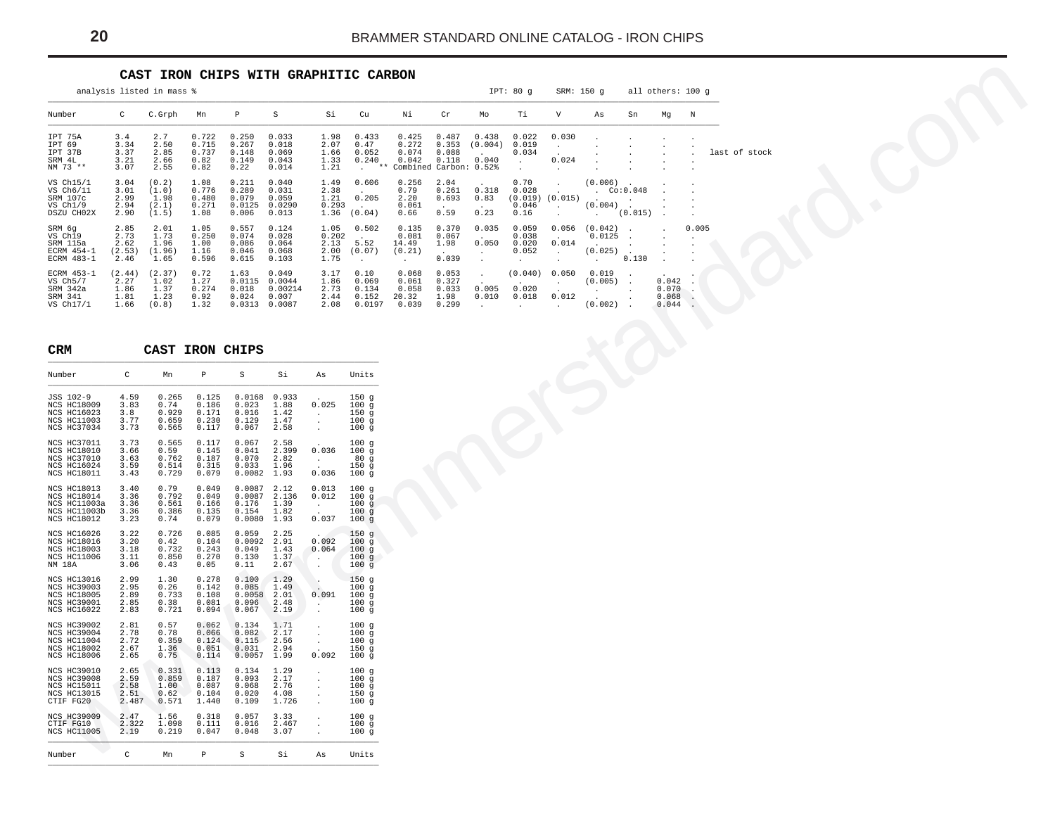### CAST IRON CHIPS WITH GRAPHITIC CARBON

analysis listed in mass % — IPT: 80 g — SRM: 150 g — all others: 100 g

| Number | C | C.Grph | Mn | P | S | Si | Cu | Ni | Cr | Mo | Ti | V | As | Sn | Mg | N | |
|---|---|---|---|---|---|---|---|---|---|---|---|---|---|---|---|---|---|
| IPT 75A | 3.4 | 2.7 | 0.722 | 0.250 | 0.033 | 1.98 | 0.433 | 0.425 | 0.487 | 0.438 | 0.022 | 0.030 | . | . | . | . | |
| IPT 69 | 3.34 | 2.50 | 0.715 | 0.267 | 0.018 | 2.07 | 0.47 | 0.272 | 0.353 | (0.004) | 0.019 | . | . | . | . | . | |
| IPT 37B | 3.37 | 2.85 | 0.737 | 0.148 | 0.069 | 1.66 | 0.052 | 0.074 | 0.088 | . | 0.034 | . | . | . | . | . | last of stock |
| SRM 4L | 3.21 | 2.66 | 0.82 | 0.149 | 0.043 | 1.33 | 0.240 | 0.042 | 0.118 | 0.040 | . | 0.024 | . | . | . | . | |
| NM 73 ** | 3.07 | 2.55 | 0.82 | 0.22 | 0.014 | 1.21 | . | ** Combined Carbon: 0.52% | | | . | . | . | . | . | . | |
| VS Ch15/1 | 3.04 | (0.2) | 1.08 | 0.211 | 0.040 | 1.49 | 0.606 | 0.256 | 2.04 | . | 0.70 | . | (0.006) | . | . | . | |
| VS Ch6/11 | 3.01 | (1.0) | 0.776 | 0.289 | 0.031 | 2.38 | . | 0.79 | 0.261 | 0.318 | 0.028 | . | . | Co:0.048 | . | . | |
| SRM 107c | 2.99 | 1.98 | 0.480 | 0.079 | 0.059 | 1.21 | 0.205 | 2.20 | 0.693 | 0.83 | (0.019) | (0.015) | . | . | . | . | |
| VS Ch1/9 | 2.94 | (2.1) | 0.271 | 0.0125 | 0.0290 | 0.293 | . | 0.061 | . | . | 0.046 | . | (0.004) | . | . | . | |
| DSZU CH02X | 2.90 | (1.5) | 1.08 | 0.006 | 0.013 | 1.36 | (0.04) | 0.66 | 0.59 | 0.23 | 0.16 | . | . | (0.015) | . | . | |
| SRM 6g | 2.85 | 2.01 | 1.05 | 0.557 | 0.124 | 1.05 | 0.502 | 0.135 | 0.370 | 0.035 | 0.059 | 0.056 | (0.042) | . | . | 0.005 | |
| VS Ch19 | 2.73 | 1.73 | 0.250 | 0.074 | 0.028 | 0.202 | . | 0.081 | 0.067 | . | 0.038 | . | 0.0125 | . | . | . | |
| SRM 115a | 2.62 | 1.96 | 1.00 | 0.086 | 0.064 | 2.13 | 5.52 | 14.49 | 1.98 | 0.050 | 0.020 | 0.014 | . | . | . | . | |
| ECRM 454-1 | (2.53) | (1.96) | 1.16 | 0.046 | 0.068 | 2.00 | (0.07) | (0.21) | . | . | 0.052 | . | (0.025) | . | . | . | |
| ECRM 483-1 | 2.46 | 1.65 | 0.596 | 0.615 | 0.103 | 1.75 | . | . | 0.039 | . | . | . | . | 0.130 | . | . | |
| ECRM 453-1 | (2.44) | (2.37) | 0.72 | 1.63 | 0.049 | 3.17 | 0.10 | 0.068 | 0.053 | . | (0.040) | 0.050 | 0.019 | . | . | . | |
| VS Ch5/7 | 2.27 | 1.02 | 1.27 | 0.0115 | 0.0044 | 1.86 | 0.069 | 0.061 | 0.327 | . | . | . | (0.005) | . | 0.042 | . | |
| SRM 342a | 1.86 | 1.37 | 0.274 | 0.018 | 0.00214 | 2.73 | 0.134 | 0.058 | 0.033 | 0.005 | 0.020 | . | . | . | 0.070 | . | |
| SRM 341 | 1.81 | 1.23 | 0.92 | 0.024 | 0.007 | 2.44 | 0.152 | 20.32 | 1.98 | 0.010 | 0.018 | 0.012 | . | . | 0.068 | . | |
| VS Ch17/1 | 1.66 | (0.8) | 1.32 | 0.0313 | 0.0087 | 2.08 | 0.0197 | 0.039 | 0.299 | . | . | . | (0.002) | . | 0.044 | . | |

### CRM CAST IRON CHIPS

| Number | C | Mn | P | S | Si | As | Units |
|---|---|---|---|---|---|---|---|
| JSS 102-9 | 4.59 | 0.265 | 0.125 | 0.0168 | 0.933 | . | 150 g |
| NCS HC18009 | 3.83 | 0.74 | 0.186 | 0.023 | 1.88 | 0.025 | 100 g |
| NCS HC16023 | 3.8 | 0.929 | 0.171 | 0.016 | 1.42 | . | 150 g |
| NCS HC11003 | 3.77 | 0.659 | 0.230 | 0.129 | 1.47 | . | 100 g |
| NCS HC37034 | 3.73 | 0.565 | 0.117 | 0.067 | 2.58 | . | 100 g |
| NCS HC37011 | 3.73 | 0.565 | 0.117 | 0.067 | 2.58 | . | 100 g |
| NCS HC18010 | 3.66 | 0.59 | 0.145 | 0.041 | 2.399 | 0.036 | 100 g |
| NCS HC37010 | 3.63 | 0.762 | 0.187 | 0.070 | 2.82 | . | 80 g |
| NCS HC16024 | 3.59 | 0.514 | 0.315 | 0.033 | 1.96 | . | 150 g |
| NCS HC18011 | 3.43 | 0.729 | 0.079 | 0.0082 | 1.93 | 0.036 | 100 g |
| NCS HC18013 | 3.40 | 0.79 | 0.049 | 0.0087 | 2.12 | 0.013 | 100 g |
| NCS HC18014 | 3.36 | 0.792 | 0.049 | 0.0087 | 2.136 | 0.012 | 100 g |
| NCS HC11003a | 3.36 | 0.561 | 0.166 | 0.176 | 1.39 | . | 100 g |
| NCS HC11003b | 3.36 | 0.386 | 0.135 | 0.154 | 1.82 | . | 100 g |
| NCS HC18012 | 3.23 | 0.74 | 0.079 | 0.0080 | 1.93 | 0.037 | 100 g |
| NCS HC16026 | 3.22 | 0.726 | 0.085 | 0.059 | 2.25 | . | 150 g |
| NCS HC18016 | 3.20 | 0.42 | 0.104 | 0.0092 | 2.91 | 0.092 | 100 g |
| NCS HC18003 | 3.18 | 0.732 | 0.243 | 0.049 | 1.43 | 0.064 | 100 g |
| NCS HC11006 | 3.11 | 0.850 | 0.270 | 0.130 | 1.37 | . | 100 g |
| NM 18A | 3.06 | 0.43 | 0.05 | 0.11 | 2.67 | . | 100 g |
| NCS HC13016 | 2.99 | 1.30 | 0.278 | 0.100 | 1.29 | . | 150 g |
| NCS HC39003 | 2.95 | 0.26 | 0.142 | 0.085 | 1.49 | . | 100 g |
| NCS HC18005 | 2.89 | 0.733 | 0.108 | 0.0058 | 2.01 | 0.091 | 100 g |
| NCS HC39001 | 2.85 | 0.38 | 0.081 | 0.096 | 2.48 | . | 100 g |
| NCS HC16022 | 2.83 | 0.721 | 0.094 | 0.067 | 2.19 | . | 100 g |
| NCS HC39002 | 2.81 | 0.57 | 0.062 | 0.134 | 1.71 | . | 100 g |
| NCS HC39004 | 2.78 | 0.78 | 0.066 | 0.082 | 2.17 | . | 100 g |
| NCS HC11004 | 2.72 | 0.359 | 0.124 | 0.115 | 2.56 | . | 100 g |
| NCS HC18002 | 2.67 | 1.36 | 0.051 | 0.031 | 2.94 | . | 150 g |
| NCS HC18006 | 2.65 | 0.75 | 0.114 | 0.0057 | 1.99 | 0.092 | 100 g |
| NCS HC39010 | 2.65 | 0.331 | 0.113 | 0.134 | 1.29 | . | 100 g |
| NCS HC39008 | 2.59 | 0.859 | 0.187 | 0.093 | 2.17 | . | 100 g |
| NCS HC15011 | 2.58 | 1.00 | 0.087 | 0.068 | 2.76 | . | 100 g |
| NCS HC13015 | 2.51 | 0.62 | 0.104 | 0.020 | 4.08 | . | 150 g |
| CTIF FG20 | 2.487 | 0.571 | 1.440 | 0.109 | 1.726 | . | 100 g |
| NCS HC39009 | 2.47 | 1.56 | 0.318 | 0.057 | 3.33 | . | 100 g |
| CTIF FG10 | 2.322 | 1.098 | 0.111 | 0.016 | 2.467 | . | 100 g |
| NCS HC11005 | 2.19 | 0.219 | 0.047 | 0.048 | 3.07 | . | 100 g |
| Number | C | Mn | P | S | Si | As | Units |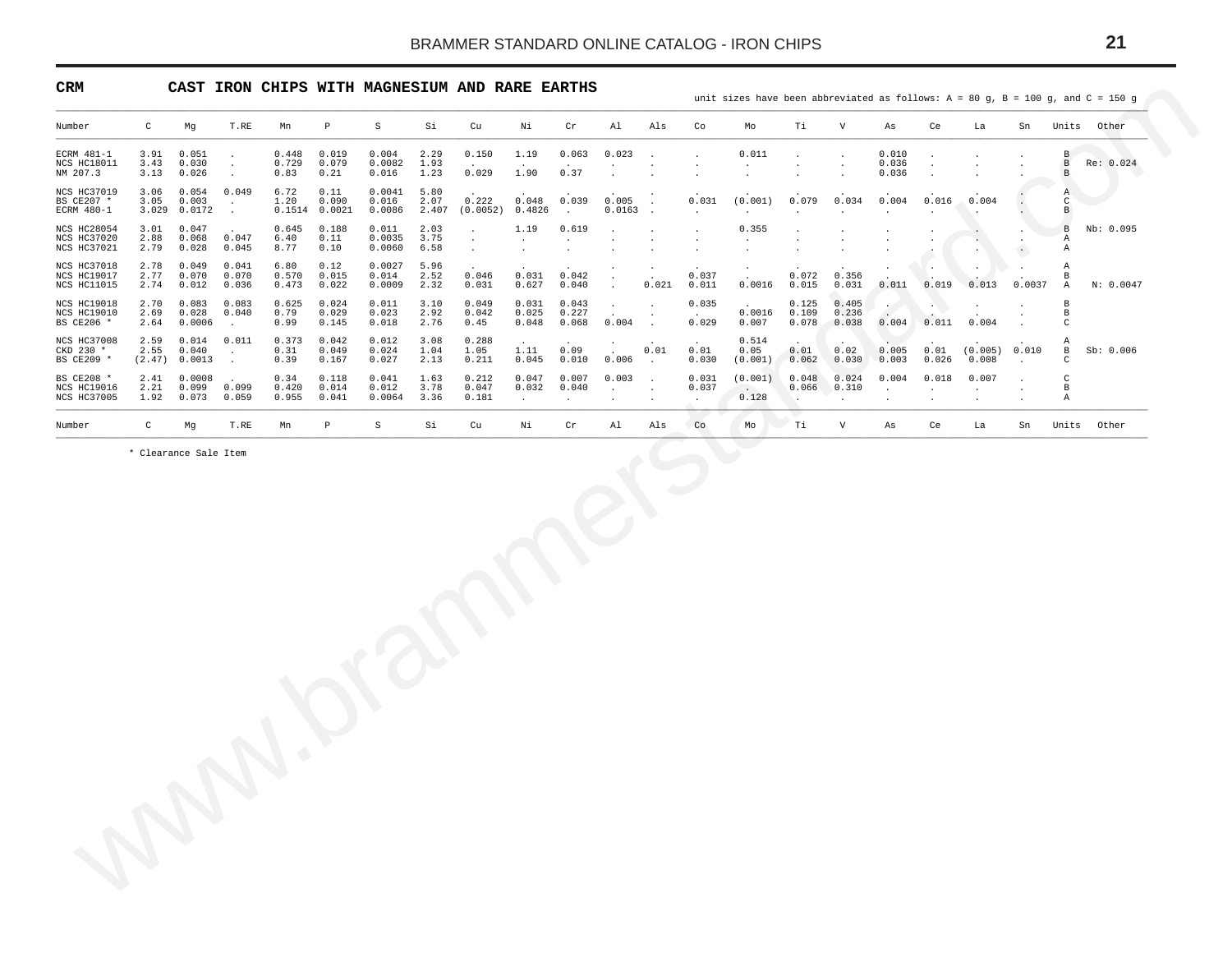## CRM CAST IRON CHIPS WITH MAGNESIUM AND RARE EARTHS

unit sizes have been abbreviated as follows: A = 80 g, B = 100 g, and C = 150 g

| Number | C | Mg | T.RE | Mn | P | S | Si | Cu | Ni | Cr | Al | Als | Co | Mo | Ti | V | As | Ce | La | Sn | Units | Other |
|---|---|---|---|---|---|---|---|---|---|---|---|---|---|---|---|---|---|---|---|---|---|---|
| ECRM 481-1 | 3.91 | 0.051 | . | 0.448 | 0.019 | 0.004 | 2.29 | 0.150 | 1.19 | 0.063 | 0.023 | . | . | 0.011 | . | . | 0.010 | . | . | . | B | |
| NCS HC18011 | 3.43 | 0.030 | . | 0.729 | 0.079 | 0.0082 | 1.93 | . | . | . | . | . | . | . | . | . | 0.036 | . | . | . | B | Re: 0.024 |
| NM 207.3 | 3.13 | 0.026 | . | 0.83 | 0.21 | 0.016 | 1.23 | 0.029 | 1.90 | 0.37 | . | . | . | . | . | . | 0.036 | . | . | . | B | |
| NCS HC37019 | 3.06 | 0.054 | 0.049 | 6.72 | 0.11 | 0.0041 | 5.80 | . | . | . | . | . | . | . | . | . | . | . | . | . | A | |
| BS CE207 * | 3.05 | 0.003 | . | 1.20 | 0.090 | 0.016 | 2.07 | 0.222 | 0.048 | 0.039 | 0.005 | . | 0.031 | (0.001) | 0.079 | 0.034 | 0.004 | 0.016 | 0.004 | . | C | |
| ECRM 480-1 | 3.029 | 0.0172 | . | 0.1514 | 0.0021 | 0.0086 | 2.407 | (0.0052) | 0.4826 | . | 0.0163 | . | . | . | . | . | . | . | . | . | B | |
| NCS HC28054 | 3.01 | 0.047 | . | 0.645 | 0.188 | 0.011 | 2.03 | . | 1.19 | 0.619 | . | . | . | 0.355 | . | . | . | . | . | . | B | Nb: 0.095 |
| NCS HC37020 | 2.88 | 0.068 | 0.047 | 6.40 | 0.11 | 0.0035 | 3.75 | . | . | . | . | . | . | . | . | . | . | . | . | . | A | |
| NCS HC37021 | 2.79 | 0.028 | 0.045 | 8.77 | 0.10 | 0.0060 | 6.58 | . | . | . | . | . | . | . | . | . | . | . | . | . | A | |
| NCS HC37018 | 2.78 | 0.049 | 0.041 | 6.80 | 0.12 | 0.0027 | 5.96 | . | . | . | . | . | . | . | . | . | . | . | . | . | A | |
| NCS HC19017 | 2.77 | 0.070 | 0.070 | 0.570 | 0.015 | 0.014 | 2.52 | 0.046 | 0.031 | 0.042 | . | . | 0.037 | . | 0.072 | 0.356 | . | . | . | . | B | |
| NCS HC11015 | 2.74 | 0.012 | 0.036 | 0.473 | 0.022 | 0.0009 | 2.32 | 0.031 | 0.627 | 0.040 | . | 0.021 | 0.011 | 0.0016 | 0.015 | 0.031 | 0.011 | 0.019 | 0.013 | 0.0037 | A | N: 0.0047 |
| NCS HC19018 | 2.70 | 0.083 | 0.083 | 0.625 | 0.024 | 0.011 | 3.10 | 0.049 | 0.031 | 0.043 | . | . | 0.035 | . | 0.125 | 0.405 | . | . | . | . | B | |
| NCS HC19010 | 2.69 | 0.028 | 0.040 | 0.79 | 0.029 | 0.023 | 2.92 | 0.042 | 0.025 | 0.227 | . | . | . | 0.0016 | 0.109 | 0.236 | . | . | . | . | B | |
| BS CE206 * | 2.64 | 0.0006 | . | 0.99 | 0.145 | 0.018 | 2.76 | 0.45 | 0.048 | 0.068 | 0.004 | . | 0.029 | 0.007 | 0.078 | 0.038 | 0.004 | 0.011 | 0.004 | . | C | |
| NCS HC37008 | 2.59 | 0.014 | 0.011 | 0.373 | 0.042 | 0.012 | 3.08 | 0.288 | . | . | . | . | . | 0.514 | . | . | . | . | . | . | A | |
| CKD 230 * | 2.55 | 0.040 | . | 0.31 | 0.049 | 0.024 | 1.04 | 1.05 | 1.11 | 0.09 | . | 0.01 | 0.01 | 0.05 | 0.01 | 0.02 | 0.005 | 0.01 | (0.005) | 0.010 | B | Sb: 0.006 |
| BS CE209 * | (2.47) | 0.0013 | . | 0.39 | 0.167 | 0.027 | 2.13 | 0.211 | 0.045 | 0.010 | 0.006 | . | 0.030 | (0.001) | 0.062 | 0.030 | 0.003 | 0.026 | 0.008 | . | C | |
| BS CE208 * | 2.41 | 0.0008 | . | 0.34 | 0.118 | 0.041 | 1.63 | 0.212 | 0.047 | 0.007 | 0.003 | . | 0.031 | (0.001) | 0.048 | 0.024 | 0.004 | 0.018 | 0.007 | . | C | |
| NCS HC19016 | 2.21 | 0.099 | 0.099 | 0.420 | 0.014 | 0.012 | 3.78 | 0.047 | 0.032 | 0.040 | . | . | 0.037 | . | 0.066 | 0.310 | . | . | . | . | B | |
| NCS HC37005 | 1.92 | 0.073 | 0.059 | 0.955 | 0.041 | 0.0064 | 3.36 | 0.181 | . | . | . | . | . | 0.128 | . | . | . | . | . | . | A | |
| Number | C | Mg | T.RE | Mn | P | S | Si | Cu | Ni | Cr | Al | Als | Co | Mo | Ti | V | As | Ce | La | Sn | Units | Other |

* Clearance Sale Item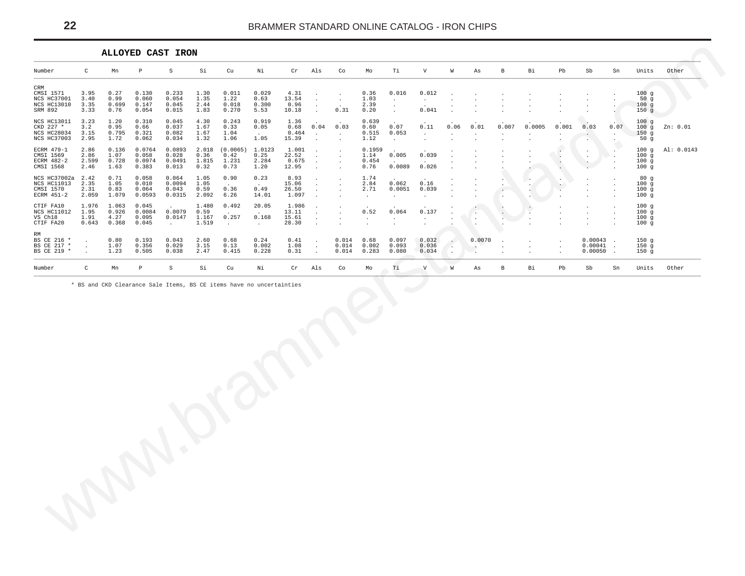## ALLOYED CAST IRON

| Number | C | Mn | P | S | Si | Cu | Ni | Cr | Als | Co | Mo | Ti | V | W | As | B | Bi | Pb | Sb | Sn | Units | Other |
|---|---|---|---|---|---|---|---|---|---|---|---|---|---|---|---|---|---|---|---|---|---|---|
| CRM | | | | | | | | | | | | | | | | | | | | | | |
| CMSI 1571 | 3.95 | 0.27 | 0.130 | 0.233 | 1.30 | 0.011 | 0.029 | 4.31 | . | . | 0.36 | 0.016 | 0.012 | . | . | . | . | . | . | . | 100 g | |
| NCS HC37001 | 3.40 | 0.99 | 0.060 | 0.054 | 1.35 | 1.22 | 0.63 | 13.54 | . | . | 1.03 | . | . | . | . | . | . | . | . | . | 50 g | |
| NCS HC13010 | 3.35 | 0.699 | 0.147 | 0.045 | 2.44 | 0.018 | 0.300 | 0.96 | . | . | 2.39 | . | . | . | . | . | . | . | . | . | 100 g | |
| SRM 892 | 3.33 | 0.76 | 0.054 | 0.015 | 1.83 | 0.270 | 5.53 | 10.18 | . | 0.31 | 0.20 | . | 0.041 | . | . | . | . | . | . | . | 150 g | |
| NCS HC13011 | 3.23 | 1.20 | 0.310 | 0.045 | 4.30 | 0.243 | 0.919 | 1.36 | . | . | 0.639 | . | . | . | . | . | . | . | . | . | 100 g | |
| CKD 227 * | 3.2 | 0.95 | 0.66 | 0.037 | 1.67 | 0.33 | 0.05 | 0.68 | 0.04 | 0.03 | 0.60 | 0.07 | 0.11 | 0.06 | 0.01 | 0.007 | 0.0005 | 0.001 | 0.03 | 0.07 | 100 g | Zn: 0.01 |
| NCS HC28034 | 3.15 | 0.795 | 0.321 | 0.082 | 1.67 | 1.04 | . | 0.464 | . | . | 0.515 | 0.053 | . | . | . | . | . | . | . | . | 150 g | |
| NCS HC37003 | 2.95 | 1.72 | 0.062 | 0.034 | 1.32 | 1.06 | 1.05 | 15.39 | . | . | 1.12 | . | . | . | . | . | . | . | . | . | 50 g | |
| ECRM 479-1 | 2.86 | 0.136 | 0.0764 | 0.0893 | 2.018 | (0.0065) | 1.0123 | 1.001 | . | . | 0.1959 | . | . | . | . | . | . | . | . | . | 100 g | Al: 0.0143 |
| CMSI 1569 | 2.86 | 1.07 | 0.058 | 0.028 | 0.36 | 0.42 | 0.25 | 22.52 | . | . | 1.14 | 0.005 | 0.039 | . | . | . | . | . | . | . | 100 g | |
| ECRM 482-2 | 2.599 | 0.728 | 0.0974 | 0.0491 | 1.815 | 1.231 | 2.284 | 0.675 | . | . | 0.454 | . | . | . | . | . | . | . | . | . | 100 g | |
| CMSI 1568 | 2.46 | 1.63 | 0.383 | 0.013 | 0.32 | 0.73 | 1.20 | 12.95 | . | . | 0.76 | 0.0089 | 0.026 | . | . | . | . | . | . | . | 100 g | |
| NCS HC37002a | 2.42 | 0.71 | 0.058 | 0.064 | 1.05 | 0.90 | 0.23 | 8.93 | . | . | 1.74 | . | . | . | . | . | . | . | . | . | 80 g | |
| NCS HC11013 | 2.35 | 1.05 | 0.010 | 0.0094 | 1.05 | . | . | 15.06 | . | . | 2.84 | 0.062 | 0.16 | . | . | . | . | . | . | . | 100 g | |
| CMSI 1570 | 2.31 | 0.83 | 0.064 | 0.043 | 0.59 | 0.36 | 0.49 | 26.50 | . | . | 2.71 | 0.0051 | 0.039 | . | . | . | . | . | . | . | 100 g | |
| ECRM 451-2 | 2.059 | 1.079 | 0.0593 | 0.0315 | 2.092 | 6.26 | 14.01 | 1.097 | . | . | . | . | . | . | . | . | . | . | . | . | 100 g | |
| CTIF FA10 | 1.976 | 1.063 | 0.045 | . | 1.480 | 0.492 | 20.05 | 1.986 | . | . | . | . | . | . | . | . | . | . | . | . | 100 g | |
| NCS HC11012 | 1.95 | 0.926 | 0.0084 | 0.0079 | 0.59 | . | . | 13.11 | . | . | 0.52 | 0.064 | 0.137 | . | . | . | . | . | . | . | 100 g | |
| VS Ch18 | 1.91 | 4.27 | 0.095 | 0.0147 | 1.167 | 0.257 | 0.168 | 15.61 | . | . | . | . | . | . | . | . | . | . | . | . | 100 g | |
| CTIF FA20 | 0.643 | 0.368 | 0.045 | . | 1.519 | . | . | 28.30 | . | . | . | . | . | . | . | . | . | . | . | . | 100 g | |
| RM | | | | | | | | | | | | | | | | | | | | | | |
| BS CE 216 * | . | 0.80 | 0.193 | 0.043 | 2.60 | 0.68 | 0.24 | 0.41 | . | 0.014 | 0.68 | 0.097 | 0.032 | . | 0.0070 | . | . | . | 0.00043 | . | 150 g | |
| BS CE 217 * | . | 1.07 | 0.356 | 0.029 | 3.15 | 0.13 | 0.002 | 1.08 | . | 0.014 | 0.002 | 0.093 | 0.036 | . | . | . | . | . | 0.00041 | . | 150 g | |
| BS CE 219 * | . | 1.23 | 0.505 | 0.038 | 2.47 | 0.415 | 0.228 | 0.31 | . | 0.014 | 0.283 | 0.080 | 0.034 | . | . | . | . | . | 0.00050 | . | 150 g | |

\* BS and CKD Clearance Sale Items, BS CE items have no uncertainties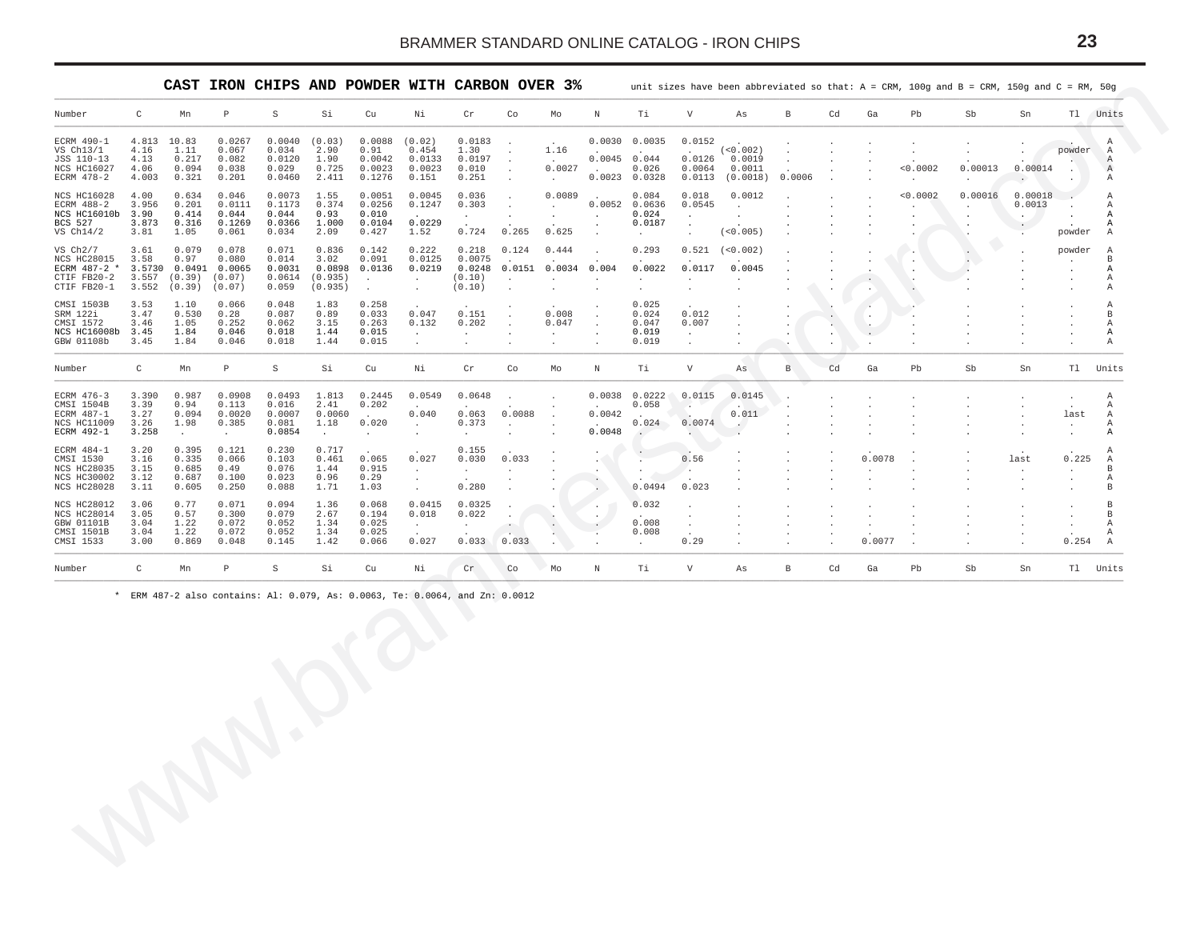## CAST IRON CHIPS AND POWDER WITH CARBON OVER 3%

unit sizes have been abbreviated so that: A = CRM, 100g and B = CRM, 150g and C = RM, 50g

| Number | C | Mn | P | S | Si | Cu | Ni | Cr | Co | Mo | N | Ti | V | As | B | Cd | Ga | Pb | Sb | Sn | Tl | Units |
|---|---|---|---|---|---|---|---|---|---|---|---|---|---|---|---|---|---|---|---|---|---|---|
| ECRM 490-1 | 4.813 | 10.83 | 0.0267 | 0.0040 | (0.03) | 0.0088 | (0.02) | 0.0183 | . | . | 0.0030 | 0.0035 | 0.0152 | . | . | . | . | . | . | . | . | A |
| VS Ch13/1 | 4.16 | 1.11 | 0.067 | 0.034 | 2.90 | 0.91 | 0.454 | 1.30 | . | 1.16 | . | . | . | (<0.002) | . | . | . | . | . | . | powder | A |
| JSS 110-13 | 4.13 | 0.217 | 0.082 | 0.0120 | 1.90 | 0.0042 | 0.0133 | 0.0197 | . | . | 0.0045 | 0.044 | 0.0126 | 0.0019 | . | . | . | . | . | . | . | A |
| NCS HC16027 | 4.06 | 0.094 | 0.038 | 0.029 | 0.725 | 0.0023 | 0.0023 | 0.010 | . | 0.0027 | . | 0.026 | 0.0064 | 0.0011 | . | . | . | <0.0002 | 0.00013 | 0.00014 | . | A |
| ECRM 478-2 | 4.003 | 0.321 | 0.201 | 0.0460 | 2.411 | 0.1276 | 0.151 | 0.251 | . | . | 0.0023 | 0.0328 | 0.0113 | (0.0018) | 0.0006 | . | . | . | . | . | . | A |
| NCS HC16028 | 4.00 | 0.634 | 0.046 | 0.0073 | 1.55 | 0.0051 | 0.0045 | 0.036 | . | 0.0089 | . | 0.084 | 0.018 | 0.0012 | . | . | . | <0.0002 | 0.00016 | 0.00018 | . | A |
| ECRM 488-2 | 3.956 | 0.201 | 0.0111 | 0.1173 | 0.374 | 0.0256 | 0.1247 | 0.303 | . | . | 0.0052 | 0.0636 | 0.0545 | . | . | . | . | . | . | 0.0013 | . | A |
| NCS HC16010b | 3.90 | 0.414 | 0.044 | 0.044 | 0.93 | 0.010 | . | . | . | . | . | 0.024 | . | . | . | . | . | . | . | . | . | A |
| BCS 527 | 3.873 | 0.316 | 0.1269 | 0.0366 | 1.000 | 0.0104 | 0.0229 | . | . | . | . | 0.0187 | . | . | . | . | . | . | . | . | . | A |
| VS Ch14/2 | 3.81 | 1.05 | 0.061 | 0.034 | 2.09 | 0.427 | 1.52 | 0.724 | 0.265 | 0.625 | . | . | . | (<0.005) | . | . | . | . | . | . | powder | A |
| VS Ch2/7 | 3.61 | 0.079 | 0.078 | 0.071 | 0.836 | 0.142 | 0.222 | 0.218 | 0.124 | 0.444 | . | 0.293 | 0.521 | (<0.002) | . | . | . | . | . | . | powder | A |
| NCS HC28015 | 3.58 | 0.97 | 0.080 | 0.014 | 3.02 | 0.091 | 0.0125 | 0.0075 | . | . | . | . | . | . | . | . | . | . | . | . | . | B |
| ECRM 487-2 * | 3.5730 | 0.0491 | 0.0065 | 0.0031 | 0.0898 | 0.0136 | 0.0219 | 0.0248 | 0.0151 | 0.0034 | 0.004 | 0.0022 | 0.0117 | 0.0045 | . | . | . | . | . | . | . | A |
| CTIF FB20-2 | 3.557 | (0.39) | (0.07) | 0.0614 | (0.935) | . | . | (0.10) | . | . | . | . | . | . | . | . | . | . | . | . | . | A |
| CTIF FB20-1 | 3.552 | (0.39) | (0.07) | 0.059 | (0.935) | . | . | (0.10) | . | . | . | . | . | . | . | . | . | . | . | . | . | A |
| CMSI 1503B | 3.53 | 1.10 | 0.066 | 0.048 | 1.83 | 0.258 | . | . | . | . | . | 0.025 | . | . | . | . | . | . | . | . | . | A |
| SRM 122i | 3.47 | 0.530 | 0.28 | 0.087 | 0.89 | 0.033 | 0.047 | 0.151 | . | 0.008 | . | 0.024 | 0.012 | . | . | . | . | . | . | . | . | B |
| CMSI 1572 | 3.46 | 1.05 | 0.252 | 0.062 | 3.15 | 0.263 | 0.132 | 0.202 | . | 0.047 | . | 0.047 | 0.007 | . | . | . | . | . | . | . | . | A |
| NCS HC16008b | 3.45 | 1.84 | 0.046 | 0.018 | 1.44 | 0.015 | . | . | . | . | . | 0.019 | . | . | . | . | . | . | . | . | . | A |
| GBW 01108b | 3.45 | 1.84 | 0.046 | 0.018 | 1.44 | 0.015 | . | . | . | . | . | 0.019 | . | . | . | . | . | . | . | . | . | A |
| ECRM 476-3 | 3.390 | 0.987 | 0.0908 | 0.0493 | 1.813 | 0.2445 | 0.0549 | 0.0648 | . | . | 0.0038 | 0.0222 | 0.0115 | 0.0145 | . | . | . | . | . | . | . | A |
| CMSI 1504B | 3.39 | 0.94 | 0.113 | 0.016 | 2.41 | 0.202 | . | . | . | . | . | 0.058 | . | . | . | . | . | . | . | . | . | A |
| ECRM 487-1 | 3.27 | 0.094 | 0.0020 | 0.0007 | 0.0060 | . | 0.040 | 0.063 | 0.0088 | . | 0.0042 | . | . | 0.011 | . | . | . | . | . | . | last | A |
| NCS HC11009 | 3.26 | 1.98 | 0.385 | 0.081 | 1.18 | 0.020 | . | 0.373 | . | . | . | 0.024 | 0.0074 | . | . | . | . | . | . | . | . | A |
| ECRM 492-1 | 3.258 | . | . | 0.0854 | . | . | . | . | . | . | 0.0048 | . | . | . | . | . | . | . | . | . | . | A |
| ECRM 484-1 | 3.20 | 0.395 | 0.121 | 0.230 | 0.717 | . | . | 0.155 | . | . | . | . | . | . | . | . | . | . | . | . | . | A |
| CMSI 1530 | 3.16 | 0.335 | 0.066 | 0.103 | 0.461 | 0.065 | 0.027 | 0.030 | 0.033 | . | . | . | 0.56 | . | . | . | 0.0078 | . | . | last | 0.225 | A |
| NCS HC28035 | 3.15 | 0.685 | 0.49 | 0.076 | 1.44 | 0.915 | . | . | . | . | . | . | . | . | . | . | . | . | . | . | . | B |
| NCS HC30002 | 3.12 | 0.687 | 0.100 | 0.023 | 0.96 | 0.29 | . | . | . | . | . | . | . | . | . | . | . | . | . | . | . | A |
| NCS HC28028 | 3.11 | 0.605 | 0.250 | 0.088 | 1.71 | 1.03 | . | 0.280 | . | . | . | 0.0494 | 0.023 | . | . | . | . | . | . | . | . | B |
| NCS HC28012 | 3.06 | 0.77 | 0.071 | 0.094 | 1.36 | 0.068 | 0.0415 | 0.0325 | . | . | . | 0.032 | . | . | . | . | . | . | . | . | . | B |
| NCS HC28014 | 3.05 | 0.57 | 0.300 | 0.079 | 2.67 | 0.194 | 0.018 | 0.022 | . | . | . | . | . | . | . | . | . | . | . | . | . | B |
| GBW 01101B | 3.04 | 1.22 | 0.072 | 0.052 | 1.34 | 0.025 | . | . | . | . | . | 0.008 | . | . | . | . | . | . | . | . | . | A |
| CMSI 1501B | 3.04 | 1.22 | 0.072 | 0.052 | 1.34 | 0.025 | . | . | . | . | . | 0.008 | . | . | . | . | . | . | . | . | . | A |
| CMSI 1533 | 3.00 | 0.869 | 0.048 | 0.145 | 1.42 | 0.066 | 0.027 | 0.033 | 0.033 | . | . | . | 0.29 | . | . | . | 0.0077 | . | . | . | 0.254 | A |

\* ERM 487-2 also contains: Al: 0.079, As: 0.0063, Te: 0.0064, and Zn: 0.0012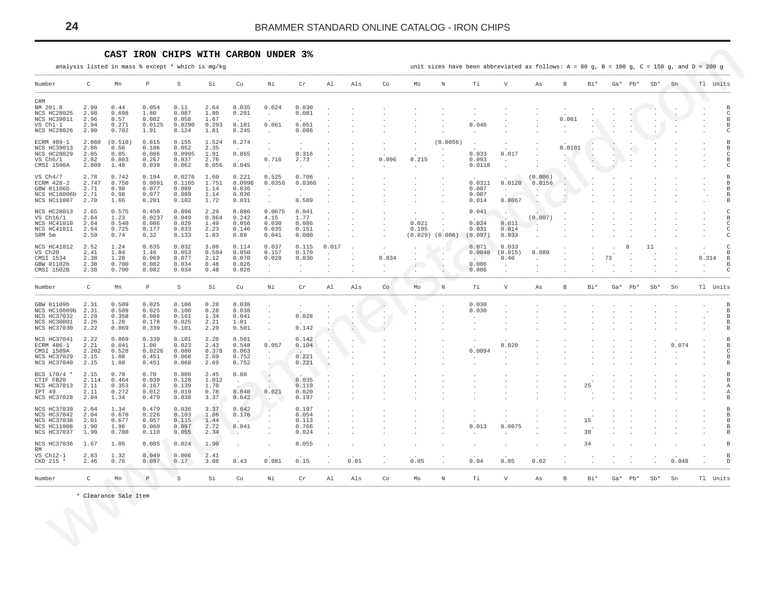## CAST IRON CHIPS WITH CARBON UNDER 3%

analysis listed in mass % except * which is mg/kg

unit sizes have been abbreviated as follows: A = 80 g, B = 100 g, C = 150 g, and D = 200 g

| Number | C | Mn | P | S | Si | Cu | Ni | Cr | Al | Als | Co | Mo | N | Ti | V | As | B | Bi* | Ga* | Pb* | Sb* | Sn | Tl | Units |
|---|---|---|---|---|---|---|---|---|---|---|---|---|---|---|---|---|---|---|---|---|---|---|---|---|
| CRM | | | | | | | | | | | | | | | | | | | | | | | | |
| NM 201.8 | 2.99 | 0.44 | 0.054 | 0.11 | 2.64 | 0.035 | 0.024 | 0.030 | . | . | . | . | . | . | . | . | . | . | . | . | . | . | . | B |
| NCS HC28025 | 2.98 | 0.698 | 1.80 | 0.087 | 1.80 | 0.201 | . | 0.081 | . | . | . | . | . | . | . | . | . | . | . | . | . | . | . | C |
| NCS HC39011 | 2.96 | 0.57 | 0.082 | 0.058 | 1.67 | . | . | . | . | . | . | . | . | . | . | . | 0.061 | . | . | . | . | . | . | B |
| VS Ch1-1 | 2.94 | 0.271 | 0.0125 | 0.0290 | 0.293 | 0.101 | 0.061 | 0.051 | . | . | . | . | . | 0.046 | . | . | . | . | . | . | . | . | . | B |
| NCS HC28026 | 2.90 | 0.702 | 1.91 | 0.124 | 1.81 | 0.245 | . | 0.086 | . | . | . | . | . | . | . | . | . | . | . | . | . | . | . | C |
| ECRM 489-1 | 2.860 | (0.510) | 0.815 | 0.155 | 1.524 | 0.274 | . | . | . | . | . | . | (0.0056) | . | . | . | . | . | . | . | . | . | . | B |
| NCS HC39013 | 2.86 | 0.56 | 0.106 | 0.052 | 2.35 | . | . | . | . | . | . | . | . | . | . | . | 0.0101 | . | . | . | . | . | . | B |
| NCS HC28029 | 2.85 | 0.85 | 0.086 | 0.0995 | 1.91 | 0.865 | . | 0.316 | . | . | . | . | . | 0.033 | 0.017 | . | . | . | . | . | . | . | . | C |
| VS Ch6/1 | 2.82 | 0.803 | 0.267 | 0.037 | 2.76 | . | 0.716 | 2.73 | . | . | 0.096 | 0.215 | . | 0.093 | . | . | . | . | . | . | . | . | . | B |
| CMSI 1506A | 2.809 | 1.48 | 0.039 | 0.062 | 0.856 | 0.045 | . | . | . | . | . | . | . | 0.0118 | . | . | . | . | . | . | . | . | . | C |
| VS Ch4/7 | 2.78 | 0.742 | 0.194 | 0.0276 | 1.60 | 0.221 | 0.525 | 0.706 | . | . | . | . | . | . | . | (0.006) | . | . | . | . | . | . | . | B |
| ECRM 428-2 | 2.747 | 0.750 | 0.0691 | 0.1105 | 1.751 | 0.0996 | 0.0358 | 0.0366 | . | . | . | . | . | 0.0311 | 0.0120 | 0.0156 | . | . | . | . | . | . | . | B |
| GBW 01106b | 2.71 | 0.98 | 0.077 | 0.089 | 1.14 | 0.036 | . | . | . | . | . | . | . | 0.007 | . | . | . | . | . | . | . | . | . | B |
| NCS HC16006b | 2.71 | 0.98 | 0.077 | 0.089 | 1.14 | 0.036 | . | . | . | . | . | . | . | 0.007 | . | . | . | . | . | . | . | . | . | B |
| NCS HC11007 | 2.70 | 1.66 | 0.201 | 0.102 | 1.72 | 0.031 | . | 0.589 | . | . | . | . | . | 0.014 | 0.0067 | . | . | . | . | . | . | . | . | B |
| NCS HC28013 | 2.65 | 0.575 | 0.450 | 0.098 | 2.29 | 0.086 | 0.0675 | 0.041 | . | . | . | . | . | 0.041 | . | . | . | . | . | . | . | . | . | C |
| VS Ch16/1 | 2.64 | 1.23 | 0.0237 | 0.049 | 0.864 | 0.242 | 4.15 | 1.77 | . | . | . | . | . | . | . | (0.007) | . | . | . | . | . | . | . | B |
| NCS HC41010 | 2.64 | 0.540 | 0.086 | 0.029 | 1.49 | 0.056 | 0.030 | 0.086 | . | . | . | 0.021 | . | 0.024 | 0.011 | . | . | . | . | . | . | . | . | C |
| NCS HC41011 | 2.64 | 0.725 | 0.177 | 0.033 | 2.23 | 0.146 | 0.035 | 0.151 | . | . | . | 0.105 | . | 0.031 | 0.014 | . | . | . | . | . | . | . | . | C |
| SRM 5m | 2.59 | 0.74 | 0.32 | 0.133 | 1.83 | 0.89 | 0.041 | 0.080 | . | . | . | (0.029) | (0.006) | (0.097) | 0.033 | . | . | . | . | . | . | . | . | C |
| NCS HC41012 | 2.52 | 1.24 | 0.635 | 0.032 | 3.86 | 0.114 | 0.037 | 0.115 | 0.017 | . | . | . | . | 0.071 | 0.033 | . | . | . | . | 8 | 11 | . | . | C |
| VS Ch20 | 2.41 | 1.84 | 1.46 | 0.053 | 0.594 | 0.050 | 0.157 | 0.170 | . | . | . | . | . | 0.0040 | (0.015) | 0.089 | . | . | . | . | . | . | . | B |
| CMSI 1534 | 2.38 | 1.28 | 0.069 | 0.077 | 2.12 | 0.070 | 0.028 | 0.030 | . | . | 0.034 | . | . | . | 0.40 | . | . | . | 73 | . | . | . | 0.314 | B |
| GBW 01102b | 2.38 | 0.700 | 0.082 | 0.034 | 0.48 | 0.026 | . | . | . | . | . | . | . | 0.006 | . | . | . | . | . | . | . | . | . | B |
| CMSI 1502B | 2.38 | 0.700 | 0.082 | 0.034 | 0.48 | 0.026 | . | . | . | . | . | . | . | 0.006 | . | . | . | . | . | . | . | . | . | C |
| GBW 01109b | 2.31 | 0.509 | 0.025 | 0.100 | 0.28 | 0.038 | . | . | . | . | . | . | . | 0.030 | . | . | . | . | . | . | . | . | . | B |
| NCS HC16009b | 2.31 | 0.509 | 0.025 | 0.100 | 0.28 | 0.038 | . | . | . | . | . | . | . | 0.030 | . | . | . | . | . | . | . | . | . | B |
| NCS HC37032 | 2.28 | 0.358 | 0.086 | 0.161 | 1.34 | 0.041 | . | 0.028 | . | . | . | . | . | . | . | . | . | . | . | . | . | . | . | B |
| NCS HC30001 | 2.26 | 1.28 | 0.178 | 0.025 | 2.21 | 1.01 | . | . | . | . | . | . | . | . | . | . | . | . | . | . | . | . | . | B |
| NCS HC37030 | 2.22 | 0.869 | 0.339 | 0.101 | 2.20 | 0.501 | . | 0.142 | . | . | . | . | . | . | . | . | . | . | . | . | . | . | . | B |
| NCS HC37041 | 2.22 | 0.869 | 0.339 | 0.101 | 2.20 | 0.501 | . | 0.142 | . | . | . | . | . | . | . | . | . | . | . | . | . | . | . | B |
| ECRM 486-1 | 2.21 | 0.841 | 1.00 | 0.023 | 2.43 | 0.548 | 0.057 | 0.104 | . | . | . | . | . | . | 0.020 | . | . | . | . | . | . | 0.074 | . | B |
| CMSI 1509A | 2.202 | 0.528 | 0.0226 | 0.080 | 0.378 | 0.063 | . | . | . | . | . | . | . | 0.0094 | . | . | . | . | . | . | . | . | . | C |
| NCS HC37029 | 2.15 | 1.08 | 0.451 | 0.068 | 2.69 | 0.752 | . | 0.221 | . | . | . | . | . | . | . | . | . | . | . | . | . | . | . | B |
| NCS HC37040 | 2.15 | 1.08 | 0.451 | 0.068 | 2.69 | 0.752 | . | 0.221 | . | . | . | . | . | . | . | . | . | . | . | . | . | . | . | B |
| BCS 170/4 * | 2.15 | 0.78 | 0.70 | 0.080 | 2.45 | 0.60 | . | . | . | . | . | . | . | . | . | . | . | . | . | . | . | . | . | B |
| CTIF FB20 | 2.114 | 0.464 | 0.039 | 0.128 | 1.012 | . | . | 0.035 | . | . | . | . | . | . | . | . | . | . | . | . | . | . | . | B |
| NCS HC37013 | 2.11 | 0.353 | 0.167 | 0.139 | 1.70 | . | . | 0.119 | . | . | . | . | . | . | . | . | . | 25 | . | . | . | . | . | A |
| IPT 49 | 2.11 | 0.272 | 0.012 | 0.019 | 0.78 | 0.040 | 0.021 | 0.020 | . | . | . | . | . | . | . | . | . | . | . | . | . | . | . | A |
| NCS HC37028 | 2.04 | 1.34 | 0.479 | 0.038 | 3.37 | 0.642 | . | 0.197 | . | . | . | . | . | . | . | . | . | . | . | . | . | . | . | B |
| NCS HC37039 | 2.04 | 1.34 | 0.479 | 0.038 | 3.37 | 0.642 | . | 0.197 | . | . | . | . | . | . | . | . | . | . | . | . | . | . | . | B |
| NCS HC37042 | 2.04 | 0.670 | 0.226 | 0.103 | 1.86 | 0.176 | . | 0.054 | . | . | . | . | . | . | . | . | . | . | . | . | . | . | . | B |
| NCS HC37038 | 2.01 | 0.677 | 0.057 | 0.115 | 1.44 | . | . | 0.113 | . | . | . | . | . | . | . | . | . | 15 | . | . | . | . | . | B |
| NCS HC11008 | 1.90 | 1.96 | 0.060 | 0.097 | 2.72 | 0.041 | . | 0.766 | . | . | . | . | . | 0.013 | 0.0075 | . | . | . | . | . | . | . | . | B |
| NCS HC37037 | 1.90 | 0.780 | 0.110 | 0.055 | 2.34 | . | . | 0.024 | . | . | . | . | . | . | . | . | . | 38 | . | . | . | . | . | B |
| NCS HC37036 | 1.67 | 1.05 | 0.085 | 0.024 | 1.90 | . | . | 0.055 | . | . | . | . | . | . | . | . | . | 34 | . | . | . | . | . | B |
| RM | | | | | | | | | | | | | | | | | | | | | | | | |
| VS Ch12-1 | 2.83 | 1.32 | 0.049 | 0.006 | 2.41 | . | . | . | . | . | . | . | . | . | . | . | . | . | . | . | . | . | . | B |
| CKD 215 * | 2.46 | 0.76 | 0.087 | 0.17 | 3.08 | 0.43 | 0.081 | 0.15 | . | 0.01 | . | 0.05 | . | 0.04 | 0.05 | 0.02 | . | . | . | . | . | 0.048 | . | D |

\* Clearance Sale Item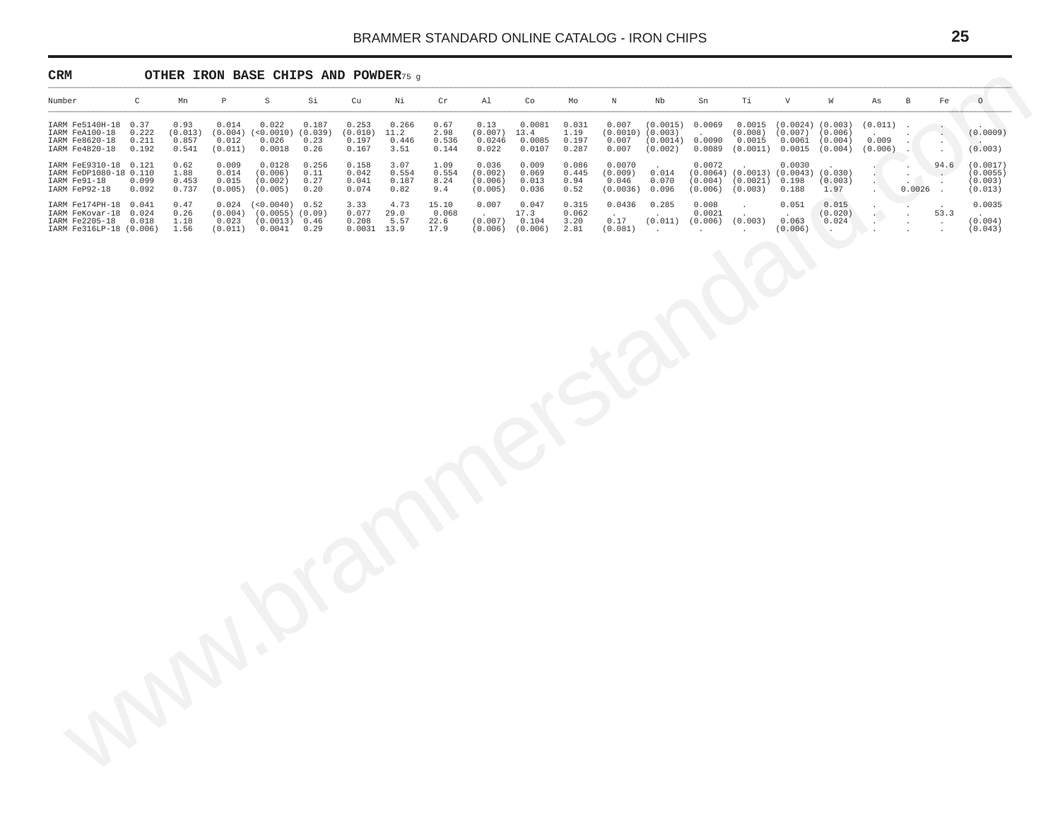**CRM** **OTHER IRON BASE CHIPS AND POWDER** 75 g

| Number | C | Mn | P | S | Si | Cu | Ni | Cr | Al | Co | Mo | N | Nb | Sn | Ti | V | W | As | B | Fe | O |
|---|---|---|---|---|---|---|---|---|---|---|---|---|---|---|---|---|---|---|---|---|---|
| IARM Fe5140H-18 | 0.37 | 0.93 | 0.014 | 0.022 | 0.187 | 0.253 | 0.266 | 0.67 | 0.13 | 0.0081 | 0.031 | 0.007 | (0.0015) | 0.0069 | 0.0015 | (0.0024) | (0.003) | (0.011) | . | . | . |
| IARM FeA100-18 | 0.222 | (0.013) | (0.004) | (<0.0010) | (0.039) | (0.010) | 11.2 | 2.98 | (0.007) | 13.4 | 1.19 | (0.0010) | (0.003) | . | (0.008) | (0.007) | (0.006) | . | . | . | (0.0009) |
| IARM Fe8620-18 | 0.211 | 0.857 | 0.012 | 0.026 | 0.23 | 0.197 | 0.446 | 0.536 | 0.0246 | 0.0085 | 0.197 | 0.007 | (0.0014) | 0.0090 | 0.0015 | 0.0061 | (0.004) | 0.009 | . | . | . |
| IARM Fe4820-18 | 0.192 | 0.541 | (0.011) | 0.0018 | 0.26 | 0.167 | 3.51 | 0.144 | 0.022 | 0.0107 | 0.287 | 0.007 | (0.002) | 0.0089 | (0.0011) | 0.0015 | (0.004) | (0.006) | . | . | (0.003) |
| IARM FeE9310-18 | 0.121 | 0.62 | 0.009 | 0.0128 | 0.256 | 0.158 | 3.07 | 1.09 | 0.036 | 0.009 | 0.086 | 0.0070 | . | 0.0072 | . | 0.0030 | . | . | . | 94.6 | (0.0017) |
| IARM FeDP1080-18 | 0.110 | 1.88 | 0.014 | (0.006) | 0.11 | 0.042 | 0.554 | 0.554 | (0.002) | 0.069 | 0.445 | (0.009) | 0.014 | (0.0064) | (0.0013) | (0.0043) | (0.030) | . | . | . | (0.0055) |
| IARM Fe91-18 | 0.099 | 0.453 | 0.015 | (0.002) | 0.27 | 0.041 | 0.187 | 8.24 | (0.006) | 0.013 | 0.94 | 0.046 | 0.070 | (0.004) | (0.0021) | 0.198 | (0.003) | . | . | . | (0.003) |
| IARM FeP92-18 | 0.092 | 0.737 | (0.005) | (0.005) | 0.20 | 0.074 | 0.82 | 9.4 | (0.005) | 0.036 | 0.52 | (0.0036) | 0.096 | (0.006) | (0.003) | 0.188 | 1.97 | . | 0.0026 | . | (0.013) |
| IARM Fe174PH-18 | 0.041 | 0.47 | 0.024 | (<0.0040) | 0.52 | 3.33 | 4.73 | 15.10 | 0.007 | 0.047 | 0.315 | 0.0436 | 0.285 | 0.008 | . | 0.051 | 0.015 | . | . | . | 0.0035 |
| IARM FeKovar-18 | 0.024 | 0.26 | (0.004) | (0.0055) | (0.09) | 0.077 | 29.0 | 0.068 | . | 17.3 | 0.062 | . | . | 0.0021 | . | . | (0.020) | . | . | 53.3 | . |
| IARM Fe2205-18 | 0.018 | 1.18 | 0.023 | (0.0013) | 0.46 | 0.208 | 5.57 | 22.6 | (0.007) | 0.104 | 3.20 | 0.17 | (0.011) | (0.006) | (0.003) | 0.063 | 0.024 | . | . | . | (0.004) |
| IARM Fe316LP-18 | (0.006) | 1.56 | (0.011) | 0.0041 | 0.29 | 0.0031 | 13.9 | 17.9 | (0.006) | (0.006) | 2.81 | (0.081) | . | . | . | (0.006) | . | . | . | . | (0.043) |